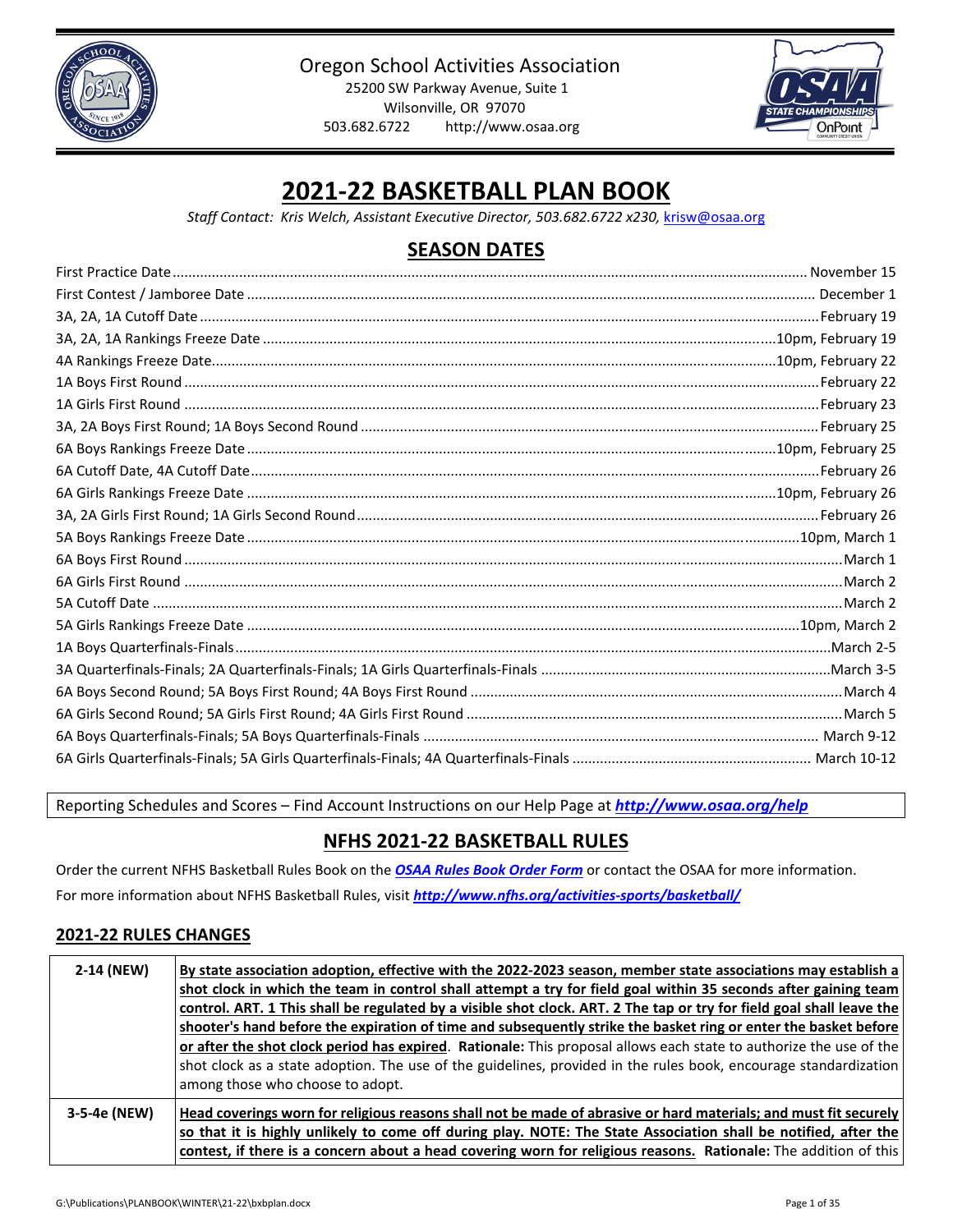Oregon School Activities Association

25200 SW Parkway Avenue, Suite 1

Wilsonville, OR 97070

503.682.6722 http://www.osaa.org

# 2021-22 BASKETBALL PLAN BOOK

*Staff Contact: Kris Welch, Assistant Executive Director, 503.682.6722 x230, krisw@osaa.org*

## SEASON DATES

| Event | Date |
|---|---|
| First Practice Date | November 15 |
| First Contest / Jamboree Date | December 1 |
| 3A, 2A, 1A Cutoff Date | February 19 |
| 3A, 2A, 1A Rankings Freeze Date | 10pm, February 19 |
| 4A Rankings Freeze Date | 10pm, February 22 |
| 1A Boys First Round | February 22 |
| 1A Girls First Round | February 23 |
| 3A, 2A Boys First Round; 1A Boys Second Round | February 25 |
| 6A Boys Rankings Freeze Date | 10pm, February 25 |
| 6A Cutoff Date, 4A Cutoff Date | February 26 |
| 6A Girls Rankings Freeze Date | 10pm, February 26 |
| 3A, 2A Girls First Round; 1A Girls Second Round | February 26 |
| 5A Boys Rankings Freeze Date | 10pm, March 1 |
| 6A Boys First Round | March 1 |
| 6A Girls First Round | March 2 |
| 5A Cutoff Date | March 2 |
| 5A Girls Rankings Freeze Date | 10pm, March 2 |
| 1A Boys Quarterfinals-Finals | March 2-5 |
| 3A Quarterfinals-Finals; 2A Quarterfinals-Finals; 1A Girls Quarterfinals-Finals | March 3-5 |
| 6A Boys Second Round; 5A Boys First Round; 4A Boys First Round | March 4 |
| 6A Girls Second Round; 5A Girls First Round; 4A Girls First Round | March 5 |
| 6A Boys Quarterfinals-Finals; 5A Boys Quarterfinals-Finals | March 9-12 |
| 6A Girls Quarterfinals-Finals; 5A Girls Quarterfinals-Finals; 4A Quarterfinals-Finals | March 10-12 |

Reporting Schedules and Scores – Find Account Instructions on our Help Page at ***http://www.osaa.org/help***

## NFHS 2021-22 BASKETBALL RULES

Order the current NFHS Basketball Rules Book on the ***OSAA Rules Book Order Form*** or contact the OSAA for more information.

For more information about NFHS Basketball Rules, visit ***http://www.nfhs.org/activities-sports/basketball/***

### 2021-22 RULES CHANGES

| Rule | Change |
|---|---|
| **2-14 (NEW)** | **By state association adoption, effective with the 2022-2023 season, member state associations may establish a shot clock in which the team in control shall attempt a try for field goal within 35 seconds after gaining team control. ART. 1 This shall be regulated by a visible shot clock. ART. 2 The tap or try for field goal shall leave the shooter's hand before the expiration of time and subsequently strike the basket ring or enter the basket before or after the shot clock period has expired**. **Rationale:** This proposal allows each state to authorize the use of the shot clock as a state adoption. The use of the guidelines, provided in the rules book, encourage standardization among those who choose to adopt. |
| **3-5-4e (NEW)** | **Head coverings worn for religious reasons shall not be made of abrasive or hard materials; and must fit securely so that it is highly unlikely to come off during play. NOTE: The State Association shall be notified, after the contest, if there is a concern about a head covering worn for religious reasons.** **Rationale:** The addition of this |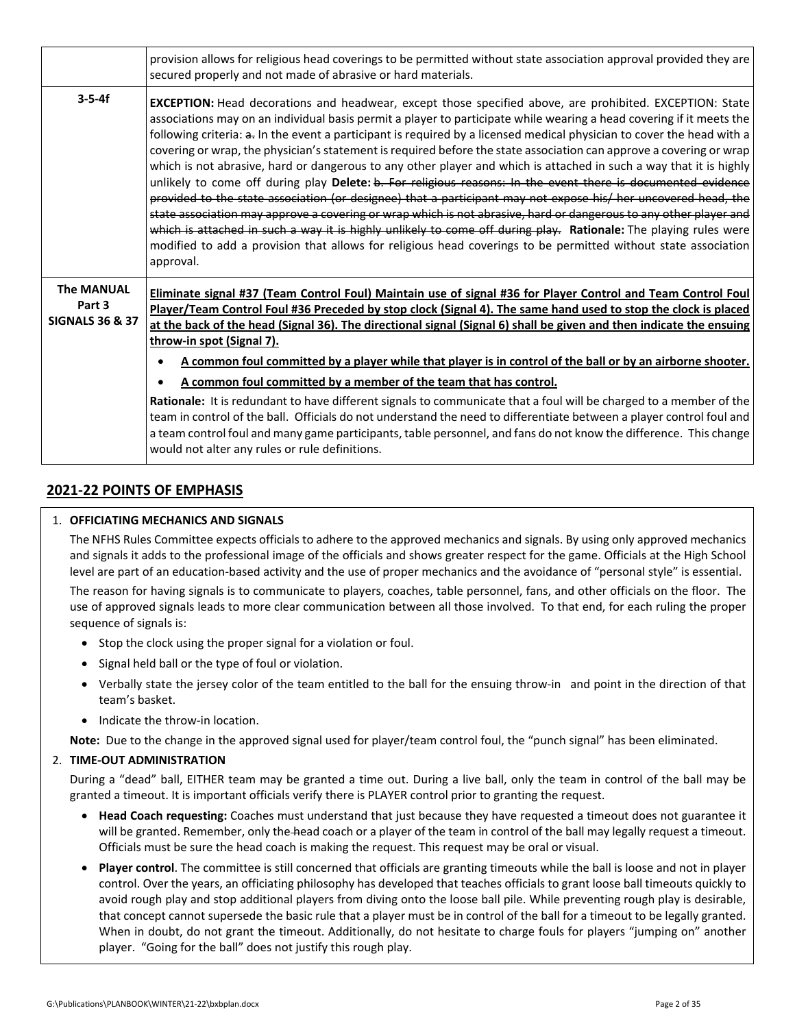| | |
|---|---|
| | provision allows for religious head coverings to be permitted without state association approval provided they are secured properly and not made of abrasive or hard materials. |
| **3-5-4f** | **EXCEPTION:** Head decorations and headwear, except those specified above, are prohibited. EXCEPTION: State associations may on an individual basis permit a player to participate while wearing a head covering if it meets the following criteria: ~~a.~~ In the event a participant is required by a licensed medical physician to cover the head with a covering or wrap, the physician's statement is required before the state association can approve a covering or wrap which is not abrasive, hard or dangerous to any other player and which is attached in such a way that it is highly unlikely to come off during play **Delete:** ~~b. For religious reasons: In the event there is documented evidence provided to the state association (or designee) that a participant may not expose his/ her uncovered head, the state association may approve a covering or wrap which is not abrasive, hard or dangerous to any other player and which is attached in such a way it is highly unlikely to come off during play.~~ **Rationale:** The playing rules were modified to add a provision that allows for religious head coverings to be permitted without state association approval. |
| **The MANUAL Part 3 SIGNALS 36 & 37** | **Eliminate signal #37 (Team Control Foul) Maintain use of signal #36 for Player Control and Team Control Foul Player/Team Control Foul #36 Preceded by stop clock (Signal 4). The same hand used to stop the clock is placed at the back of the head (Signal 36). The directional signal (Signal 6) shall be given and then indicate the ensuing throw-in spot (Signal 7).** <br> • **A common foul committed by a player while that player is in control of the ball or by an airborne shooter.** <br> • **A common foul committed by a member of the team that has control.** <br> **Rationale:** It is redundant to have different signals to communicate that a foul will be charged to a member of the team in control of the ball. Officials do not understand the need to differentiate between a player control foul and a team control foul and many game participants, table personnel, and fans do not know the difference. This change would not alter any rules or rule definitions. |

## 2021-22 POINTS OF EMPHASIS

1. **OFFICIATING MECHANICS AND SIGNALS**

   The NFHS Rules Committee expects officials to adhere to the approved mechanics and signals. By using only approved mechanics and signals it adds to the professional image of the officials and shows greater respect for the game. Officials at the High School level are part of an education-based activity and the use of proper mechanics and the avoidance of "personal style" is essential.

   The reason for having signals is to communicate to players, coaches, table personnel, fans, and other officials on the floor. The use of approved signals leads to more clear communication between all those involved. To that end, for each ruling the proper sequence of signals is:

   - Stop the clock using the proper signal for a violation or foul.
   - Signal held ball or the type of foul or violation.
   - Verbally state the jersey color of the team entitled to the ball for the ensuing throw-in and point in the direction of that team's basket.
   - Indicate the throw-in location.

   **Note:** Due to the change in the approved signal used for player/team control foul, the "punch signal" has been eliminated.

2. **TIME-OUT ADMINISTRATION**

   During a "dead" ball, EITHER team may be granted a time out. During a live ball, only the team in control of the ball may be granted a timeout. It is important officials verify there is PLAYER control prior to granting the request.

   - **Head Coach requesting:** Coaches must understand that just because they have requested a timeout does not guarantee it will be granted. Remember, only the ~~-~~head coach or a player of the team in control of the ball may legally request a timeout. Officials must be sure the head coach is making the request. This request may be oral or visual.
   - **Player control**. The committee is still concerned that officials are granting timeouts while the ball is loose and not in player control. Over the years, an officiating philosophy has developed that teaches officials to grant loose ball timeouts quickly to avoid rough play and stop additional players from diving onto the loose ball pile. While preventing rough play is desirable, that concept cannot supersede the basic rule that a player must be in control of the ball for a timeout to be legally granted. When in doubt, do not grant the timeout. Additionally, do not hesitate to charge fouls for players "jumping on" another player. "Going for the ball" does not justify this rough play.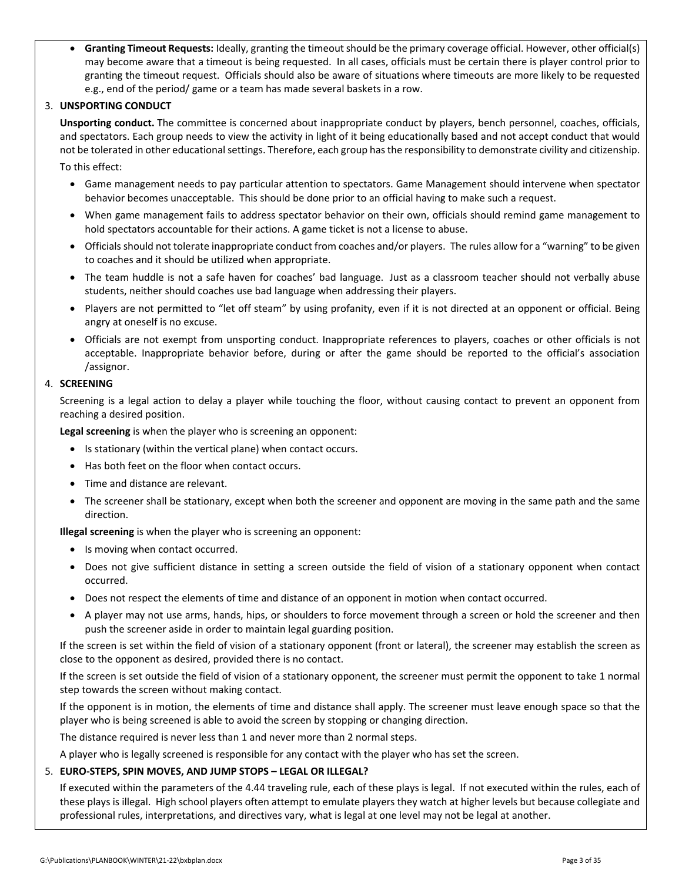- **Granting Timeout Requests:** Ideally, granting the timeout should be the primary coverage official. However, other official(s) may become aware that a timeout is being requested. In all cases, officials must be certain there is player control prior to granting the timeout request. Officials should also be aware of situations where timeouts are more likely to be requested e.g., end of the period/ game or a team has made several baskets in a row.

3. **UNSPORTING CONDUCT**

**Unsporting conduct.** The committee is concerned about inappropriate conduct by players, bench personnel, coaches, officials, and spectators. Each group needs to view the activity in light of it being educationally based and not accept conduct that would not be tolerated in other educational settings. Therefore, each group has the responsibility to demonstrate civility and citizenship.

To this effect:

- Game management needs to pay particular attention to spectators. Game Management should intervene when spectator behavior becomes unacceptable. This should be done prior to an official having to make such a request.
- When game management fails to address spectator behavior on their own, officials should remind game management to hold spectators accountable for their actions. A game ticket is not a license to abuse.
- Officials should not tolerate inappropriate conduct from coaches and/or players. The rules allow for a "warning" to be given to coaches and it should be utilized when appropriate.
- The team huddle is not a safe haven for coaches' bad language. Just as a classroom teacher should not verbally abuse students, neither should coaches use bad language when addressing their players.
- Players are not permitted to "let off steam" by using profanity, even if it is not directed at an opponent or official. Being angry at oneself is no excuse.
- Officials are not exempt from unsporting conduct. Inappropriate references to players, coaches or other officials is not acceptable. Inappropriate behavior before, during or after the game should be reported to the official's association /assignor.

4. **SCREENING**

Screening is a legal action to delay a player while touching the floor, without causing contact to prevent an opponent from reaching a desired position.

**Legal screening** is when the player who is screening an opponent:

- Is stationary (within the vertical plane) when contact occurs.
- Has both feet on the floor when contact occurs.
- Time and distance are relevant.
- The screener shall be stationary, except when both the screener and opponent are moving in the same path and the same direction.

**Illegal screening** is when the player who is screening an opponent:

- Is moving when contact occurred.
- Does not give sufficient distance in setting a screen outside the field of vision of a stationary opponent when contact occurred.
- Does not respect the elements of time and distance of an opponent in motion when contact occurred.
- A player may not use arms, hands, hips, or shoulders to force movement through a screen or hold the screener and then push the screener aside in order to maintain legal guarding position.

If the screen is set within the field of vision of a stationary opponent (front or lateral), the screener may establish the screen as close to the opponent as desired, provided there is no contact.

If the screen is set outside the field of vision of a stationary opponent, the screener must permit the opponent to take 1 normal step towards the screen without making contact.

If the opponent is in motion, the elements of time and distance shall apply. The screener must leave enough space so that the player who is being screened is able to avoid the screen by stopping or changing direction.

The distance required is never less than 1 and never more than 2 normal steps.

A player who is legally screened is responsible for any contact with the player who has set the screen.

5. **EURO-STEPS, SPIN MOVES, AND JUMP STOPS – LEGAL OR ILLEGAL?**

If executed within the parameters of the 4.44 traveling rule, each of these plays is legal. If not executed within the rules, each of these plays is illegal. High school players often attempt to emulate players they watch at higher levels but because collegiate and professional rules, interpretations, and directives vary, what is legal at one level may not be legal at another.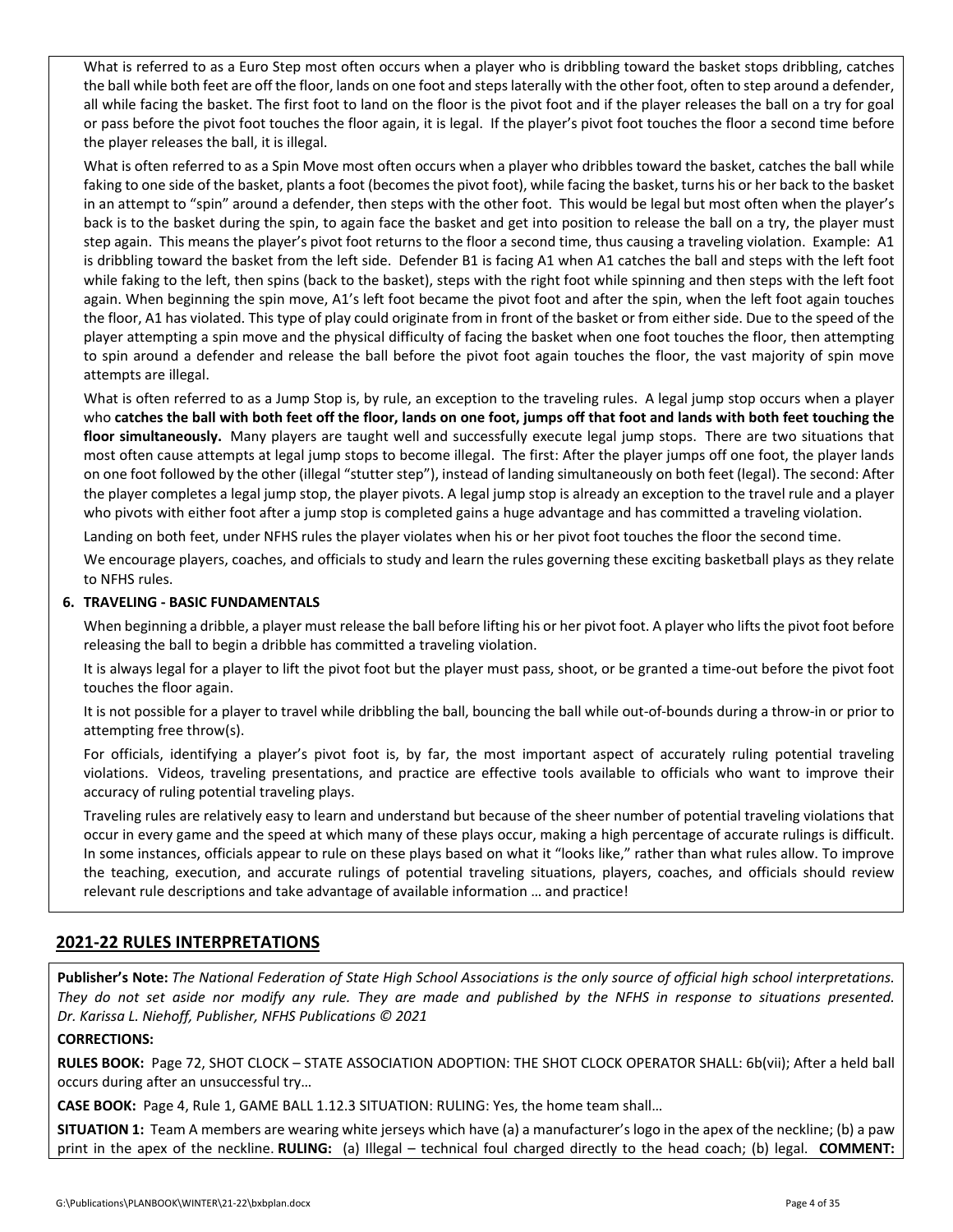What is referred to as a Euro Step most often occurs when a player who is dribbling toward the basket stops dribbling, catches the ball while both feet are off the floor, lands on one foot and steps laterally with the other foot, often to step around a defender, all while facing the basket. The first foot to land on the floor is the pivot foot and if the player releases the ball on a try for goal or pass before the pivot foot touches the floor again, it is legal. If the player's pivot foot touches the floor a second time before the player releases the ball, it is illegal.

What is often referred to as a Spin Move most often occurs when a player who dribbles toward the basket, catches the ball while faking to one side of the basket, plants a foot (becomes the pivot foot), while facing the basket, turns his or her back to the basket in an attempt to "spin" around a defender, then steps with the other foot. This would be legal but most often when the player's back is to the basket during the spin, to again face the basket and get into position to release the ball on a try, the player must step again. This means the player's pivot foot returns to the floor a second time, thus causing a traveling violation. Example: A1 is dribbling toward the basket from the left side. Defender B1 is facing A1 when A1 catches the ball and steps with the left foot while faking to the left, then spins (back to the basket), steps with the right foot while spinning and then steps with the left foot again. When beginning the spin move, A1's left foot became the pivot foot and after the spin, when the left foot again touches the floor, A1 has violated. This type of play could originate from in front of the basket or from either side. Due to the speed of the player attempting a spin move and the physical difficulty of facing the basket when one foot touches the floor, then attempting to spin around a defender and release the ball before the pivot foot again touches the floor, the vast majority of spin move attempts are illegal.

What is often referred to as a Jump Stop is, by rule, an exception to the traveling rules. A legal jump stop occurs when a player who **catches the ball with both feet off the floor, lands on one foot, jumps off that foot and lands with both feet touching the floor simultaneously.** Many players are taught well and successfully execute legal jump stops. There are two situations that most often cause attempts at legal jump stops to become illegal. The first: After the player jumps off one foot, the player lands on one foot followed by the other (illegal "stutter step"), instead of landing simultaneously on both feet (legal). The second: After the player completes a legal jump stop, the player pivots. A legal jump stop is already an exception to the travel rule and a player who pivots with either foot after a jump stop is completed gains a huge advantage and has committed a traveling violation.

Landing on both feet, under NFHS rules the player violates when his or her pivot foot touches the floor the second time.

We encourage players, coaches, and officials to study and learn the rules governing these exciting basketball plays as they relate to NFHS rules.

**6. TRAVELING - BASIC FUNDAMENTALS**

When beginning a dribble, a player must release the ball before lifting his or her pivot foot. A player who lifts the pivot foot before releasing the ball to begin a dribble has committed a traveling violation.

It is always legal for a player to lift the pivot foot but the player must pass, shoot, or be granted a time-out before the pivot foot touches the floor again.

It is not possible for a player to travel while dribbling the ball, bouncing the ball while out-of-bounds during a throw-in or prior to attempting free throw(s).

For officials, identifying a player's pivot foot is, by far, the most important aspect of accurately ruling potential traveling violations. Videos, traveling presentations, and practice are effective tools available to officials who want to improve their accuracy of ruling potential traveling plays.

Traveling rules are relatively easy to learn and understand but because of the sheer number of potential traveling violations that occur in every game and the speed at which many of these plays occur, making a high percentage of accurate rulings is difficult. In some instances, officials appear to rule on these plays based on what it "looks like," rather than what rules allow. To improve the teaching, execution, and accurate rulings of potential traveling situations, players, coaches, and officials should review relevant rule descriptions and take advantage of available information … and practice!

## 2021-22 RULES INTERPRETATIONS

**Publisher's Note:** *The National Federation of State High School Associations is the only source of official high school interpretations. They do not set aside nor modify any rule. They are made and published by the NFHS in response to situations presented. Dr. Karissa L. Niehoff, Publisher, NFHS Publications © 2021*

**CORRECTIONS:**

**RULES BOOK:** Page 72, SHOT CLOCK – STATE ASSOCIATION ADOPTION: THE SHOT CLOCK OPERATOR SHALL: 6b(vii); After a held ball occurs during after an unsuccessful try…

**CASE BOOK:** Page 4, Rule 1, GAME BALL 1.12.3 SITUATION: RULING: Yes, the home team shall…

**SITUATION 1:** Team A members are wearing white jerseys which have (a) a manufacturer's logo in the apex of the neckline; (b) a paw print in the apex of the neckline. **RULING:** (a) Illegal – technical foul charged directly to the head coach; (b) legal. **COMMENT:**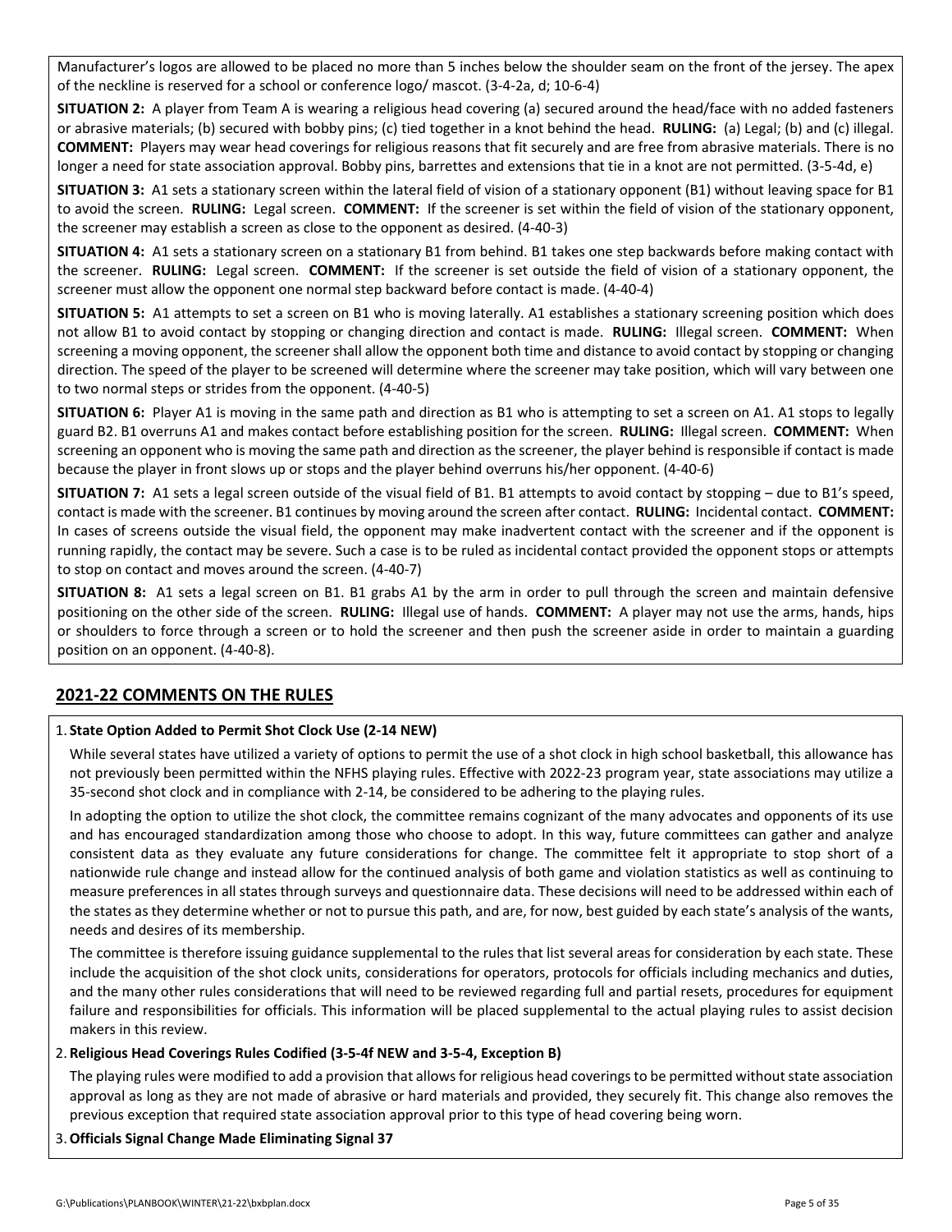Manufacturer's logos are allowed to be placed no more than 5 inches below the shoulder seam on the front of the jersey. The apex of the neckline is reserved for a school or conference logo/ mascot. (3-4-2a, d; 10-6-4)

**SITUATION 2:** A player from Team A is wearing a religious head covering (a) secured around the head/face with no added fasteners or abrasive materials; (b) secured with bobby pins; (c) tied together in a knot behind the head. **RULING:** (a) Legal; (b) and (c) illegal. **COMMENT:** Players may wear head coverings for religious reasons that fit securely and are free from abrasive materials. There is no longer a need for state association approval. Bobby pins, barrettes and extensions that tie in a knot are not permitted. (3-5-4d, e)

**SITUATION 3:** A1 sets a stationary screen within the lateral field of vision of a stationary opponent (B1) without leaving space for B1 to avoid the screen. **RULING:** Legal screen. **COMMENT:** If the screener is set within the field of vision of the stationary opponent, the screener may establish a screen as close to the opponent as desired. (4-40-3)

**SITUATION 4:** A1 sets a stationary screen on a stationary B1 from behind. B1 takes one step backwards before making contact with the screener. **RULING:** Legal screen. **COMMENT:** If the screener is set outside the field of vision of a stationary opponent, the screener must allow the opponent one normal step backward before contact is made. (4-40-4)

**SITUATION 5:** A1 attempts to set a screen on B1 who is moving laterally. A1 establishes a stationary screening position which does not allow B1 to avoid contact by stopping or changing direction and contact is made. **RULING:** Illegal screen. **COMMENT:** When screening a moving opponent, the screener shall allow the opponent both time and distance to avoid contact by stopping or changing direction. The speed of the player to be screened will determine where the screener may take position, which will vary between one to two normal steps or strides from the opponent. (4-40-5)

**SITUATION 6:** Player A1 is moving in the same path and direction as B1 who is attempting to set a screen on A1. A1 stops to legally guard B2. B1 overruns A1 and makes contact before establishing position for the screen. **RULING:** Illegal screen. **COMMENT:** When screening an opponent who is moving the same path and direction as the screener, the player behind is responsible if contact is made because the player in front slows up or stops and the player behind overruns his/her opponent. (4-40-6)

**SITUATION 7:** A1 sets a legal screen outside of the visual field of B1. B1 attempts to avoid contact by stopping – due to B1's speed, contact is made with the screener. B1 continues by moving around the screen after contact. **RULING:** Incidental contact. **COMMENT:** In cases of screens outside the visual field, the opponent may make inadvertent contact with the screener and if the opponent is running rapidly, the contact may be severe. Such a case is to be ruled as incidental contact provided the opponent stops or attempts to stop on contact and moves around the screen. (4-40-7)

**SITUATION 8:** A1 sets a legal screen on B1. B1 grabs A1 by the arm in order to pull through the screen and maintain defensive positioning on the other side of the screen. **RULING:** Illegal use of hands. **COMMENT:** A player may not use the arms, hands, hips or shoulders to force through a screen or to hold the screener and then push the screener aside in order to maintain a guarding position on an opponent. (4-40-8).

## 2021-22 COMMENTS ON THE RULES

1. **State Option Added to Permit Shot Clock Use (2-14 NEW)**

   While several states have utilized a variety of options to permit the use of a shot clock in high school basketball, this allowance has not previously been permitted within the NFHS playing rules. Effective with 2022-23 program year, state associations may utilize a 35-second shot clock and in compliance with 2-14, be considered to be adhering to the playing rules.

   In adopting the option to utilize the shot clock, the committee remains cognizant of the many advocates and opponents of its use and has encouraged standardization among those who choose to adopt. In this way, future committees can gather and analyze consistent data as they evaluate any future considerations for change. The committee felt it appropriate to stop short of a nationwide rule change and instead allow for the continued analysis of both game and violation statistics as well as continuing to measure preferences in all states through surveys and questionnaire data. These decisions will need to be addressed within each of the states as they determine whether or not to pursue this path, and are, for now, best guided by each state's analysis of the wants, needs and desires of its membership.

   The committee is therefore issuing guidance supplemental to the rules that list several areas for consideration by each state. These include the acquisition of the shot clock units, considerations for operators, protocols for officials including mechanics and duties, and the many other rules considerations that will need to be reviewed regarding full and partial resets, procedures for equipment failure and responsibilities for officials. This information will be placed supplemental to the actual playing rules to assist decision makers in this review.

2. **Religious Head Coverings Rules Codified (3-5-4f NEW and 3-5-4, Exception B)**

   The playing rules were modified to add a provision that allows for religious head coverings to be permitted without state association approval as long as they are not made of abrasive or hard materials and provided, they securely fit. This change also removes the previous exception that required state association approval prior to this type of head covering being worn.

3. **Officials Signal Change Made Eliminating Signal 37**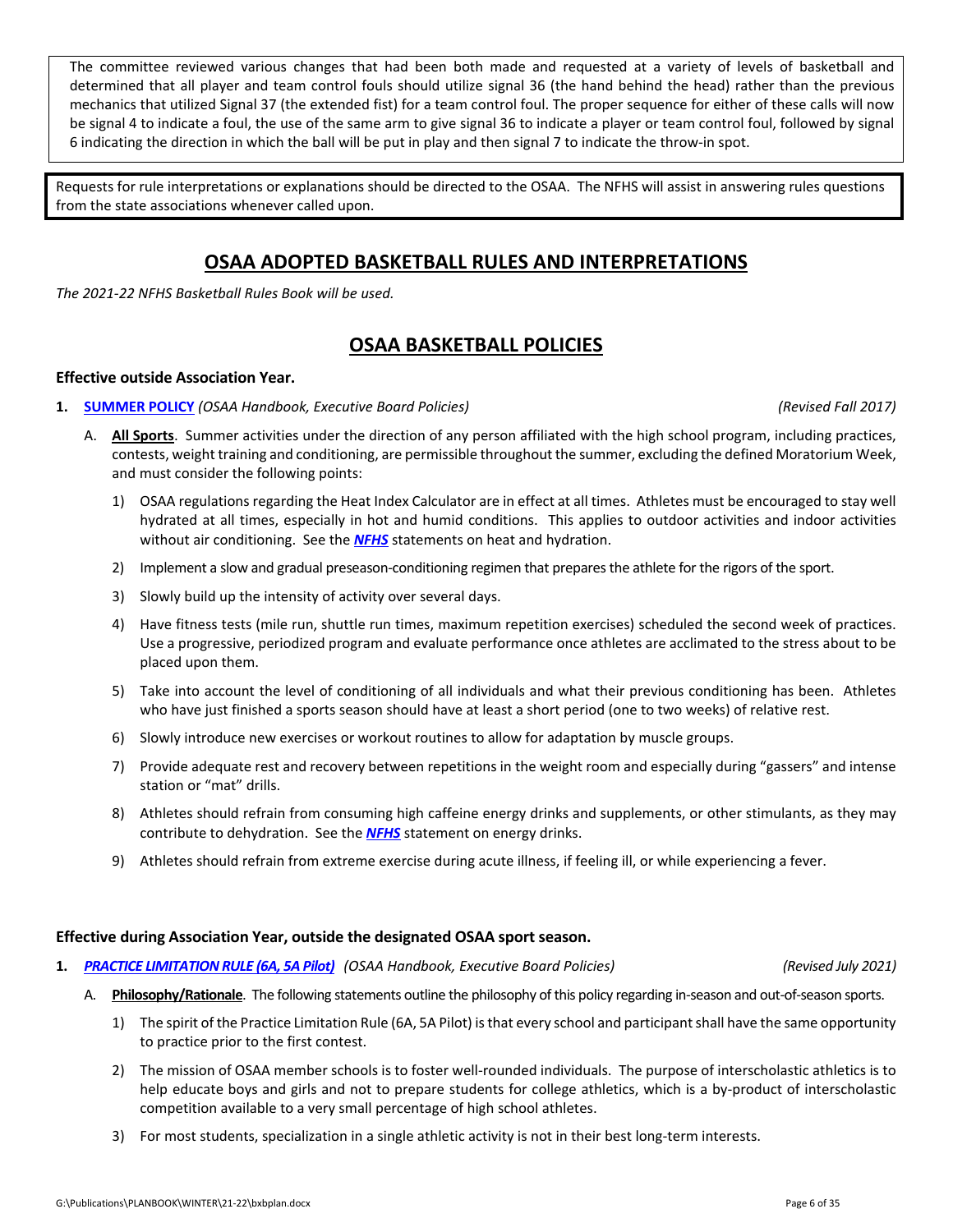The committee reviewed various changes that had been both made and requested at a variety of levels of basketball and determined that all player and team control fouls should utilize signal 36 (the hand behind the head) rather than the previous mechanics that utilized Signal 37 (the extended fist) for a team control foul. The proper sequence for either of these calls will now be signal 4 to indicate a foul, the use of the same arm to give signal 36 to indicate a player or team control foul, followed by signal 6 indicating the direction in which the ball will be put in play and then signal 7 to indicate the throw-in spot.

Requests for rule interpretations or explanations should be directed to the OSAA. The NFHS will assist in answering rules questions from the state associations whenever called upon.

# OSAA ADOPTED BASKETBALL RULES AND INTERPRETATIONS

*The 2021-22 NFHS Basketball Rules Book will be used.*

# OSAA BASKETBALL POLICIES

### Effective outside Association Year.

**1. SUMMER POLICY** *(OSAA Handbook, Executive Board Policies)* *(Revised Fall 2017)*

A. **All Sports**. Summer activities under the direction of any person affiliated with the high school program, including practices, contests, weight training and conditioning, are permissible throughout the summer, excluding the defined Moratorium Week, and must consider the following points:

1) OSAA regulations regarding the Heat Index Calculator are in effect at all times. Athletes must be encouraged to stay well hydrated at all times, especially in hot and humid conditions. This applies to outdoor activities and indoor activities without air conditioning. See the ***NFHS*** statements on heat and hydration.

2) Implement a slow and gradual preseason-conditioning regimen that prepares the athlete for the rigors of the sport.

3) Slowly build up the intensity of activity over several days.

4) Have fitness tests (mile run, shuttle run times, maximum repetition exercises) scheduled the second week of practices. Use a progressive, periodized program and evaluate performance once athletes are acclimated to the stress about to be placed upon them.

5) Take into account the level of conditioning of all individuals and what their previous conditioning has been. Athletes who have just finished a sports season should have at least a short period (one to two weeks) of relative rest.

6) Slowly introduce new exercises or workout routines to allow for adaptation by muscle groups.

7) Provide adequate rest and recovery between repetitions in the weight room and especially during "gassers" and intense station or "mat" drills.

8) Athletes should refrain from consuming high caffeine energy drinks and supplements, or other stimulants, as they may contribute to dehydration. See the ***NFHS*** statement on energy drinks.

9) Athletes should refrain from extreme exercise during acute illness, if feeling ill, or while experiencing a fever.

### Effective during Association Year, outside the designated OSAA sport season.

**1.** ***PRACTICE LIMITATION RULE (6A, 5A Pilot)*** *(OSAA Handbook, Executive Board Policies)* *(Revised July 2021)*

A. **Philosophy/Rationale**. The following statements outline the philosophy of this policy regarding in-season and out-of-season sports.

1) The spirit of the Practice Limitation Rule (6A, 5A Pilot) is that every school and participant shall have the same opportunity to practice prior to the first contest.

2) The mission of OSAA member schools is to foster well-rounded individuals. The purpose of interscholastic athletics is to help educate boys and girls and not to prepare students for college athletics, which is a by-product of interscholastic competition available to a very small percentage of high school athletes.

3) For most students, specialization in a single athletic activity is not in their best long-term interests.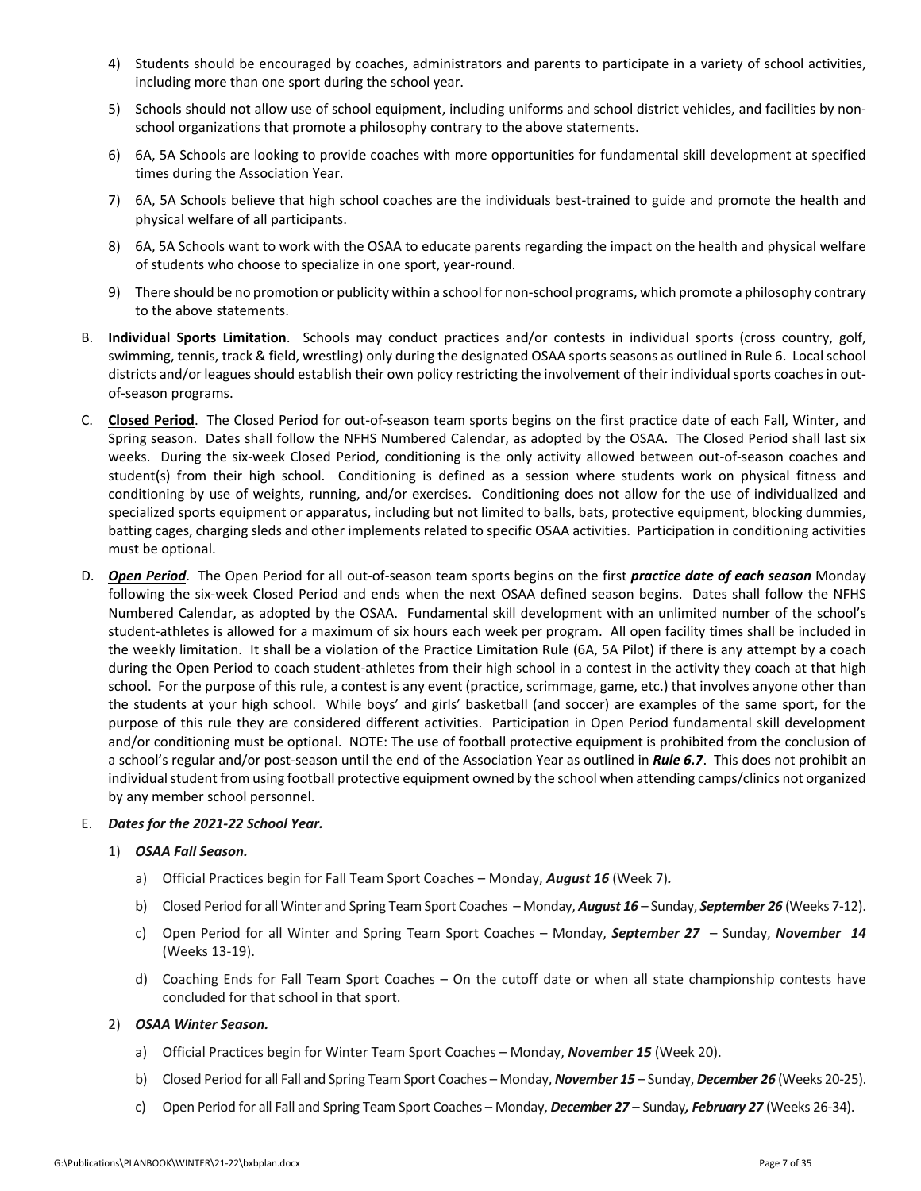4) Students should be encouraged by coaches, administrators and parents to participate in a variety of school activities, including more than one sport during the school year.

5) Schools should not allow use of school equipment, including uniforms and school district vehicles, and facilities by non-school organizations that promote a philosophy contrary to the above statements.

6) 6A, 5A Schools are looking to provide coaches with more opportunities for fundamental skill development at specified times during the Association Year.

7) 6A, 5A Schools believe that high school coaches are the individuals best-trained to guide and promote the health and physical welfare of all participants.

8) 6A, 5A Schools want to work with the OSAA to educate parents regarding the impact on the health and physical welfare of students who choose to specialize in one sport, year-round.

9) There should be no promotion or publicity within a school for non-school programs, which promote a philosophy contrary to the above statements.

B. **Individual Sports Limitation**. Schools may conduct practices and/or contests in individual sports (cross country, golf, swimming, tennis, track & field, wrestling) only during the designated OSAA sports seasons as outlined in Rule 6. Local school districts and/or leagues should establish their own policy restricting the involvement of their individual sports coaches in out-of-season programs.

C. **Closed Period**. The Closed Period for out-of-season team sports begins on the first practice date of each Fall, Winter, and Spring season. Dates shall follow the NFHS Numbered Calendar, as adopted by the OSAA. The Closed Period shall last six weeks. During the six-week Closed Period, conditioning is the only activity allowed between out-of-season coaches and student(s) from their high school. Conditioning is defined as a session where students work on physical fitness and conditioning by use of weights, running, and/or exercises. Conditioning does not allow for the use of individualized and specialized sports equipment or apparatus, including but not limited to balls, bats, protective equipment, blocking dummies, batting cages, charging sleds and other implements related to specific OSAA activities. Participation in conditioning activities must be optional.

D. ***Open Period***. The Open Period for all out-of-season team sports begins on the first ***practice date of each season*** Monday following the six-week Closed Period and ends when the next OSAA defined season begins. Dates shall follow the NFHS Numbered Calendar, as adopted by the OSAA. Fundamental skill development with an unlimited number of the school's student-athletes is allowed for a maximum of six hours each week per program. All open facility times shall be included in the weekly limitation. It shall be a violation of the Practice Limitation Rule (6A, 5A Pilot) if there is any attempt by a coach during the Open Period to coach student-athletes from their high school in a contest in the activity they coach at that high school. For the purpose of this rule, a contest is any event (practice, scrimmage, game, etc.) that involves anyone other than the students at your high school. While boys' and girls' basketball (and soccer) are examples of the same sport, for the purpose of this rule they are considered different activities. Participation in Open Period fundamental skill development and/or conditioning must be optional. NOTE: The use of football protective equipment is prohibited from the conclusion of a school's regular and/or post-season until the end of the Association Year as outlined in ***Rule 6.7***. This does not prohibit an individual student from using football protective equipment owned by the school when attending camps/clinics not organized by any member school personnel.

E. ***Dates for the 2021-22 School Year.***

1) ***OSAA Fall Season.***

   a) Official Practices begin for Fall Team Sport Coaches – Monday, ***August 16*** (Week 7)***.***

   b) Closed Period for all Winter and Spring Team Sport Coaches – Monday, ***August 16*** – Sunday, ***September 26*** (Weeks 7-12).

   c) Open Period for all Winter and Spring Team Sport Coaches – Monday, ***September 27*** – Sunday, ***November 14*** (Weeks 13-19).

   d) Coaching Ends for Fall Team Sport Coaches – On the cutoff date or when all state championship contests have concluded for that school in that sport.

2) ***OSAA Winter Season.***

   a) Official Practices begin for Winter Team Sport Coaches – Monday, ***November 15*** (Week 20).

   b) Closed Period for all Fall and Spring Team Sport Coaches – Monday, ***November 15*** – Sunday, ***December 26*** (Weeks 20-25).

   c) Open Period for all Fall and Spring Team Sport Coaches – Monday, ***December 27*** – Sunday***, February 27*** (Weeks 26-34).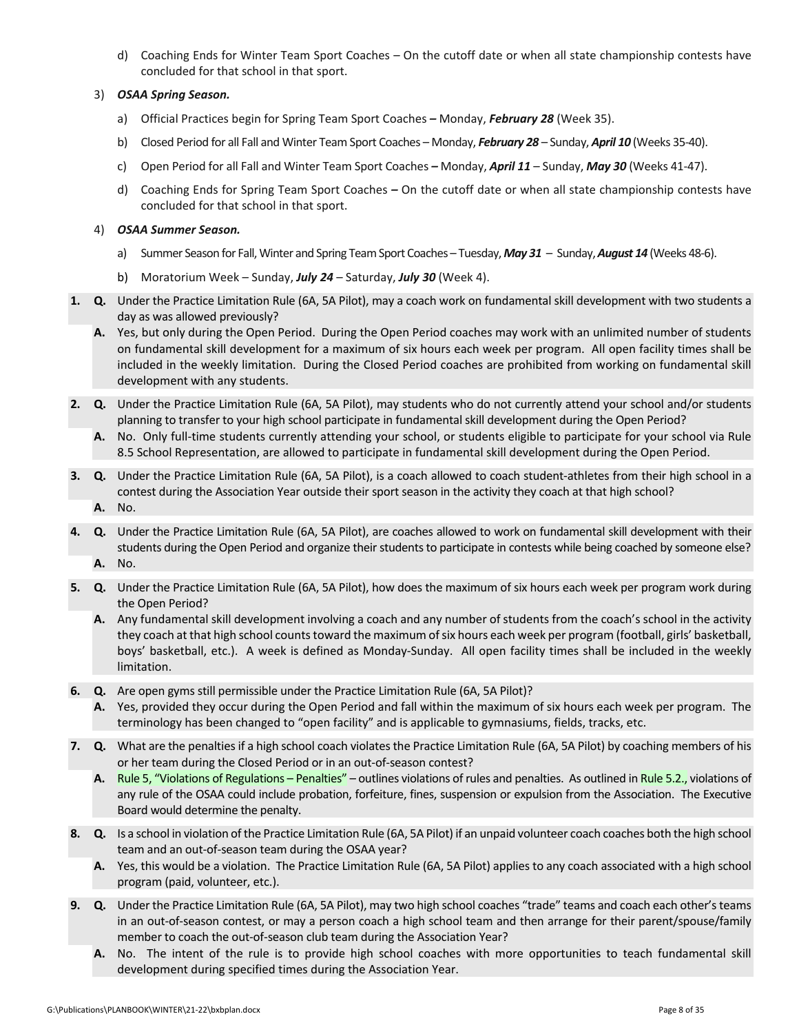d) Coaching Ends for Winter Team Sport Coaches – On the cutoff date or when all state championship contests have concluded for that school in that sport.

3) ***OSAA Spring Season.***

a) Official Practices begin for Spring Team Sport Coaches **–** Monday, ***February 28*** (Week 35).

b) Closed Period for all Fall and Winter Team Sport Coaches – Monday, ***February 28*** – Sunday, ***April 10*** (Weeks 35-40).

c) Open Period for all Fall and Winter Team Sport Coaches **–** Monday, ***April 11*** – Sunday, ***May 30*** (Weeks 41-47).

d) Coaching Ends for Spring Team Sport Coaches **–** On the cutoff date or when all state championship contests have concluded for that school in that sport.

4) ***OSAA Summer Season.***

a) Summer Season for Fall, Winter and Spring Team Sport Coaches – Tuesday, ***May 31*** – Sunday, ***August 14*** (Weeks 48-6).

b) Moratorium Week – Sunday, ***July 24*** – Saturday, ***July 30*** (Week 4).

**1. Q.** Under the Practice Limitation Rule (6A, 5A Pilot), may a coach work on fundamental skill development with two students a day as was allowed previously?

**A.** Yes, but only during the Open Period. During the Open Period coaches may work with an unlimited number of students on fundamental skill development for a maximum of six hours each week per program. All open facility times shall be included in the weekly limitation. During the Closed Period coaches are prohibited from working on fundamental skill development with any students.

**2. Q.** Under the Practice Limitation Rule (6A, 5A Pilot), may students who do not currently attend your school and/or students planning to transfer to your high school participate in fundamental skill development during the Open Period?

**A.** No. Only full-time students currently attending your school, or students eligible to participate for your school via Rule 8.5 School Representation, are allowed to participate in fundamental skill development during the Open Period.

**3. Q.** Under the Practice Limitation Rule (6A, 5A Pilot), is a coach allowed to coach student-athletes from their high school in a contest during the Association Year outside their sport season in the activity they coach at that high school?

**A.** No.

**4. Q.** Under the Practice Limitation Rule (6A, 5A Pilot), are coaches allowed to work on fundamental skill development with their students during the Open Period and organize their students to participate in contests while being coached by someone else?

**A.** No.

**5. Q.** Under the Practice Limitation Rule (6A, 5A Pilot), how does the maximum of six hours each week per program work during the Open Period?

**A.** Any fundamental skill development involving a coach and any number of students from the coach's school in the activity they coach at that high school counts toward the maximum of six hours each week per program (football, girls' basketball, boys' basketball, etc.). A week is defined as Monday-Sunday. All open facility times shall be included in the weekly limitation.

**6. Q.** Are open gyms still permissible under the Practice Limitation Rule (6A, 5A Pilot)?

**A.** Yes, provided they occur during the Open Period and fall within the maximum of six hours each week per program. The terminology has been changed to "open facility" and is applicable to gymnasiums, fields, tracks, etc.

**7. Q.** What are the penalties if a high school coach violates the Practice Limitation Rule (6A, 5A Pilot) by coaching members of his or her team during the Closed Period or in an out-of-season contest?

**A.** Rule 5, "Violations of Regulations – Penalties" – outlines violations of rules and penalties. As outlined in Rule 5.2., violations of any rule of the OSAA could include probation, forfeiture, fines, suspension or expulsion from the Association. The Executive Board would determine the penalty.

**8. Q.** Is a school in violation of the Practice Limitation Rule (6A, 5A Pilot) if an unpaid volunteer coach coaches both the high school team and an out-of-season team during the OSAA year?

**A.** Yes, this would be a violation. The Practice Limitation Rule (6A, 5A Pilot) applies to any coach associated with a high school program (paid, volunteer, etc.).

**9. Q.** Under the Practice Limitation Rule (6A, 5A Pilot), may two high school coaches "trade" teams and coach each other's teams in an out-of-season contest, or may a person coach a high school team and then arrange for their parent/spouse/family member to coach the out-of-season club team during the Association Year?

**A.** No. The intent of the rule is to provide high school coaches with more opportunities to teach fundamental skill development during specified times during the Association Year.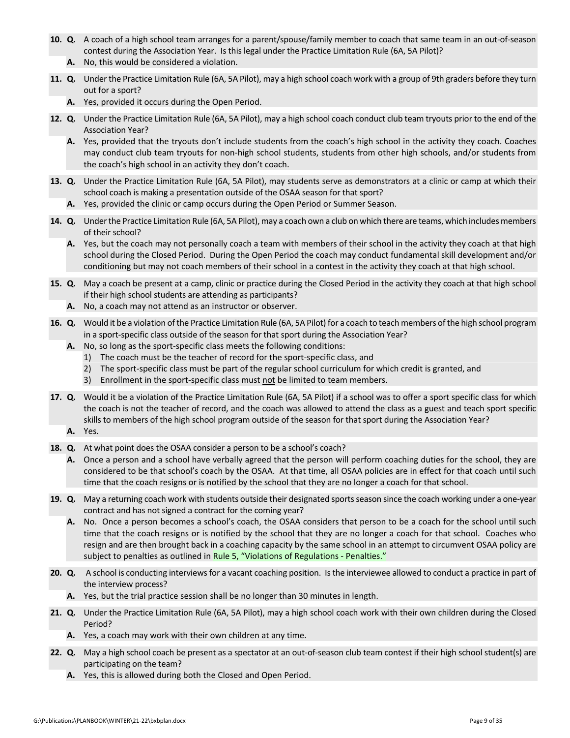10. **Q.** A coach of a high school team arranges for a parent/spouse/family member to coach that same team in an out-of-season contest during the Association Year. Is this legal under the Practice Limitation Rule (6A, 5A Pilot)?
    **A.** No, this would be considered a violation.

11. **Q.** Under the Practice Limitation Rule (6A, 5A Pilot), may a high school coach work with a group of 9th graders before they turn out for a sport?
    **A.** Yes, provided it occurs during the Open Period.

12. **Q.** Under the Practice Limitation Rule (6A, 5A Pilot), may a high school coach conduct club team tryouts prior to the end of the Association Year?
    **A.** Yes, provided that the tryouts don't include students from the coach's high school in the activity they coach. Coaches may conduct club team tryouts for non-high school students, students from other high schools, and/or students from the coach's high school in an activity they don't coach.

13. **Q.** Under the Practice Limitation Rule (6A, 5A Pilot), may students serve as demonstrators at a clinic or camp at which their school coach is making a presentation outside of the OSAA season for that sport?
    **A.** Yes, provided the clinic or camp occurs during the Open Period or Summer Season.

14. **Q.** Under the Practice Limitation Rule (6A, 5A Pilot), may a coach own a club on which there are teams, which includes members of their school?
    **A.** Yes, but the coach may not personally coach a team with members of their school in the activity they coach at that high school during the Closed Period. During the Open Period the coach may conduct fundamental skill development and/or conditioning but may not coach members of their school in a contest in the activity they coach at that high school.

15. **Q.** May a coach be present at a camp, clinic or practice during the Closed Period in the activity they coach at that high school if their high school students are attending as participants?
    **A.** No, a coach may not attend as an instructor or observer.

16. **Q.** Would it be a violation of the Practice Limitation Rule (6A, 5A Pilot) for a coach to teach members of the high school program in a sport-specific class outside of the season for that sport during the Association Year?
    **A.** No, so long as the sport-specific class meets the following conditions:
    1) The coach must be the teacher of record for the sport-specific class, and
    2) The sport-specific class must be part of the regular school curriculum for which credit is granted, and
    3) Enrollment in the sport-specific class must not be limited to team members.

17. **Q.** Would it be a violation of the Practice Limitation Rule (6A, 5A Pilot) if a school was to offer a sport specific class for which the coach is not the teacher of record, and the coach was allowed to attend the class as a guest and teach sport specific skills to members of the high school program outside of the season for that sport during the Association Year?
    **A.** Yes.

18. **Q.** At what point does the OSAA consider a person to be a school's coach?
    **A.** Once a person and a school have verbally agreed that the person will perform coaching duties for the school, they are considered to be that school's coach by the OSAA. At that time, all OSAA policies are in effect for that coach until such time that the coach resigns or is notified by the school that they are no longer a coach for that school.

19. **Q.** May a returning coach work with students outside their designated sports season since the coach working under a one-year contract and has not signed a contract for the coming year?
    **A.** No. Once a person becomes a school's coach, the OSAA considers that person to be a coach for the school until such time that the coach resigns or is notified by the school that they are no longer a coach for that school. Coaches who resign and are then brought back in a coaching capacity by the same school in an attempt to circumvent OSAA policy are subject to penalties as outlined in Rule 5, "Violations of Regulations - Penalties."

20. **Q.** A school is conducting interviews for a vacant coaching position. Is the interviewee allowed to conduct a practice in part of the interview process?
    **A.** Yes, but the trial practice session shall be no longer than 30 minutes in length.

21. **Q.** Under the Practice Limitation Rule (6A, 5A Pilot), may a high school coach work with their own children during the Closed Period?
    **A.** Yes, a coach may work with their own children at any time.

22. **Q.** May a high school coach be present as a spectator at an out-of-season club team contest if their high school student(s) are participating on the team?
    **A.** Yes, this is allowed during both the Closed and Open Period.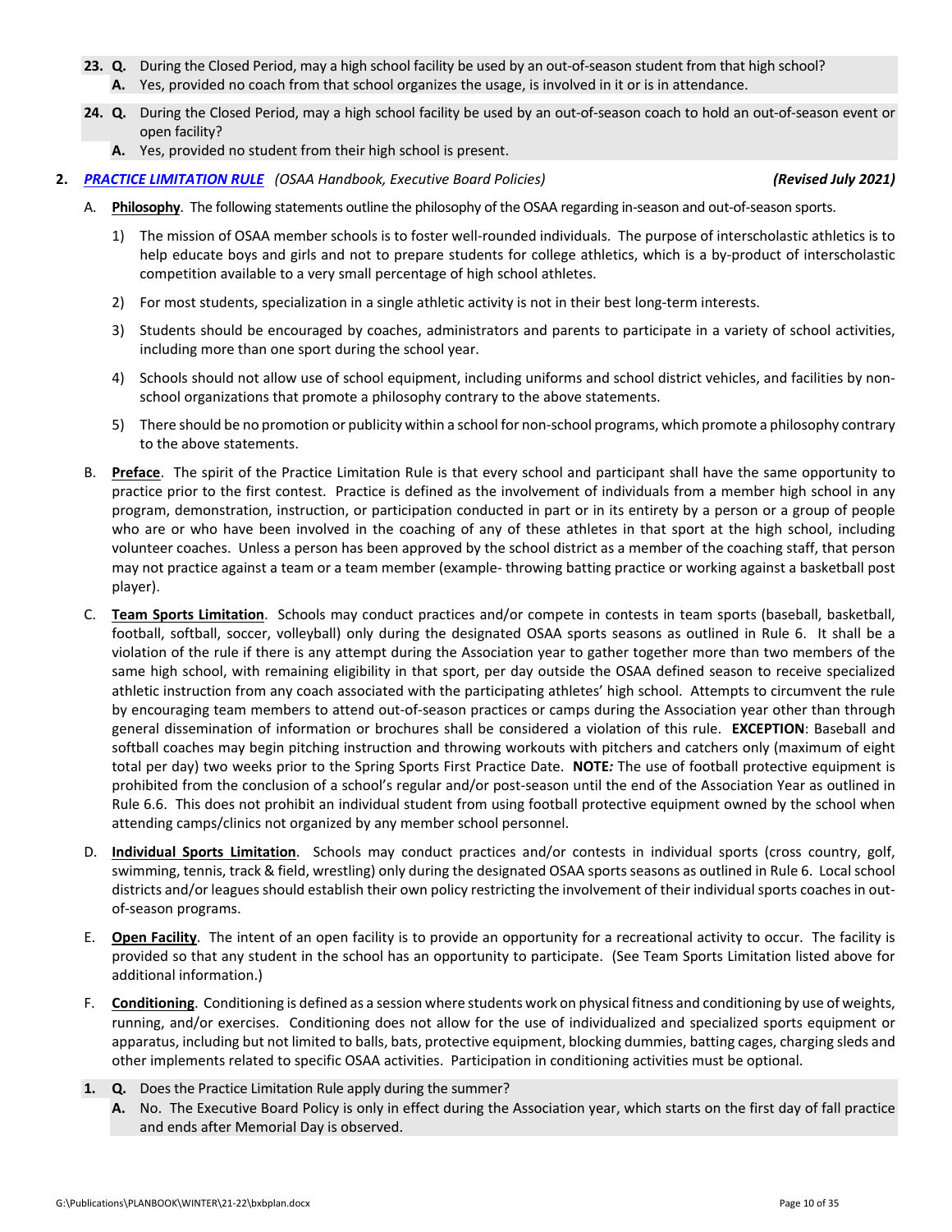**23. Q.** During the Closed Period, may a high school facility be used by an out-of-season student from that high school?

**A.** Yes, provided no coach from that school organizes the usage, is involved in it or is in attendance.

**24. Q.** During the Closed Period, may a high school facility be used by an out-of-season coach to hold an out-of-season event or open facility?

**A.** Yes, provided no student from their high school is present.

**2.** ***PRACTICE LIMITATION RULE*** *(OSAA Handbook, Executive Board Policies)* ***(Revised July 2021)***

A. **Philosophy**. The following statements outline the philosophy of the OSAA regarding in-season and out-of-season sports.

1) The mission of OSAA member schools is to foster well-rounded individuals. The purpose of interscholastic athletics is to help educate boys and girls and not to prepare students for college athletics, which is a by-product of interscholastic competition available to a very small percentage of high school athletes.

2) For most students, specialization in a single athletic activity is not in their best long-term interests.

3) Students should be encouraged by coaches, administrators and parents to participate in a variety of school activities, including more than one sport during the school year.

4) Schools should not allow use of school equipment, including uniforms and school district vehicles, and facilities by non-school organizations that promote a philosophy contrary to the above statements.

5) There should be no promotion or publicity within a school for non-school programs, which promote a philosophy contrary to the above statements.

B. **Preface**. The spirit of the Practice Limitation Rule is that every school and participant shall have the same opportunity to practice prior to the first contest. Practice is defined as the involvement of individuals from a member high school in any program, demonstration, instruction, or participation conducted in part or in its entirety by a person or a group of people who are or who have been involved in the coaching of any of these athletes in that sport at the high school, including volunteer coaches. Unless a person has been approved by the school district as a member of the coaching staff, that person may not practice against a team or a team member (example- throwing batting practice or working against a basketball post player).

C. **Team Sports Limitation**. Schools may conduct practices and/or compete in contests in team sports (baseball, basketball, football, softball, soccer, volleyball) only during the designated OSAA sports seasons as outlined in Rule 6. It shall be a violation of the rule if there is any attempt during the Association year to gather together more than two members of the same high school, with remaining eligibility in that sport, per day outside the OSAA defined season to receive specialized athletic instruction from any coach associated with the participating athletes' high school. Attempts to circumvent the rule by encouraging team members to attend out-of-season practices or camps during the Association year other than through general dissemination of information or brochures shall be considered a violation of this rule. **EXCEPTION**: Baseball and softball coaches may begin pitching instruction and throwing workouts with pitchers and catchers only (maximum of eight total per day) two weeks prior to the Spring Sports First Practice Date. **NOTE*:*** The use of football protective equipment is prohibited from the conclusion of a school's regular and/or post-season until the end of the Association Year as outlined in Rule 6.6. This does not prohibit an individual student from using football protective equipment owned by the school when attending camps/clinics not organized by any member school personnel.

D. **Individual Sports Limitation**. Schools may conduct practices and/or contests in individual sports (cross country, golf, swimming, tennis, track & field, wrestling) only during the designated OSAA sports seasons as outlined in Rule 6. Local school districts and/or leagues should establish their own policy restricting the involvement of their individual sports coaches in out-of-season programs.

E. **Open Facility**. The intent of an open facility is to provide an opportunity for a recreational activity to occur. The facility is provided so that any student in the school has an opportunity to participate. (See Team Sports Limitation listed above for additional information.)

F. **Conditioning**. Conditioning is defined as a session where students work on physical fitness and conditioning by use of weights, running, and/or exercises. Conditioning does not allow for the use of individualized and specialized sports equipment or apparatus, including but not limited to balls, bats, protective equipment, blocking dummies, batting cages, charging sleds and other implements related to specific OSAA activities. Participation in conditioning activities must be optional.

**1. Q.** Does the Practice Limitation Rule apply during the summer?

**A.** No. The Executive Board Policy is only in effect during the Association year, which starts on the first day of fall practice and ends after Memorial Day is observed.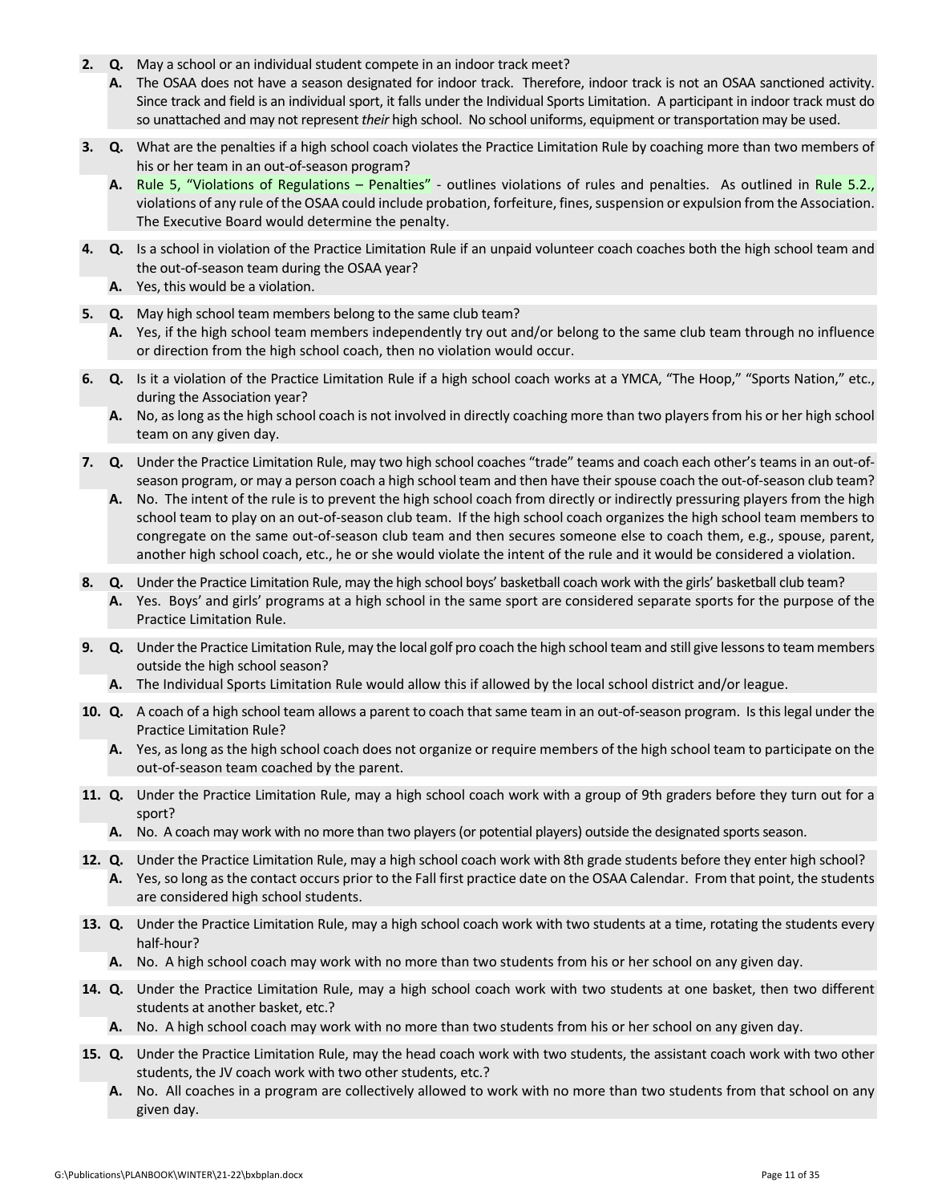2. **Q.** May a school or an individual student compete in an indoor track meet?
   **A.** The OSAA does not have a season designated for indoor track. Therefore, indoor track is not an OSAA sanctioned activity. Since track and field is an individual sport, it falls under the Individual Sports Limitation. A participant in indoor track must do so unattached and may not represent *their* high school. No school uniforms, equipment or transportation may be used.

3. **Q.** What are the penalties if a high school coach violates the Practice Limitation Rule by coaching more than two members of his or her team in an out-of-season program?
   **A.** Rule 5, "Violations of Regulations – Penalties" - outlines violations of rules and penalties. As outlined in Rule 5.2., violations of any rule of the OSAA could include probation, forfeiture, fines, suspension or expulsion from the Association. The Executive Board would determine the penalty.

4. **Q.** Is a school in violation of the Practice Limitation Rule if an unpaid volunteer coach coaches both the high school team and the out-of-season team during the OSAA year?
   **A.** Yes, this would be a violation.

5. **Q.** May high school team members belong to the same club team?
   **A.** Yes, if the high school team members independently try out and/or belong to the same club team through no influence or direction from the high school coach, then no violation would occur.

6. **Q.** Is it a violation of the Practice Limitation Rule if a high school coach works at a YMCA, "The Hoop," "Sports Nation," etc., during the Association year?
   **A.** No, as long as the high school coach is not involved in directly coaching more than two players from his or her high school team on any given day.

7. **Q.** Under the Practice Limitation Rule, may two high school coaches "trade" teams and coach each other's teams in an out-of-season program, or may a person coach a high school team and then have their spouse coach the out-of-season club team?
   **A.** No. The intent of the rule is to prevent the high school coach from directly or indirectly pressuring players from the high school team to play on an out-of-season club team. If the high school coach organizes the high school team members to congregate on the same out-of-season club team and then secures someone else to coach them, e.g., spouse, parent, another high school coach, etc., he or she would violate the intent of the rule and it would be considered a violation.

8. **Q.** Under the Practice Limitation Rule, may the high school boys' basketball coach work with the girls' basketball club team?
   **A.** Yes. Boys' and girls' programs at a high school in the same sport are considered separate sports for the purpose of the Practice Limitation Rule.

9. **Q.** Under the Practice Limitation Rule, may the local golf pro coach the high school team and still give lessons to team members outside the high school season?
   **A.** The Individual Sports Limitation Rule would allow this if allowed by the local school district and/or league.

10. **Q.** A coach of a high school team allows a parent to coach that same team in an out-of-season program. Is this legal under the Practice Limitation Rule?
    **A.** Yes, as long as the high school coach does not organize or require members of the high school team to participate on the out-of-season team coached by the parent.

11. **Q.** Under the Practice Limitation Rule, may a high school coach work with a group of 9th graders before they turn out for a sport?
    **A.** No. A coach may work with no more than two players (or potential players) outside the designated sports season.

12. **Q.** Under the Practice Limitation Rule, may a high school coach work with 8th grade students before they enter high school?
    **A.** Yes, so long as the contact occurs prior to the Fall first practice date on the OSAA Calendar. From that point, the students are considered high school students.

13. **Q.** Under the Practice Limitation Rule, may a high school coach work with two students at a time, rotating the students every half-hour?
    **A.** No. A high school coach may work with no more than two students from his or her school on any given day.

14. **Q.** Under the Practice Limitation Rule, may a high school coach work with two students at one basket, then two different students at another basket, etc.?
    **A.** No. A high school coach may work with no more than two students from his or her school on any given day.

15. **Q.** Under the Practice Limitation Rule, may the head coach work with two students, the assistant coach work with two other students, the JV coach work with two other students, etc.?
    **A.** No. All coaches in a program are collectively allowed to work with no more than two students from that school on any given day.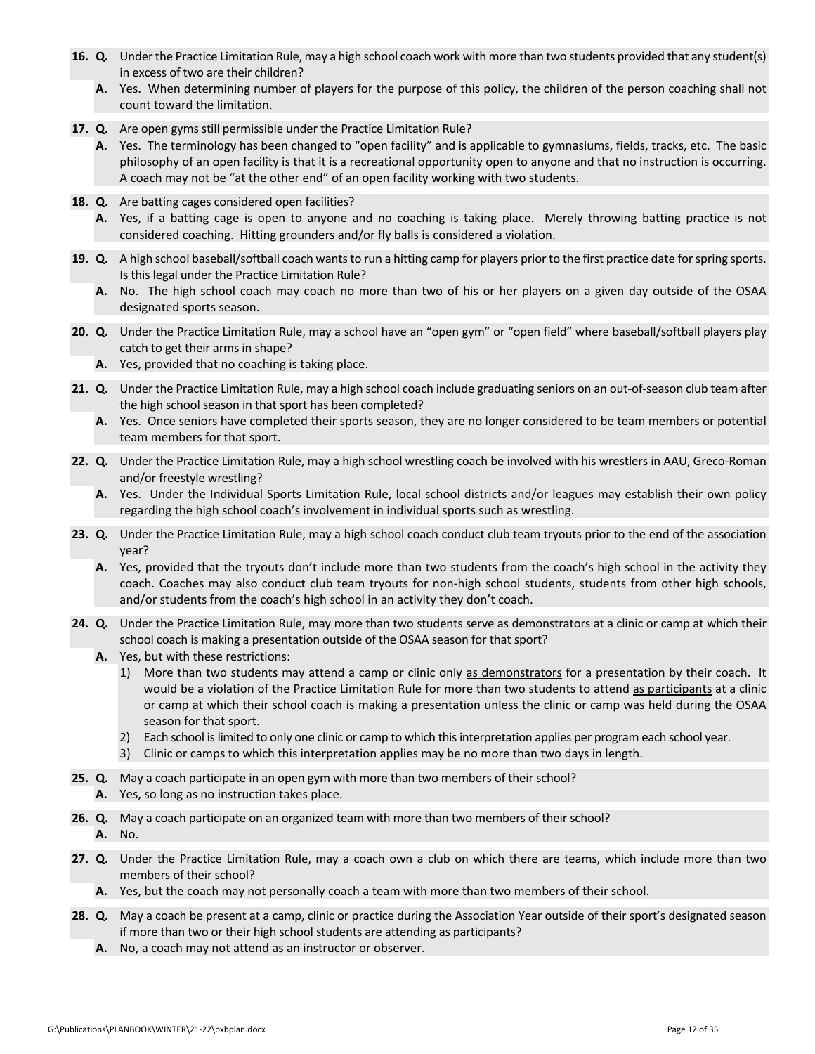**16. Q.** Under the Practice Limitation Rule, may a high school coach work with more than two students provided that any student(s) in excess of two are their children?

**A.** Yes. When determining number of players for the purpose of this policy, the children of the person coaching shall not count toward the limitation.

**17. Q.** Are open gyms still permissible under the Practice Limitation Rule?

**A.** Yes. The terminology has been changed to "open facility" and is applicable to gymnasiums, fields, tracks, etc. The basic philosophy of an open facility is that it is a recreational opportunity open to anyone and that no instruction is occurring. A coach may not be "at the other end" of an open facility working with two students.

**18. Q.** Are batting cages considered open facilities?

**A.** Yes, if a batting cage is open to anyone and no coaching is taking place. Merely throwing batting practice is not considered coaching. Hitting grounders and/or fly balls is considered a violation.

**19. Q.** A high school baseball/softball coach wants to run a hitting camp for players prior to the first practice date for spring sports. Is this legal under the Practice Limitation Rule?

**A.** No. The high school coach may coach no more than two of his or her players on a given day outside of the OSAA designated sports season.

**20. Q.** Under the Practice Limitation Rule, may a school have an "open gym" or "open field" where baseball/softball players play catch to get their arms in shape?

**A.** Yes, provided that no coaching is taking place.

**21. Q.** Under the Practice Limitation Rule, may a high school coach include graduating seniors on an out-of-season club team after the high school season in that sport has been completed?

**A.** Yes. Once seniors have completed their sports season, they are no longer considered to be team members or potential team members for that sport.

**22. Q.** Under the Practice Limitation Rule, may a high school wrestling coach be involved with his wrestlers in AAU, Greco-Roman and/or freestyle wrestling?

**A.** Yes. Under the Individual Sports Limitation Rule, local school districts and/or leagues may establish their own policy regarding the high school coach's involvement in individual sports such as wrestling.

**23. Q.** Under the Practice Limitation Rule, may a high school coach conduct club team tryouts prior to the end of the association year?

**A.** Yes, provided that the tryouts don't include more than two students from the coach's high school in the activity they coach. Coaches may also conduct club team tryouts for non-high school students, students from other high schools, and/or students from the coach's high school in an activity they don't coach.

**24. Q.** Under the Practice Limitation Rule, may more than two students serve as demonstrators at a clinic or camp at which their school coach is making a presentation outside of the OSAA season for that sport?

**A.** Yes, but with these restrictions:

1) More than two students may attend a camp or clinic only <u>as demonstrators</u> for a presentation by their coach. It would be a violation of the Practice Limitation Rule for more than two students to attend <u>as participants</u> at a clinic or camp at which their school coach is making a presentation unless the clinic or camp was held during the OSAA season for that sport.
2) Each school is limited to only one clinic or camp to which this interpretation applies per program each school year.
3) Clinic or camps to which this interpretation applies may be no more than two days in length.

**25. Q.** May a coach participate in an open gym with more than two members of their school?

**A.** Yes, so long as no instruction takes place.

**26. Q.** May a coach participate on an organized team with more than two members of their school?

**A.** No.

**27. Q.** Under the Practice Limitation Rule, may a coach own a club on which there are teams, which include more than two members of their school?

**A.** Yes, but the coach may not personally coach a team with more than two members of their school.

**28. Q.** May a coach be present at a camp, clinic or practice during the Association Year outside of their sport's designated season if more than two or their high school students are attending as participants?

**A.** No, a coach may not attend as an instructor or observer.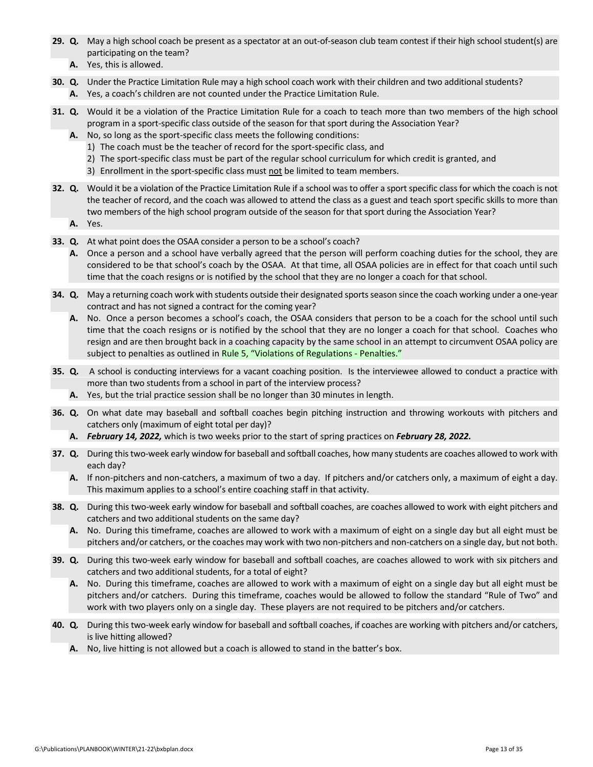**29. Q.** May a high school coach be present as a spectator at an out-of-season club team contest if their high school student(s) are participating on the team?

**A.** Yes, this is allowed.

**30. Q.** Under the Practice Limitation Rule may a high school coach work with their children and two additional students?

**A.** Yes, a coach's children are not counted under the Practice Limitation Rule.

**31. Q.** Would it be a violation of the Practice Limitation Rule for a coach to teach more than two members of the high school program in a sport-specific class outside of the season for that sport during the Association Year?

**A.** No, so long as the sport-specific class meets the following conditions:

1) The coach must be the teacher of record for the sport-specific class, and
2) The sport-specific class must be part of the regular school curriculum for which credit is granted, and
3) Enrollment in the sport-specific class must not be limited to team members.

**32. Q.** Would it be a violation of the Practice Limitation Rule if a school was to offer a sport specific class for which the coach is not the teacher of record, and the coach was allowed to attend the class as a guest and teach sport specific skills to more than two members of the high school program outside of the season for that sport during the Association Year?

**A.** Yes.

**33. Q.** At what point does the OSAA consider a person to be a school's coach?

**A.** Once a person and a school have verbally agreed that the person will perform coaching duties for the school, they are considered to be that school's coach by the OSAA. At that time, all OSAA policies are in effect for that coach until such time that the coach resigns or is notified by the school that they are no longer a coach for that school.

**34. Q.** May a returning coach work with students outside their designated sports season since the coach working under a one-year contract and has not signed a contract for the coming year?

**A.** No. Once a person becomes a school's coach, the OSAA considers that person to be a coach for the school until such time that the coach resigns or is notified by the school that they are no longer a coach for that school. Coaches who resign and are then brought back in a coaching capacity by the same school in an attempt to circumvent OSAA policy are subject to penalties as outlined in Rule 5, "Violations of Regulations - Penalties."

**35. Q.** A school is conducting interviews for a vacant coaching position. Is the interviewee allowed to conduct a practice with more than two students from a school in part of the interview process?

**A.** Yes, but the trial practice session shall be no longer than 30 minutes in length.

**36. Q.** On what date may baseball and softball coaches begin pitching instruction and throwing workouts with pitchers and catchers only (maximum of eight total per day)?

**A.** ***February 14, 2022,*** which is two weeks prior to the start of spring practices on ***February 28, 2022.***

**37. Q.** During this two-week early window for baseball and softball coaches, how many students are coaches allowed to work with each day?

**A.** If non-pitchers and non-catchers, a maximum of two a day. If pitchers and/or catchers only, a maximum of eight a day. This maximum applies to a school's entire coaching staff in that activity.

**38. Q.** During this two-week early window for baseball and softball coaches, are coaches allowed to work with eight pitchers and catchers and two additional students on the same day?

**A.** No. During this timeframe, coaches are allowed to work with a maximum of eight on a single day but all eight must be pitchers and/or catchers, or the coaches may work with two non-pitchers and non-catchers on a single day, but not both.

**39. Q.** During this two-week early window for baseball and softball coaches, are coaches allowed to work with six pitchers and catchers and two additional students, for a total of eight?

**A.** No. During this timeframe, coaches are allowed to work with a maximum of eight on a single day but all eight must be pitchers and/or catchers. During this timeframe, coaches would be allowed to follow the standard "Rule of Two" and work with two players only on a single day. These players are not required to be pitchers and/or catchers.

**40. Q.** During this two-week early window for baseball and softball coaches, if coaches are working with pitchers and/or catchers, is live hitting allowed?

**A.** No, live hitting is not allowed but a coach is allowed to stand in the batter's box.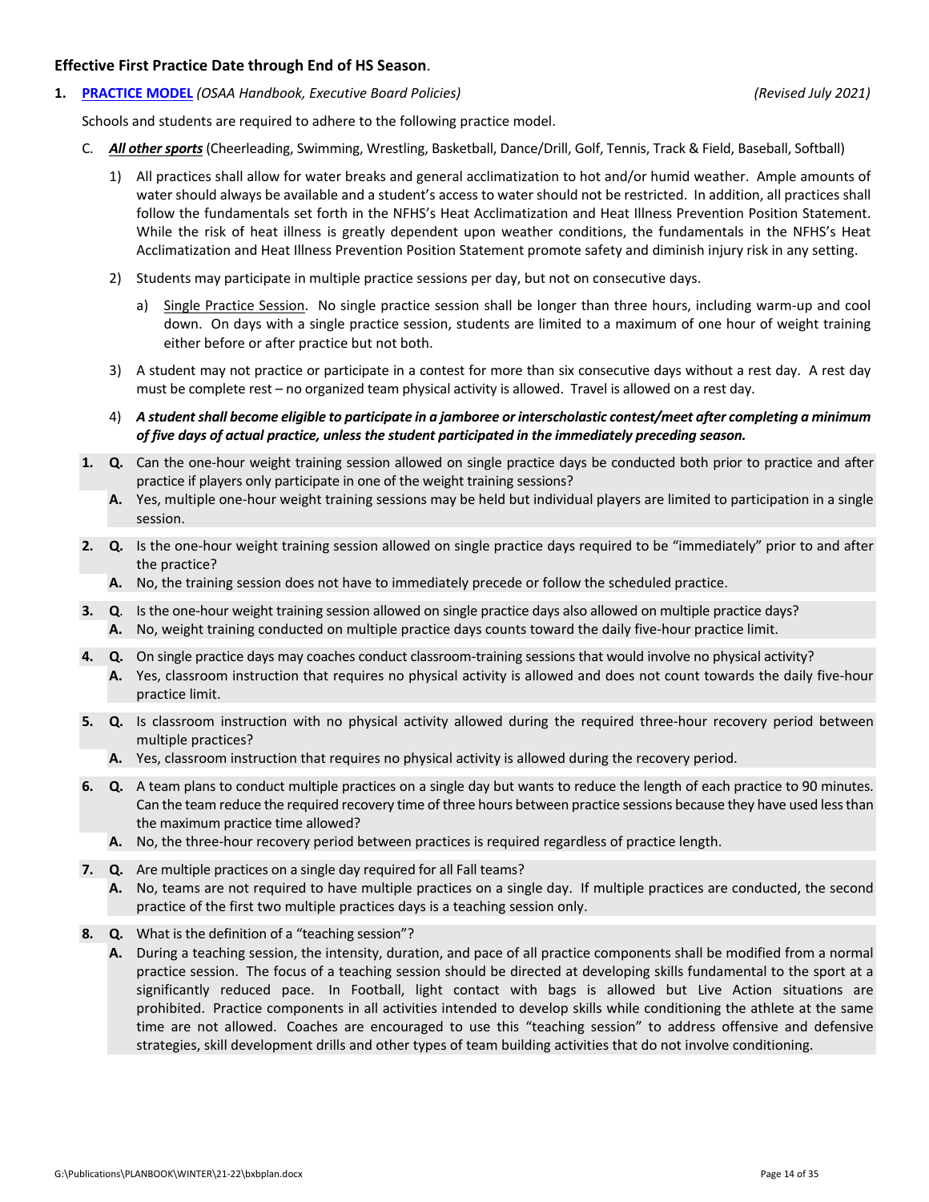**Effective First Practice Date through End of HS Season**.

1. **PRACTICE MODEL** *(OSAA Handbook, Executive Board Policies)* *(Revised July 2021)*

   Schools and students are required to adhere to the following practice model.

   C. ***All other sports*** (Cheerleading, Swimming, Wrestling, Basketball, Dance/Drill, Golf, Tennis, Track & Field, Baseball, Softball)

      1) All practices shall allow for water breaks and general acclimatization to hot and/or humid weather. Ample amounts of water should always be available and a student's access to water should not be restricted. In addition, all practices shall follow the fundamentals set forth in the NFHS's Heat Acclimatization and Heat Illness Prevention Position Statement. While the risk of heat illness is greatly dependent upon weather conditions, the fundamentals in the NFHS's Heat Acclimatization and Heat Illness Prevention Position Statement promote safety and diminish injury risk in any setting.

      2) Students may participate in multiple practice sessions per day, but not on consecutive days.

         a) Single Practice Session. No single practice session shall be longer than three hours, including warm-up and cool down. On days with a single practice session, students are limited to a maximum of one hour of weight training either before or after practice but not both.

      3) A student may not practice or participate in a contest for more than six consecutive days without a rest day. A rest day must be complete rest – no organized team physical activity is allowed. Travel is allowed on a rest day.

      4) ***A student shall become eligible to participate in a jamboree or interscholastic contest/meet after completing a minimum of five days of actual practice, unless the student participated in the immediately preceding season.***

**1.** **Q.** Can the one-hour weight training session allowed on single practice days be conducted both prior to practice and after practice if players only participate in one of the weight training sessions?
**A.** Yes, multiple one-hour weight training sessions may be held but individual players are limited to participation in a single session.

**2.** **Q.** Is the one-hour weight training session allowed on single practice days required to be "immediately" prior to and after the practice?
**A.** No, the training session does not have to immediately precede or follow the scheduled practice.

**3.** **Q**. Is the one-hour weight training session allowed on single practice days also allowed on multiple practice days?
**A.** No, weight training conducted on multiple practice days counts toward the daily five-hour practice limit.

**4.** **Q.** On single practice days may coaches conduct classroom-training sessions that would involve no physical activity?
**A.** Yes, classroom instruction that requires no physical activity is allowed and does not count towards the daily five-hour practice limit.

**5.** **Q.** Is classroom instruction with no physical activity allowed during the required three-hour recovery period between multiple practices?
**A.** Yes, classroom instruction that requires no physical activity is allowed during the recovery period.

**6.** **Q.** A team plans to conduct multiple practices on a single day but wants to reduce the length of each practice to 90 minutes. Can the team reduce the required recovery time of three hours between practice sessions because they have used less than the maximum practice time allowed?
**A.** No, the three-hour recovery period between practices is required regardless of practice length.

**7.** **Q.** Are multiple practices on a single day required for all Fall teams?
**A.** No, teams are not required to have multiple practices on a single day. If multiple practices are conducted, the second practice of the first two multiple practices days is a teaching session only.

**8.** **Q.** What is the definition of a "teaching session"?
**A.** During a teaching session, the intensity, duration, and pace of all practice components shall be modified from a normal practice session. The focus of a teaching session should be directed at developing skills fundamental to the sport at a significantly reduced pace. In Football, light contact with bags is allowed but Live Action situations are prohibited. Practice components in all activities intended to develop skills while conditioning the athlete at the same time are not allowed. Coaches are encouraged to use this "teaching session" to address offensive and defensive strategies, skill development drills and other types of team building activities that do not involve conditioning.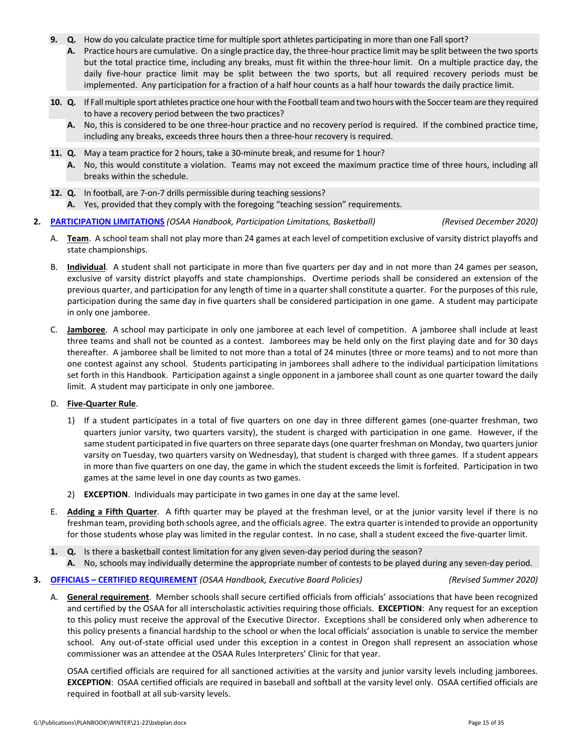9. **Q.** How do you calculate practice time for multiple sport athletes participating in more than one Fall sport?
   **A.** Practice hours are cumulative. On a single practice day, the three-hour practice limit may be split between the two sports but the total practice time, including any breaks, must fit within the three-hour limit. On a multiple practice day, the daily five-hour practice limit may be split between the two sports, but all required recovery periods must be implemented. Any participation for a fraction of a half hour counts as a half hour towards the daily practice limit.

10. **Q.** If Fall multiple sport athletes practice one hour with the Football team and two hours with the Soccer team are they required to have a recovery period between the two practices?
    **A.** No, this is considered to be one three-hour practice and no recovery period is required. If the combined practice time, including any breaks, exceeds three hours then a three-hour recovery is required.

11. **Q.** May a team practice for 2 hours, take a 30-minute break, and resume for 1 hour?
    **A.** No, this would constitute a violation. Teams may not exceed the maximum practice time of three hours, including all breaks within the schedule.

12. **Q.** In football, are 7-on-7 drills permissible during teaching sessions?
    **A.** Yes, provided that they comply with the foregoing "teaching session" requirements.

**2. PARTICIPATION LIMITATIONS** *(OSAA Handbook, Participation Limitations, Basketball)* *(Revised December 2020)*

A. **Team**. A school team shall not play more than 24 games at each level of competition exclusive of varsity district playoffs and state championships.

B. **Individual**. A student shall not participate in more than five quarters per day and in not more than 24 games per season, exclusive of varsity district playoffs and state championships. Overtime periods shall be considered an extension of the previous quarter, and participation for any length of time in a quarter shall constitute a quarter. For the purposes of this rule, participation during the same day in five quarters shall be considered participation in one game. A student may participate in only one jamboree.

C. **Jamboree**. A school may participate in only one jamboree at each level of competition. A jamboree shall include at least three teams and shall not be counted as a contest. Jamborees may be held only on the first playing date and for 30 days thereafter. A jamboree shall be limited to not more than a total of 24 minutes (three or more teams) and to not more than one contest against any school. Students participating in jamborees shall adhere to the individual participation limitations set forth in this Handbook. Participation against a single opponent in a jamboree shall count as one quarter toward the daily limit. A student may participate in only one jamboree.

D. **Five-Quarter Rule**.

   1) If a student participates in a total of five quarters on one day in three different games (one-quarter freshman, two quarters junior varsity, two quarters varsity), the student is charged with participation in one game. However, if the same student participated in five quarters on three separate days (one quarter freshman on Monday, two quarters junior varsity on Tuesday, two quarters varsity on Wednesday), that student is charged with three games. If a student appears in more than five quarters on one day, the game in which the student exceeds the limit is forfeited. Participation in two games at the same level in one day counts as two games.

   2) **EXCEPTION**. Individuals may participate in two games in one day at the same level.

E. **Adding a Fifth Quarter**. A fifth quarter may be played at the freshman level, or at the junior varsity level if there is no freshman team, providing both schools agree, and the officials agree. The extra quarter is intended to provide an opportunity for those students whose play was limited in the regular contest. In no case, shall a student exceed the five-quarter limit.

1. **Q.** Is there a basketball contest limitation for any given seven-day period during the season?
   **A.** No, schools may individually determine the appropriate number of contests to be played during any seven-day period.

**3. OFFICIALS – CERTIFIED REQUIREMENT** *(OSAA Handbook, Executive Board Policies)* *(Revised Summer 2020)*

A. **General requirement**. Member schools shall secure certified officials from officials' associations that have been recognized and certified by the OSAA for all interscholastic activities requiring those officials. **EXCEPTION**: Any request for an exception to this policy must receive the approval of the Executive Director. Exceptions shall be considered only when adherence to this policy presents a financial hardship to the school or when the local officials' association is unable to service the member school. Any out-of-state official used under this exception in a contest in Oregon shall represent an association whose commissioner was an attendee at the OSAA Rules Interpreters' Clinic for that year.

OSAA certified officials are required for all sanctioned activities at the varsity and junior varsity levels including jamborees. **EXCEPTION**: OSAA certified officials are required in baseball and softball at the varsity level only. OSAA certified officials are required in football at all sub-varsity levels.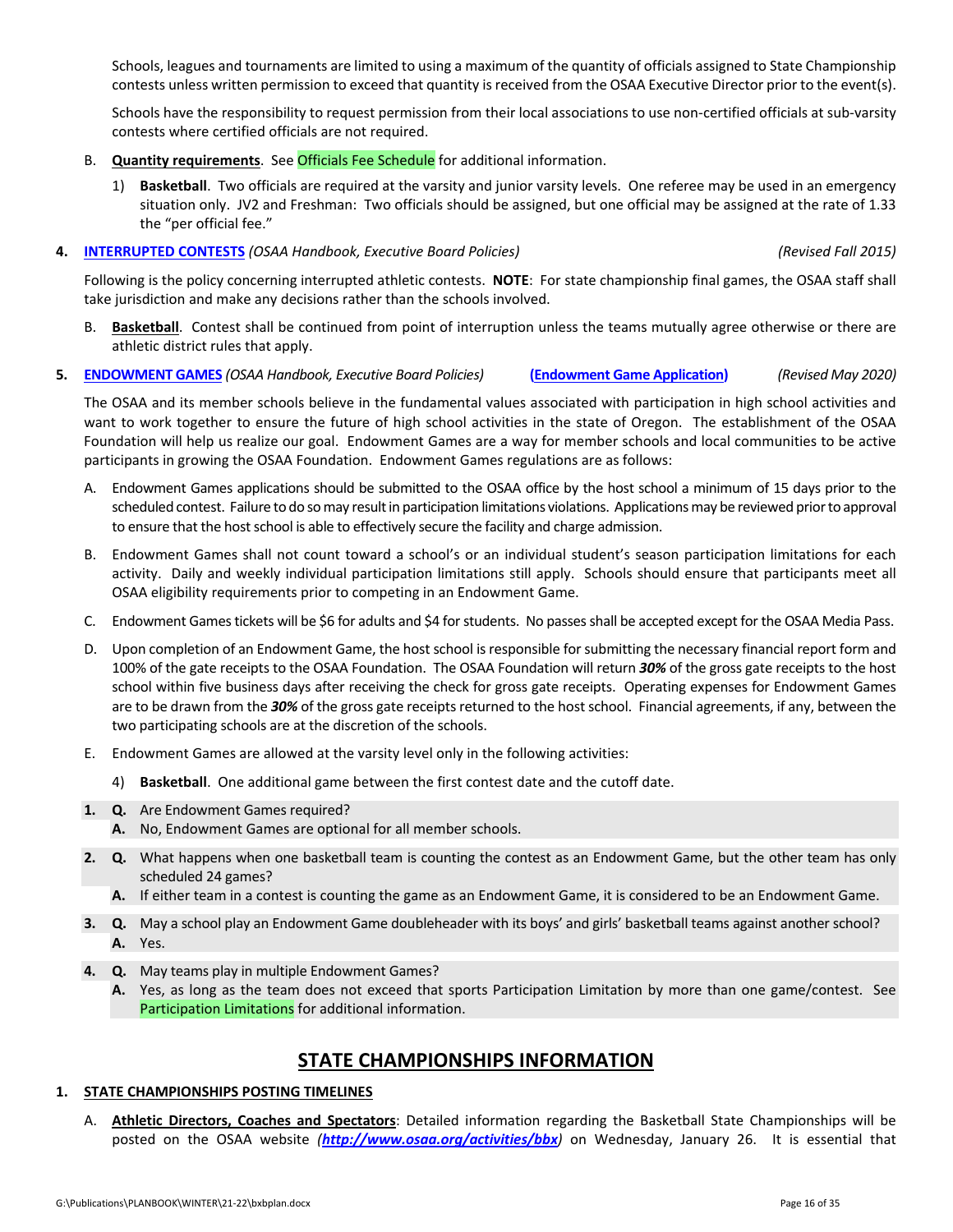Schools, leagues and tournaments are limited to using a maximum of the quantity of officials assigned to State Championship contests unless written permission to exceed that quantity is received from the OSAA Executive Director prior to the event(s).

Schools have the responsibility to request permission from their local associations to use non-certified officials at sub-varsity contests where certified officials are not required.

B. **Quantity requirements**. See Officials Fee Schedule for additional information.

1) **Basketball**. Two officials are required at the varsity and junior varsity levels. One referee may be used in an emergency situation only. JV2 and Freshman: Two officials should be assigned, but one official may be assigned at the rate of 1.33 the "per official fee."

**4. INTERRUPTED CONTESTS** *(OSAA Handbook, Executive Board Policies)* *(Revised Fall 2015)*

Following is the policy concerning interrupted athletic contests. **NOTE**: For state championship final games, the OSAA staff shall take jurisdiction and make any decisions rather than the schools involved.

B. **Basketball**. Contest shall be continued from point of interruption unless the teams mutually agree otherwise or there are athletic district rules that apply.

**5. ENDOWMENT GAMES** *(OSAA Handbook, Executive Board Policies)* **(Endowment Game Application)** *(Revised May 2020)*

The OSAA and its member schools believe in the fundamental values associated with participation in high school activities and want to work together to ensure the future of high school activities in the state of Oregon. The establishment of the OSAA Foundation will help us realize our goal. Endowment Games are a way for member schools and local communities to be active participants in growing the OSAA Foundation. Endowment Games regulations are as follows:

A. Endowment Games applications should be submitted to the OSAA office by the host school a minimum of 15 days prior to the scheduled contest. Failure to do so may result in participation limitations violations. Applications may be reviewed prior to approval to ensure that the host school is able to effectively secure the facility and charge admission.

B. Endowment Games shall not count toward a school's or an individual student's season participation limitations for each activity. Daily and weekly individual participation limitations still apply. Schools should ensure that participants meet all OSAA eligibility requirements prior to competing in an Endowment Game.

C. Endowment Games tickets will be $6 for adults and $4 for students. No passes shall be accepted except for the OSAA Media Pass.

D. Upon completion of an Endowment Game, the host school is responsible for submitting the necessary financial report form and 100% of the gate receipts to the OSAA Foundation. The OSAA Foundation will return ***30%*** of the gross gate receipts to the host school within five business days after receiving the check for gross gate receipts. Operating expenses for Endowment Games are to be drawn from the ***30%*** of the gross gate receipts returned to the host school. Financial agreements, if any, between the two participating schools are at the discretion of the schools.

E. Endowment Games are allowed at the varsity level only in the following activities:

4) **Basketball**. One additional game between the first contest date and the cutoff date.

**1. Q.** Are Endowment Games required?
**A.** No, Endowment Games are optional for all member schools.

**2. Q.** What happens when one basketball team is counting the contest as an Endowment Game, but the other team has only scheduled 24 games?
**A.** If either team in a contest is counting the game as an Endowment Game, it is considered to be an Endowment Game.

**3. Q.** May a school play an Endowment Game doubleheader with its boys' and girls' basketball teams against another school?
**A.** Yes.

**4. Q.** May teams play in multiple Endowment Games?
**A.** Yes, as long as the team does not exceed that sports Participation Limitation by more than one game/contest. See Participation Limitations for additional information.

## STATE CHAMPIONSHIPS INFORMATION

**1. STATE CHAMPIONSHIPS POSTING TIMELINES**

A. **Athletic Directors, Coaches and Spectators**: Detailed information regarding the Basketball State Championships will be posted on the OSAA website ***(http://www.osaa.org/activities/bbx)*** on Wednesday, January 26. It is essential that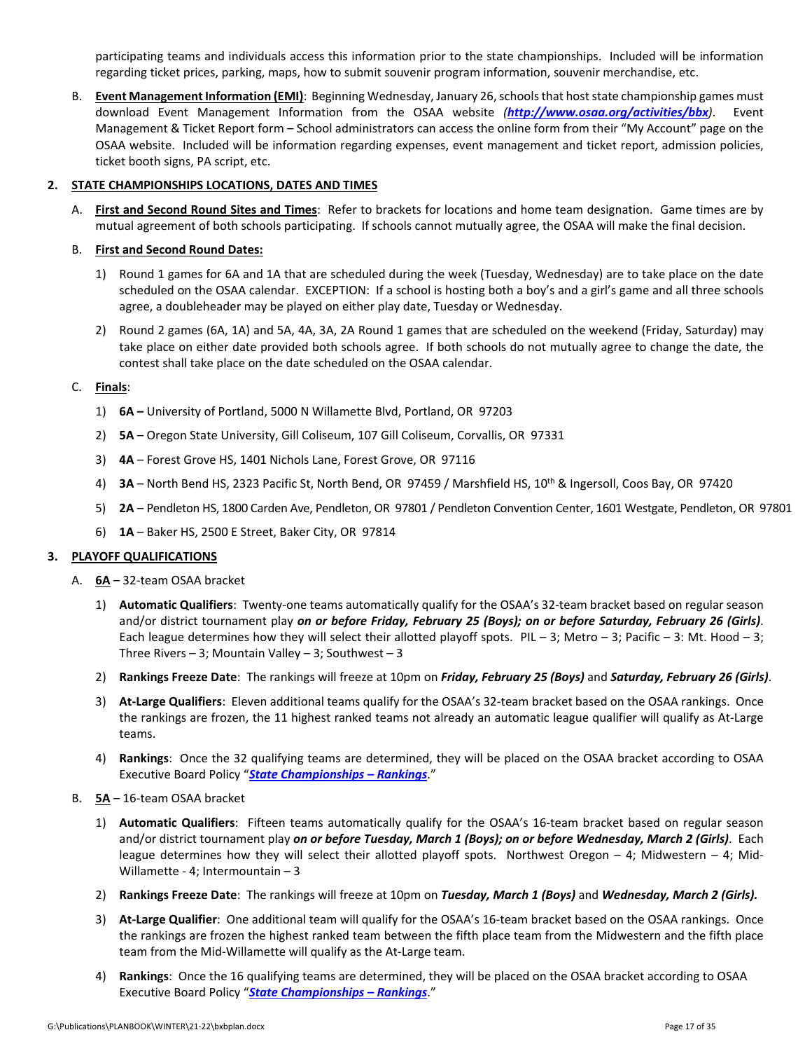participating teams and individuals access this information prior to the state championships. Included will be information regarding ticket prices, parking, maps, how to submit souvenir program information, souvenir merchandise, etc.

B. **Event Management Information (EMI)**: Beginning Wednesday, January 26, schools that host state championship games must download Event Management Information from the OSAA website *(**http://www.osaa.org/activities/bbx**)*. Event Management & Ticket Report form – School administrators can access the online form from their "My Account" page on the OSAA website. Included will be information regarding expenses, event management and ticket report, admission policies, ticket booth signs, PA script, etc.

## 2. STATE CHAMPIONSHIPS LOCATIONS, DATES AND TIMES

A. **First and Second Round Sites and Times**: Refer to brackets for locations and home team designation. Game times are by mutual agreement of both schools participating. If schools cannot mutually agree, the OSAA will make the final decision.

B. **First and Second Round Dates:**

1) Round 1 games for 6A and 1A that are scheduled during the week (Tuesday, Wednesday) are to take place on the date scheduled on the OSAA calendar. EXCEPTION: If a school is hosting both a boy's and a girl's game and all three schools agree, a doubleheader may be played on either play date, Tuesday or Wednesday.

2) Round 2 games (6A, 1A) and 5A, 4A, 3A, 2A Round 1 games that are scheduled on the weekend (Friday, Saturday) may take place on either date provided both schools agree. If both schools do not mutually agree to change the date, the contest shall take place on the date scheduled on the OSAA calendar.

C. **Finals**:

1) **6A –** University of Portland, 5000 N Willamette Blvd, Portland, OR 97203

2) **5A** – Oregon State University, Gill Coliseum, 107 Gill Coliseum, Corvallis, OR 97331

3) **4A** – Forest Grove HS, 1401 Nichols Lane, Forest Grove, OR 97116

4) **3A** – North Bend HS, 2323 Pacific St, North Bend, OR 97459 / Marshfield HS, 10th & Ingersoll, Coos Bay, OR 97420

5) **2A** – Pendleton HS, 1800 Carden Ave, Pendleton, OR 97801 / Pendleton Convention Center, 1601 Westgate, Pendleton, OR 97801

6) **1A** – Baker HS, 2500 E Street, Baker City, OR 97814

## 3. PLAYOFF QUALIFICATIONS

A. **6A** – 32-team OSAA bracket

1) **Automatic Qualifiers**: Twenty-one teams automatically qualify for the OSAA's 32-team bracket based on regular season and/or district tournament play ***on or before Friday, February 25 (Boys); on or before Saturday, February 26 (Girls)***. Each league determines how they will select their allotted playoff spots. PIL – 3; Metro – 3; Pacific – 3: Mt. Hood – 3; Three Rivers – 3; Mountain Valley – 3; Southwest – 3

2) **Rankings Freeze Date**: The rankings will freeze at 10pm on ***Friday, February 25 (Boys)*** and ***Saturday, February 26 (Girls)***.

3) **At-Large Qualifiers**: Eleven additional teams qualify for the OSAA's 32-team bracket based on the OSAA rankings. Once the rankings are frozen, the 11 highest ranked teams not already an automatic league qualifier will qualify as At-Large teams.

4) **Rankings**: Once the 32 qualifying teams are determined, they will be placed on the OSAA bracket according to OSAA Executive Board Policy "***State Championships – Rankings***."

B. **5A** – 16-team OSAA bracket

1) **Automatic Qualifiers**: Fifteen teams automatically qualify for the OSAA's 16-team bracket based on regular season and/or district tournament play ***on or before Tuesday, March 1 (Boys); on or before Wednesday, March 2 (Girls)***. Each league determines how they will select their allotted playoff spots. Northwest Oregon – 4; Midwestern – 4; Mid-Willamette - 4; Intermountain – 3

2) **Rankings Freeze Date**: The rankings will freeze at 10pm on ***Tuesday, March 1 (Boys)*** and ***Wednesday, March 2 (Girls).***

3) **At-Large Qualifier**: One additional team will qualify for the OSAA's 16-team bracket based on the OSAA rankings. Once the rankings are frozen the highest ranked team between the fifth place team from the Midwestern and the fifth place team from the Mid-Willamette will qualify as the At-Large team.

4) **Rankings**: Once the 16 qualifying teams are determined, they will be placed on the OSAA bracket according to OSAA Executive Board Policy "***State Championships – Rankings***."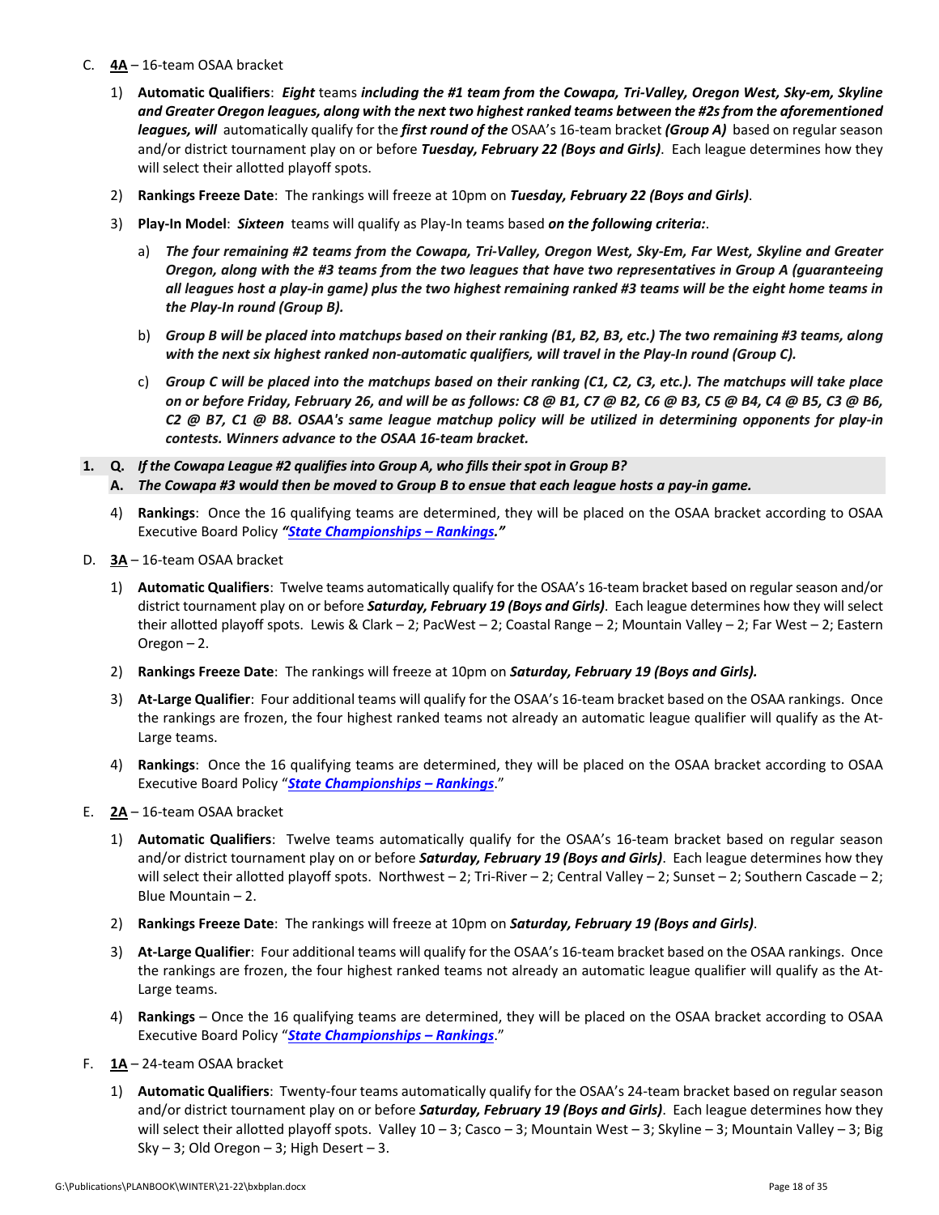C. **4A** – 16-team OSAA bracket

   1) **Automatic Qualifiers**: ***Eight*** teams ***including the #1 team from the Cowapa, Tri-Valley, Oregon West, Sky-em, Skyline and Greater Oregon leagues, along with the next two highest ranked teams between the #2s from the aforementioned leagues, will*** automatically qualify for the ***first round of the*** OSAA's 16-team bracket ***(Group A)*** based on regular season and/or district tournament play on or before ***Tuesday, February 22 (Boys and Girls)***. Each league determines how they will select their allotted playoff spots.

   2) **Rankings Freeze Date**: The rankings will freeze at 10pm on ***Tuesday, February 22 (Boys and Girls)***.

   3) **Play-In Model**: ***Sixteen*** teams will qualify as Play-In teams based ***on the following criteria:***.

      a) ***The four remaining #2 teams from the Cowapa, Tri-Valley, Oregon West, Sky-Em, Far West, Skyline and Greater Oregon, along with the #3 teams from the two leagues that have two representatives in Group A (guaranteeing all leagues host a play-in game) plus the two highest remaining ranked #3 teams will be the eight home teams in the Play-In round (Group B).***

      b) ***Group B will be placed into matchups based on their ranking (B1, B2, B3, etc.) The two remaining #3 teams, along with the next six highest ranked non-automatic qualifiers, will travel in the Play-In round (Group C).***

      c) ***Group C will be placed into the matchups based on their ranking (C1, C2, C3, etc.). The matchups will take place on or before Friday, February 26, and will be as follows: C8 @ B1, C7 @ B2, C6 @ B3, C5 @ B4, C4 @ B5, C3 @ B6, C2 @ B7, C1 @ B8. OSAA's same league matchup policy will be utilized in determining opponents for play-in contests. Winners advance to the OSAA 16-team bracket.***

**1. Q.** ***If the Cowapa League #2 qualifies into Group A, who fills their spot in Group B?***
**A.** ***The Cowapa #3 would then be moved to Group B to ensue that each league hosts a pay-in game.***

   4) **Rankings**: Once the 16 qualifying teams are determined, they will be placed on the OSAA bracket according to OSAA Executive Board Policy ***"State Championships – Rankings."***

D. **3A** – 16-team OSAA bracket

   1) **Automatic Qualifiers**: Twelve teams automatically qualify for the OSAA's 16-team bracket based on regular season and/or district tournament play on or before ***Saturday, February 19 (Boys and Girls)***. Each league determines how they will select their allotted playoff spots. Lewis & Clark – 2; PacWest – 2; Coastal Range – 2; Mountain Valley – 2; Far West – 2; Eastern Oregon – 2.

   2) **Rankings Freeze Date**: The rankings will freeze at 10pm on ***Saturday, February 19 (Boys and Girls).***

   3) **At-Large Qualifier**: Four additional teams will qualify for the OSAA's 16-team bracket based on the OSAA rankings. Once the rankings are frozen, the four highest ranked teams not already an automatic league qualifier will qualify as the At-Large teams.

   4) **Rankings**: Once the 16 qualifying teams are determined, they will be placed on the OSAA bracket according to OSAA Executive Board Policy "***State Championships – Rankings***."

E. **2A** – 16-team OSAA bracket

   1) **Automatic Qualifiers**: Twelve teams automatically qualify for the OSAA's 16-team bracket based on regular season and/or district tournament play on or before ***Saturday, February 19 (Boys and Girls)***. Each league determines how they will select their allotted playoff spots. Northwest – 2; Tri-River – 2; Central Valley – 2; Sunset – 2; Southern Cascade – 2; Blue Mountain – 2.

   2) **Rankings Freeze Date**: The rankings will freeze at 10pm on ***Saturday, February 19 (Boys and Girls)***.

   3) **At-Large Qualifier**: Four additional teams will qualify for the OSAA's 16-team bracket based on the OSAA rankings. Once the rankings are frozen, the four highest ranked teams not already an automatic league qualifier will qualify as the At-Large teams.

   4) **Rankings** – Once the 16 qualifying teams are determined, they will be placed on the OSAA bracket according to OSAA Executive Board Policy "***State Championships – Rankings***."

F. **1A** – 24-team OSAA bracket

   1) **Automatic Qualifiers**: Twenty-four teams automatically qualify for the OSAA's 24-team bracket based on regular season and/or district tournament play on or before ***Saturday, February 19 (Boys and Girls)***. Each league determines how they will select their allotted playoff spots. Valley 10 – 3; Casco – 3; Mountain West – 3; Skyline – 3; Mountain Valley – 3; Big Sky – 3; Old Oregon – 3; High Desert – 3.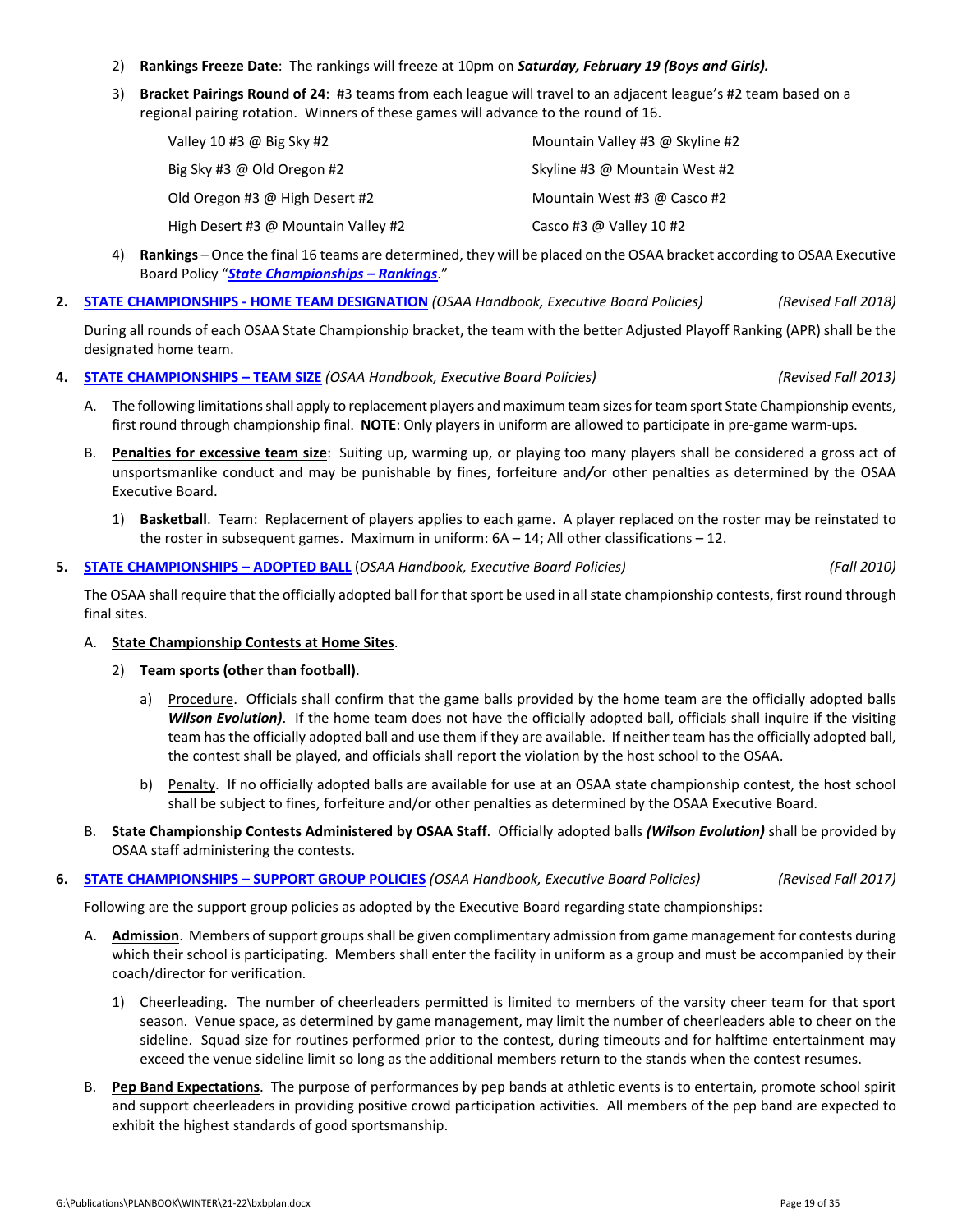2) **Rankings Freeze Date**: The rankings will freeze at 10pm on ***Saturday, February 19 (Boys and Girls).***

3) **Bracket Pairings Round of 24**: #3 teams from each league will travel to an adjacent league's #2 team based on a regional pairing rotation. Winners of these games will advance to the round of 16.

| | |
|---|---|
| Valley 10 #3 @ Big Sky #2 | Mountain Valley #3 @ Skyline #2 |
| Big Sky #3 @ Old Oregon #2 | Skyline #3 @ Mountain West #2 |
| Old Oregon #3 @ High Desert #2 | Mountain West #3 @ Casco #2 |
| High Desert #3 @ Mountain Valley #2 | Casco #3 @ Valley 10 #2 |

4) **Rankings** – Once the final 16 teams are determined, they will be placed on the OSAA bracket according to OSAA Executive Board Policy "***State Championships – Rankings***."

**2. STATE CHAMPIONSHIPS - HOME TEAM DESIGNATION** *(OSAA Handbook, Executive Board Policies)* *(Revised Fall 2018)*

During all rounds of each OSAA State Championship bracket, the team with the better Adjusted Playoff Ranking (APR) shall be the designated home team.

**4. STATE CHAMPIONSHIPS – TEAM SIZE** *(OSAA Handbook, Executive Board Policies)* *(Revised Fall 2013)*

A. The following limitations shall apply to replacement players and maximum team sizes for team sport State Championship events, first round through championship final. **NOTE**: Only players in uniform are allowed to participate in pre-game warm-ups.

B. **Penalties for excessive team size**: Suiting up, warming up, or playing too many players shall be considered a gross act of unsportsmanlike conduct and may be punishable by fines, forfeiture and/or other penalties as determined by the OSAA Executive Board.

1) **Basketball**. Team: Replacement of players applies to each game. A player replaced on the roster may be reinstated to the roster in subsequent games. Maximum in uniform: 6A – 14; All other classifications – 12.

**5. STATE CHAMPIONSHIPS – ADOPTED BALL** (*OSAA Handbook, Executive Board Policies)* *(Fall 2010)*

The OSAA shall require that the officially adopted ball for that sport be used in all state championship contests, first round through final sites.

A. **State Championship Contests at Home Sites**.

2) **Team sports (other than football)**.

a) Procedure. Officials shall confirm that the game balls provided by the home team are the officially adopted balls ***Wilson Evolution)***. If the home team does not have the officially adopted ball, officials shall inquire if the visiting team has the officially adopted ball and use them if they are available. If neither team has the officially adopted ball, the contest shall be played, and officials shall report the violation by the host school to the OSAA.

b) Penalty. If no officially adopted balls are available for use at an OSAA state championship contest, the host school shall be subject to fines, forfeiture and/or other penalties as determined by the OSAA Executive Board.

B. **State Championship Contests Administered by OSAA Staff**. Officially adopted balls ***(Wilson Evolution)*** shall be provided by OSAA staff administering the contests.

**6. STATE CHAMPIONSHIPS – SUPPORT GROUP POLICIES** *(OSAA Handbook, Executive Board Policies)* *(Revised Fall 2017)*

Following are the support group policies as adopted by the Executive Board regarding state championships:

A. **Admission**. Members of support groups shall be given complimentary admission from game management for contests during which their school is participating. Members shall enter the facility in uniform as a group and must be accompanied by their coach/director for verification.

1) Cheerleading. The number of cheerleaders permitted is limited to members of the varsity cheer team for that sport season. Venue space, as determined by game management, may limit the number of cheerleaders able to cheer on the sideline. Squad size for routines performed prior to the contest, during timeouts and for halftime entertainment may exceed the venue sideline limit so long as the additional members return to the stands when the contest resumes.

B. **Pep Band Expectations**. The purpose of performances by pep bands at athletic events is to entertain, promote school spirit and support cheerleaders in providing positive crowd participation activities. All members of the pep band are expected to exhibit the highest standards of good sportsmanship.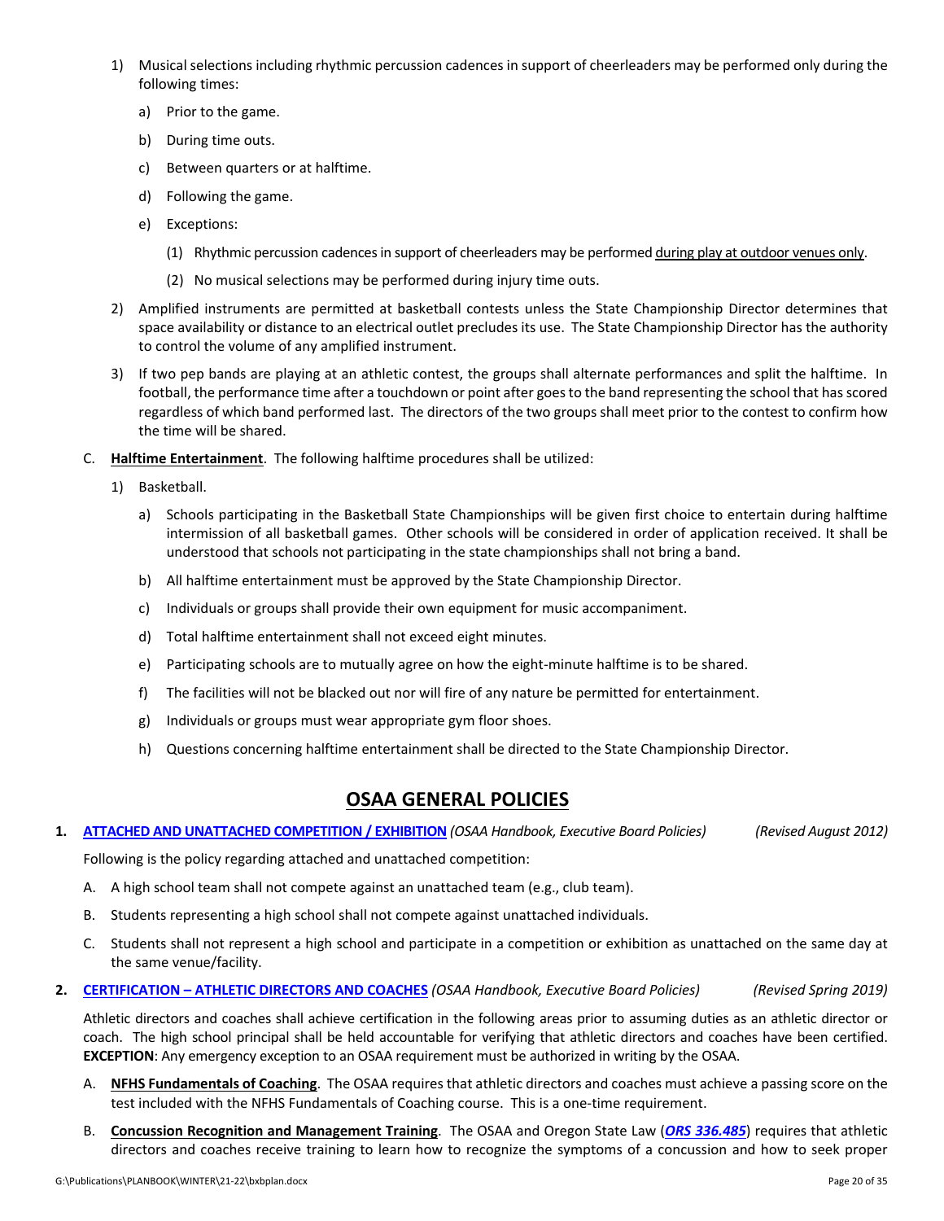1) Musical selections including rhythmic percussion cadences in support of cheerleaders may be performed only during the following times:

    a) Prior to the game.

    b) During time outs.

    c) Between quarters or at halftime.

    d) Following the game.

    e) Exceptions:

        (1) Rhythmic percussion cadences in support of cheerleaders may be performed <u>during play at outdoor venues only</u>.

        (2) No musical selections may be performed during injury time outs.

2) Amplified instruments are permitted at basketball contests unless the State Championship Director determines that space availability or distance to an electrical outlet precludes its use. The State Championship Director has the authority to control the volume of any amplified instrument.

3) If two pep bands are playing at an athletic contest, the groups shall alternate performances and split the halftime. In football, the performance time after a touchdown or point after goes to the band representing the school that has scored regardless of which band performed last. The directors of the two groups shall meet prior to the contest to confirm how the time will be shared.

C. **Halftime Entertainment**. The following halftime procedures shall be utilized:

1) Basketball.

    a) Schools participating in the Basketball State Championships will be given first choice to entertain during halftime intermission of all basketball games. Other schools will be considered in order of application received. It shall be understood that schools not participating in the state championships shall not bring a band.

    b) All halftime entertainment must be approved by the State Championship Director.

    c) Individuals or groups shall provide their own equipment for music accompaniment.

    d) Total halftime entertainment shall not exceed eight minutes.

    e) Participating schools are to mutually agree on how the eight-minute halftime is to be shared.

    f) The facilities will not be blacked out nor will fire of any nature be permitted for entertainment.

    g) Individuals or groups must wear appropriate gym floor shoes.

    h) Questions concerning halftime entertainment shall be directed to the State Championship Director.

# OSAA GENERAL POLICIES

**1. ATTACHED AND UNATTACHED COMPETITION / EXHIBITION** *(OSAA Handbook, Executive Board Policies)* *(Revised August 2012)*

Following is the policy regarding attached and unattached competition:

A. A high school team shall not compete against an unattached team (e.g., club team).

B. Students representing a high school shall not compete against unattached individuals.

C. Students shall not represent a high school and participate in a competition or exhibition as unattached on the same day at the same venue/facility.

**2. CERTIFICATION – ATHLETIC DIRECTORS AND COACHES** *(OSAA Handbook, Executive Board Policies)* *(Revised Spring 2019)*

Athletic directors and coaches shall achieve certification in the following areas prior to assuming duties as an athletic director or coach. The high school principal shall be held accountable for verifying that athletic directors and coaches have been certified. **EXCEPTION**: Any emergency exception to an OSAA requirement must be authorized in writing by the OSAA.

A. **NFHS Fundamentals of Coaching**. The OSAA requires that athletic directors and coaches must achieve a passing score on the test included with the NFHS Fundamentals of Coaching course. This is a one-time requirement.

B. **Concussion Recognition and Management Training**. The OSAA and Oregon State Law (***ORS 336.485***) requires that athletic directors and coaches receive training to learn how to recognize the symptoms of a concussion and how to seek proper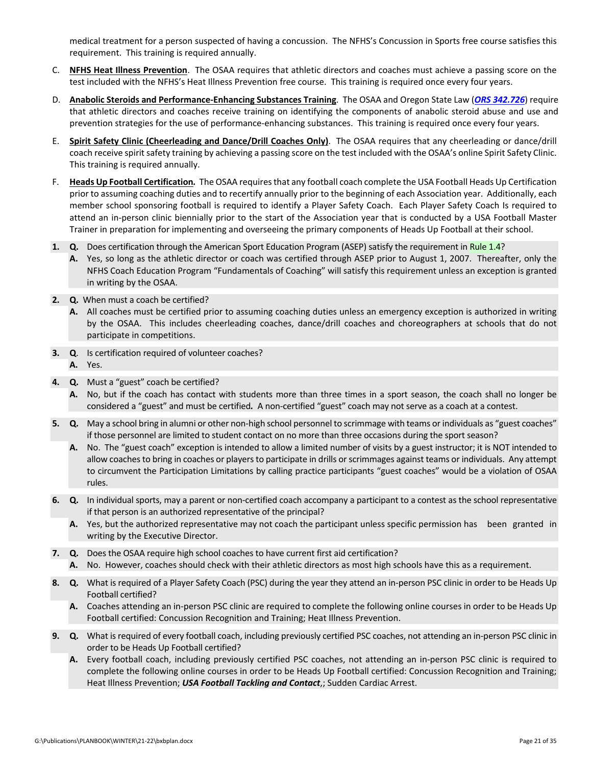medical treatment for a person suspected of having a concussion. The NFHS's Concussion in Sports free course satisfies this requirement. This training is required annually.

C. **NFHS Heat Illness Prevention**. The OSAA requires that athletic directors and coaches must achieve a passing score on the test included with the NFHS's Heat Illness Prevention free course. This training is required once every four years.

D. **Anabolic Steroids and Performance-Enhancing Substances Training**. The OSAA and Oregon State Law (***ORS 342.726***) require that athletic directors and coaches receive training on identifying the components of anabolic steroid abuse and use and prevention strategies for the use of performance-enhancing substances. This training is required once every four years.

E. **Spirit Safety Clinic (Cheerleading and Dance/Drill Coaches Only)**. The OSAA requires that any cheerleading or dance/drill coach receive spirit safety training by achieving a passing score on the test included with the OSAA's online Spirit Safety Clinic. This training is required annually.

F. ***Heads Up Football Certification.*** The OSAA requires that any football coach complete the USA Football Heads Up Certification prior to assuming coaching duties and to recertify annually prior to the beginning of each Association year. Additionally, each member school sponsoring football is required to identify a Player Safety Coach. Each Player Safety Coach Is required to attend an in-person clinic biennially prior to the start of the Association year that is conducted by a USA Football Master Trainer in preparation for implementing and overseeing the primary components of Heads Up Football at their school.

1. **Q.** Does certification through the American Sport Education Program (ASEP) satisfy the requirement in Rule 1.4?
   **A.** Yes, so long as the athletic director or coach was certified through ASEP prior to August 1, 2007. Thereafter, only the NFHS Coach Education Program "Fundamentals of Coaching" will satisfy this requirement unless an exception is granted in writing by the OSAA.

2. **Q.** When must a coach be certified?
   **A.** All coaches must be certified prior to assuming coaching duties unless an emergency exception is authorized in writing by the OSAA. This includes cheerleading coaches, dance/drill coaches and choreographers at schools that do not participate in competitions.

3. **Q**. Is certification required of volunteer coaches?
   **A.** Yes.

4. **Q.** Must a "guest" coach be certified?
   **A.** No, but if the coach has contact with students more than three times in a sport season, the coach shall no longer be considered a "guest" and must be certified. A non-certified "guest" coach may not serve as a coach at a contest.

5. **Q.** May a school bring in alumni or other non-high school personnel to scrimmage with teams or individuals as "guest coaches" if those personnel are limited to student contact on no more than three occasions during the sport season?
   **A.** No. The "guest coach" exception is intended to allow a limited number of visits by a guest instructor; it is NOT intended to allow coaches to bring in coaches or players to participate in drills or scrimmages against teams or individuals. Any attempt to circumvent the Participation Limitations by calling practice participants "guest coaches" would be a violation of OSAA rules.

6. **Q.** In individual sports, may a parent or non-certified coach accompany a participant to a contest as the school representative if that person is an authorized representative of the principal?
   **A.** Yes, but the authorized representative may not coach the participant unless specific permission has been granted in writing by the Executive Director.

7. **Q.** Does the OSAA require high school coaches to have current first aid certification?
   **A.** No. However, coaches should check with their athletic directors as most high schools have this as a requirement.

8. **Q.** What is required of a Player Safety Coach (PSC) during the year they attend an in-person PSC clinic in order to be Heads Up Football certified?
   **A.** Coaches attending an in-person PSC clinic are required to complete the following online courses in order to be Heads Up Football certified: Concussion Recognition and Training; Heat Illness Prevention.

9. **Q.** What is required of every football coach, including previously certified PSC coaches, not attending an in-person PSC clinic in order to be Heads Up Football certified?
   **A.** Every football coach, including previously certified PSC coaches, not attending an in-person PSC clinic is required to complete the following online courses in order to be Heads Up Football certified: Concussion Recognition and Training; Heat Illness Prevention; ***USA Football Tackling and Contact***,; Sudden Cardiac Arrest.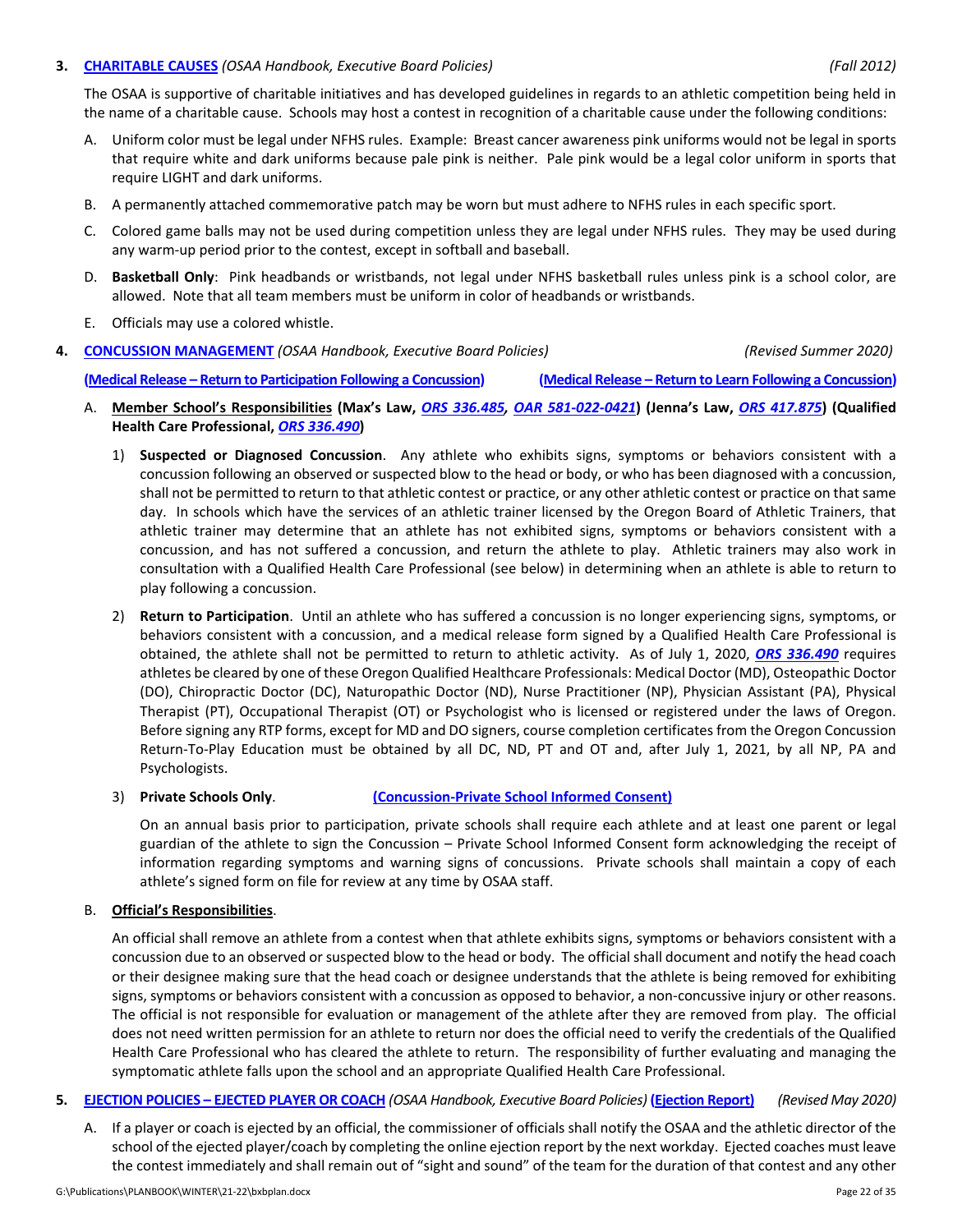3. **CHARITABLE CAUSES** *(OSAA Handbook, Executive Board Policies)* *(Fall 2012)*

The OSAA is supportive of charitable initiatives and has developed guidelines in regards to an athletic competition being held in the name of a charitable cause. Schools may host a contest in recognition of a charitable cause under the following conditions:

A. Uniform color must be legal under NFHS rules. Example: Breast cancer awareness pink uniforms would not be legal in sports that require white and dark uniforms because pale pink is neither. Pale pink would be a legal color uniform in sports that require LIGHT and dark uniforms.

B. A permanently attached commemorative patch may be worn but must adhere to NFHS rules in each specific sport.

C. Colored game balls may not be used during competition unless they are legal under NFHS rules. They may be used during any warm-up period prior to the contest, except in softball and baseball.

D. **Basketball Only**: Pink headbands or wristbands, not legal under NFHS basketball rules unless pink is a school color, are allowed. Note that all team members must be uniform in color of headbands or wristbands.

E. Officials may use a colored whistle.

4. **CONCUSSION MANAGEMENT** *(OSAA Handbook, Executive Board Policies)* *(Revised Summer 2020)*

**(Medical Release – Return to Participation Following a Concussion)** **(Medical Release – Return to Learn Following a Concussion)**

A. **Member School's Responsibilities (Max's Law, *ORS 336.485*, *OAR 581-022-0421*) (Jenna's Law, *ORS 417.875*) (Qualified Health Care Professional, *ORS 336.490*)**

1) **Suspected or Diagnosed Concussion**. Any athlete who exhibits signs, symptoms or behaviors consistent with a concussion following an observed or suspected blow to the head or body, or who has been diagnosed with a concussion, shall not be permitted to return to that athletic contest or practice, or any other athletic contest or practice on that same day. In schools which have the services of an athletic trainer licensed by the Oregon Board of Athletic Trainers, that athletic trainer may determine that an athlete has not exhibited signs, symptoms or behaviors consistent with a concussion, and has not suffered a concussion, and return the athlete to play. Athletic trainers may also work in consultation with a Qualified Health Care Professional (see below) in determining when an athlete is able to return to play following a concussion.

2) **Return to Participation**. Until an athlete who has suffered a concussion is no longer experiencing signs, symptoms, or behaviors consistent with a concussion, and a medical release form signed by a Qualified Health Care Professional is obtained, the athlete shall not be permitted to return to athletic activity. As of July 1, 2020, ***ORS 336.490*** requires athletes be cleared by one of these Oregon Qualified Healthcare Professionals: Medical Doctor (MD), Osteopathic Doctor (DO), Chiropractic Doctor (DC), Naturopathic Doctor (ND), Nurse Practitioner (NP), Physician Assistant (PA), Physical Therapist (PT), Occupational Therapist (OT) or Psychologist who is licensed or registered under the laws of Oregon. Before signing any RTP forms, except for MD and DO signers, course completion certificates from the Oregon Concussion Return-To-Play Education must be obtained by all DC, ND, PT and OT and, after July 1, 2021, by all NP, PA and Psychologists.

3) **Private Schools Only**. **(Concussion-Private School Informed Consent)**

On an annual basis prior to participation, private schools shall require each athlete and at least one parent or legal guardian of the athlete to sign the Concussion – Private School Informed Consent form acknowledging the receipt of information regarding symptoms and warning signs of concussions. Private schools shall maintain a copy of each athlete's signed form on file for review at any time by OSAA staff.

B. **Official's Responsibilities**.

An official shall remove an athlete from a contest when that athlete exhibits signs, symptoms or behaviors consistent with a concussion due to an observed or suspected blow to the head or body. The official shall document and notify the head coach or their designee making sure that the head coach or designee understands that the athlete is being removed for exhibiting signs, symptoms or behaviors consistent with a concussion as opposed to behavior, a non-concussive injury or other reasons. The official is not responsible for evaluation or management of the athlete after they are removed from play. The official does not need written permission for an athlete to return nor does the official need to verify the credentials of the Qualified Health Care Professional who has cleared the athlete to return. The responsibility of further evaluating and managing the symptomatic athlete falls upon the school and an appropriate Qualified Health Care Professional.

5. **EJECTION POLICIES – EJECTED PLAYER OR COACH** *(OSAA Handbook, Executive Board Policies)* **(Ejection Report)** *(Revised May 2020)*

A. If a player or coach is ejected by an official, the commissioner of officials shall notify the OSAA and the athletic director of the school of the ejected player/coach by completing the online ejection report by the next workday. Ejected coaches must leave the contest immediately and shall remain out of "sight and sound" of the team for the duration of that contest and any other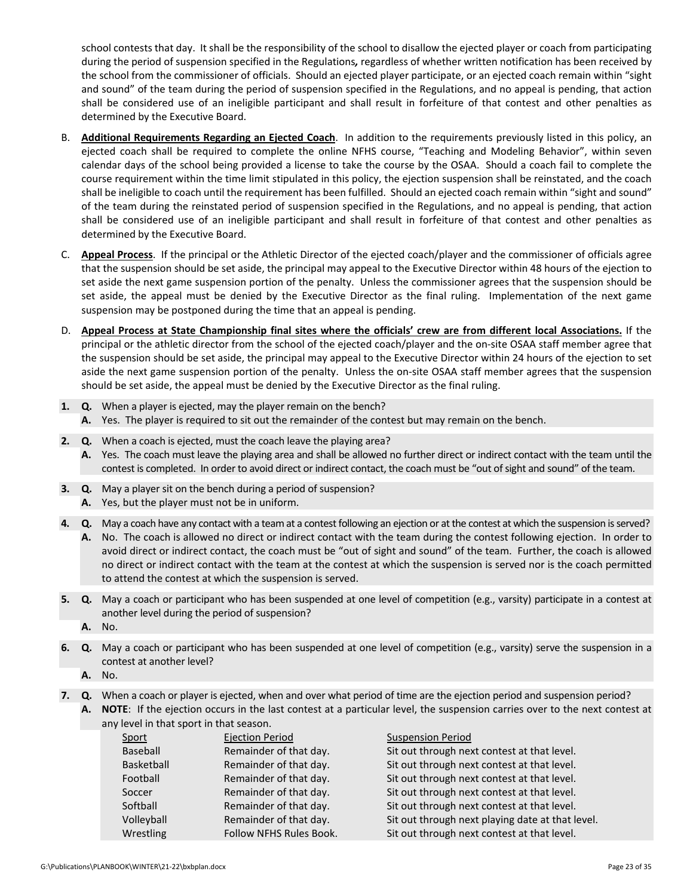school contests that day. It shall be the responsibility of the school to disallow the ejected player or coach from participating during the period of suspension specified in the Regulations*,* regardless of whether written notification has been received by the school from the commissioner of officials. Should an ejected player participate, or an ejected coach remain within "sight and sound" of the team during the period of suspension specified in the Regulations, and no appeal is pending, that action shall be considered use of an ineligible participant and shall result in forfeiture of that contest and other penalties as determined by the Executive Board.

B. **Additional Requirements Regarding an Ejected Coach**. In addition to the requirements previously listed in this policy, an ejected coach shall be required to complete the online NFHS course, "Teaching and Modeling Behavior", within seven calendar days of the school being provided a license to take the course by the OSAA. Should a coach fail to complete the course requirement within the time limit stipulated in this policy, the ejection suspension shall be reinstated, and the coach shall be ineligible to coach until the requirement has been fulfilled. Should an ejected coach remain within "sight and sound" of the team during the reinstated period of suspension specified in the Regulations, and no appeal is pending, that action shall be considered use of an ineligible participant and shall result in forfeiture of that contest and other penalties as determined by the Executive Board.

C. **Appeal Process**. If the principal or the Athletic Director of the ejected coach/player and the commissioner of officials agree that the suspension should be set aside, the principal may appeal to the Executive Director within 48 hours of the ejection to set aside the next game suspension portion of the penalty. Unless the commissioner agrees that the suspension should be set aside, the appeal must be denied by the Executive Director as the final ruling. Implementation of the next game suspension may be postponed during the time that an appeal is pending.

D. **Appeal Process at State Championship final sites where the officials' crew are from different local Associations.** If the principal or the athletic director from the school of the ejected coach/player and the on-site OSAA staff member agree that the suspension should be set aside, the principal may appeal to the Executive Director within 24 hours of the ejection to set aside the next game suspension portion of the penalty. Unless the on-site OSAA staff member agrees that the suspension should be set aside, the appeal must be denied by the Executive Director as the final ruling.

**1. Q.** When a player is ejected, may the player remain on the bench?
**A.** Yes. The player is required to sit out the remainder of the contest but may remain on the bench.

**2. Q.** When a coach is ejected, must the coach leave the playing area?
**A.** Yes. The coach must leave the playing area and shall be allowed no further direct or indirect contact with the team until the contest is completed. In order to avoid direct or indirect contact, the coach must be "out of sight and sound" of the team.

**3. Q.** May a player sit on the bench during a period of suspension?
**A.** Yes, but the player must not be in uniform.

**4. Q.** May a coach have any contact with a team at a contest following an ejection or at the contest at which the suspension is served?
**A.** No. The coach is allowed no direct or indirect contact with the team during the contest following ejection. In order to avoid direct or indirect contact, the coach must be "out of sight and sound" of the team. Further, the coach is allowed no direct or indirect contact with the team at the contest at which the suspension is served nor is the coach permitted to attend the contest at which the suspension is served.

**5. Q.** May a coach or participant who has been suspended at one level of competition (e.g., varsity) participate in a contest at another level during the period of suspension?
**A.** No.

**6. Q.** May a coach or participant who has been suspended at one level of competition (e.g., varsity) serve the suspension in a contest at another level?
**A.** No.

**7. Q.** When a coach or player is ejected, when and over what period of time are the ejection period and suspension period?
**A. NOTE**: If the ejection occurs in the last contest at a particular level, the suspension carries over to the next contest at any level in that sport in that season.

| Sport | Ejection Period | Suspension Period |
|---|---|---|
| Baseball | Remainder of that day. | Sit out through next contest at that level. |
| Basketball | Remainder of that day. | Sit out through next contest at that level. |
| Football | Remainder of that day. | Sit out through next contest at that level. |
| Soccer | Remainder of that day. | Sit out through next contest at that level. |
| Softball | Remainder of that day. | Sit out through next contest at that level. |
| Volleyball | Remainder of that day. | Sit out through next playing date at that level. |
| Wrestling | Follow NFHS Rules Book. | Sit out through next contest at that level. |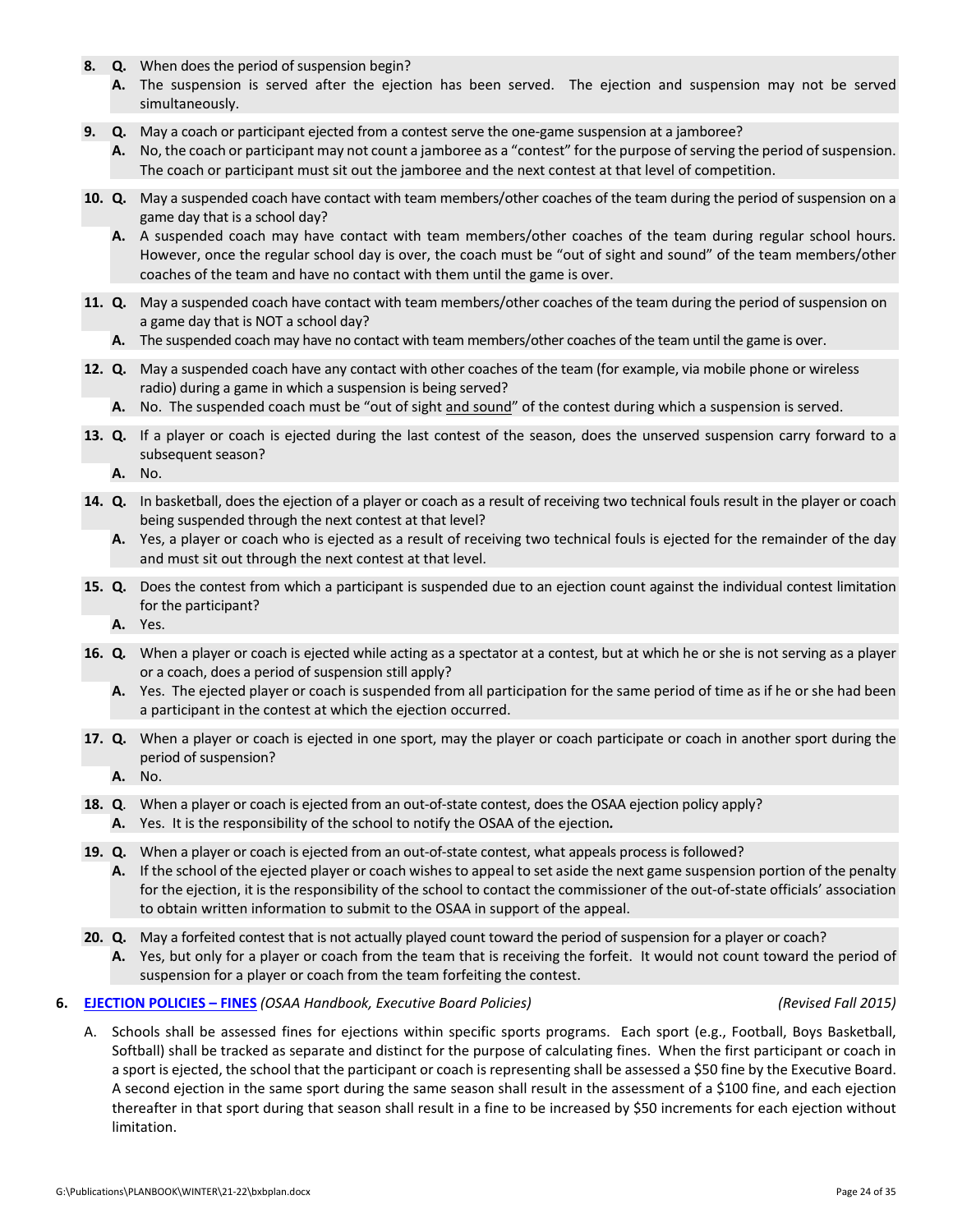8. **Q.** When does the period of suspension begin?
   **A.** The suspension is served after the ejection has been served. The ejection and suspension may not be served simultaneously.

9. **Q.** May a coach or participant ejected from a contest serve the one-game suspension at a jamboree?
   **A.** No, the coach or participant may not count a jamboree as a "contest" for the purpose of serving the period of suspension. The coach or participant must sit out the jamboree and the next contest at that level of competition.

10. **Q.** May a suspended coach have contact with team members/other coaches of the team during the period of suspension on a game day that is a school day?
    **A.** A suspended coach may have contact with team members/other coaches of the team during regular school hours. However, once the regular school day is over, the coach must be "out of sight and sound" of the team members/other coaches of the team and have no contact with them until the game is over.

11. **Q.** May a suspended coach have contact with team members/other coaches of the team during the period of suspension on a game day that is NOT a school day?
    **A.** The suspended coach may have no contact with team members/other coaches of the team until the game is over.

12. **Q.** May a suspended coach have any contact with other coaches of the team (for example, via mobile phone or wireless radio) during a game in which a suspension is being served?
    **A.** No. The suspended coach must be "out of sight and sound" of the contest during which a suspension is served.

13. **Q.** If a player or coach is ejected during the last contest of the season, does the unserved suspension carry forward to a subsequent season?
    **A.** No.

14. **Q.** In basketball, does the ejection of a player or coach as a result of receiving two technical fouls result in the player or coach being suspended through the next contest at that level?
    **A.** Yes, a player or coach who is ejected as a result of receiving two technical fouls is ejected for the remainder of the day and must sit out through the next contest at that level.

15. **Q.** Does the contest from which a participant is suspended due to an ejection count against the individual contest limitation for the participant?
    **A.** Yes.

16. **Q.** When a player or coach is ejected while acting as a spectator at a contest, but at which he or she is not serving as a player or a coach, does a period of suspension still apply?
    **A.** Yes. The ejected player or coach is suspended from all participation for the same period of time as if he or she had been a participant in the contest at which the ejection occurred.

17. **Q.** When a player or coach is ejected in one sport, may the player or coach participate or coach in another sport during the period of suspension?
    **A.** No.

18. **Q**. When a player or coach is ejected from an out-of-state contest, does the OSAA ejection policy apply?
    **A.** Yes. It is the responsibility of the school to notify the OSAA of the ejection*.*

19. **Q.** When a player or coach is ejected from an out-of-state contest, what appeals process is followed?
    **A.** If the school of the ejected player or coach wishes to appeal to set aside the next game suspension portion of the penalty for the ejection, it is the responsibility of the school to contact the commissioner of the out-of-state officials' association to obtain written information to submit to the OSAA in support of the appeal.

20. **Q.** May a forfeited contest that is not actually played count toward the period of suspension for a player or coach?
    **A.** Yes, but only for a player or coach from the team that is receiving the forfeit. It would not count toward the period of suspension for a player or coach from the team forfeiting the contest.

6. **EJECTION POLICIES – FINES** *(OSAA Handbook, Executive Board Policies)* *(Revised Fall 2015)*

   A. Schools shall be assessed fines for ejections within specific sports programs. Each sport (e.g., Football, Boys Basketball, Softball) shall be tracked as separate and distinct for the purpose of calculating fines. When the first participant or coach in a sport is ejected, the school that the participant or coach is representing shall be assessed a $50 fine by the Executive Board. A second ejection in the same sport during the same season shall result in the assessment of a $100 fine, and each ejection thereafter in that sport during that season shall result in a fine to be increased by $50 increments for each ejection without limitation.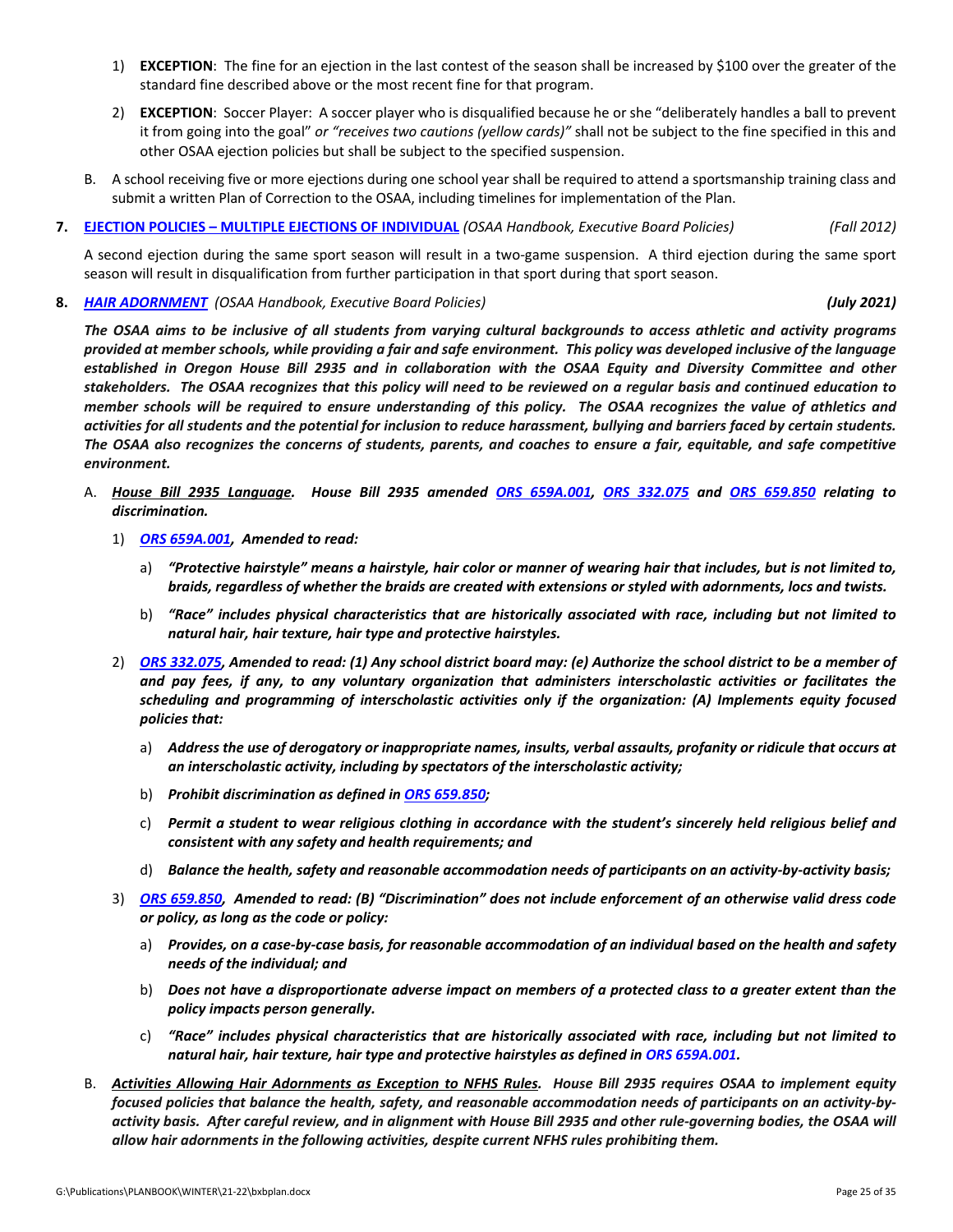1) **EXCEPTION**: The fine for an ejection in the last contest of the season shall be increased by $100 over the greater of the standard fine described above or the most recent fine for that program.

2) **EXCEPTION**: Soccer Player: A soccer player who is disqualified because he or she "deliberately handles a ball to prevent it from going into the goal" *or "receives two cautions (yellow cards)"* shall not be subject to the fine specified in this and other OSAA ejection policies but shall be subject to the specified suspension.

B. A school receiving five or more ejections during one school year shall be required to attend a sportsmanship training class and submit a written Plan of Correction to the OSAA, including timelines for implementation of the Plan.

**7. EJECTION POLICIES – MULTIPLE EJECTIONS OF INDIVIDUAL** *(OSAA Handbook, Executive Board Policies)* *(Fall 2012)*

A second ejection during the same sport season will result in a two-game suspension. A third ejection during the same sport season will result in disqualification from further participation in that sport during that sport season.

**8. *HAIR ADORNMENT*** *(OSAA Handbook, Executive Board Policies)* ***(July 2021)***

***The OSAA aims to be inclusive of all students from varying cultural backgrounds to access athletic and activity programs provided at member schools, while providing a fair and safe environment. This policy was developed inclusive of the language established in Oregon House Bill 2935 and in collaboration with the OSAA Equity and Diversity Committee and other stakeholders. The OSAA recognizes that this policy will need to be reviewed on a regular basis and continued education to member schools will be required to ensure understanding of this policy. The OSAA recognizes the value of athletics and activities for all students and the potential for inclusion to reduce harassment, bullying and barriers faced by certain students. The OSAA also recognizes the concerns of students, parents, and coaches to ensure a fair, equitable, and safe competitive environment.***

A. ***House Bill 2935 Language. House Bill 2935 amended ORS 659A.001, ORS 332.075 and ORS 659.850 relating to discrimination.***

1) ***ORS 659A.001, Amended to read:***

a) ***"Protective hairstyle" means a hairstyle, hair color or manner of wearing hair that includes, but is not limited to, braids, regardless of whether the braids are created with extensions or styled with adornments, locs and twists.***

b) ***"Race" includes physical characteristics that are historically associated with race, including but not limited to natural hair, hair texture, hair type and protective hairstyles.***

2) ***ORS 332.075, Amended to read: (1) Any school district board may: (e) Authorize the school district to be a member of and pay fees, if any, to any voluntary organization that administers interscholastic activities or facilitates the scheduling and programming of interscholastic activities only if the organization: (A) Implements equity focused policies that:***

a) ***Address the use of derogatory or inappropriate names, insults, verbal assaults, profanity or ridicule that occurs at an interscholastic activity, including by spectators of the interscholastic activity;***

b) ***Prohibit discrimination as defined in ORS 659.850;***

c) ***Permit a student to wear religious clothing in accordance with the student's sincerely held religious belief and consistent with any safety and health requirements; and***

d) ***Balance the health, safety and reasonable accommodation needs of participants on an activity-by-activity basis;***

3) ***ORS 659.850, Amended to read: (B) "Discrimination" does not include enforcement of an otherwise valid dress code or policy, as long as the code or policy:***

a) ***Provides, on a case-by-case basis, for reasonable accommodation of an individual based on the health and safety needs of the individual; and***

b) ***Does not have a disproportionate adverse impact on members of a protected class to a greater extent than the policy impacts person generally.***

c) ***"Race" includes physical characteristics that are historically associated with race, including but not limited to natural hair, hair texture, hair type and protective hairstyles as defined in ORS 659A.001.***

B. ***Activities Allowing Hair Adornments as Exception to NFHS Rules. House Bill 2935 requires OSAA to implement equity focused policies that balance the health, safety, and reasonable accommodation needs of participants on an activity-by-activity basis. After careful review, and in alignment with House Bill 2935 and other rule-governing bodies, the OSAA will allow hair adornments in the following activities, despite current NFHS rules prohibiting them.***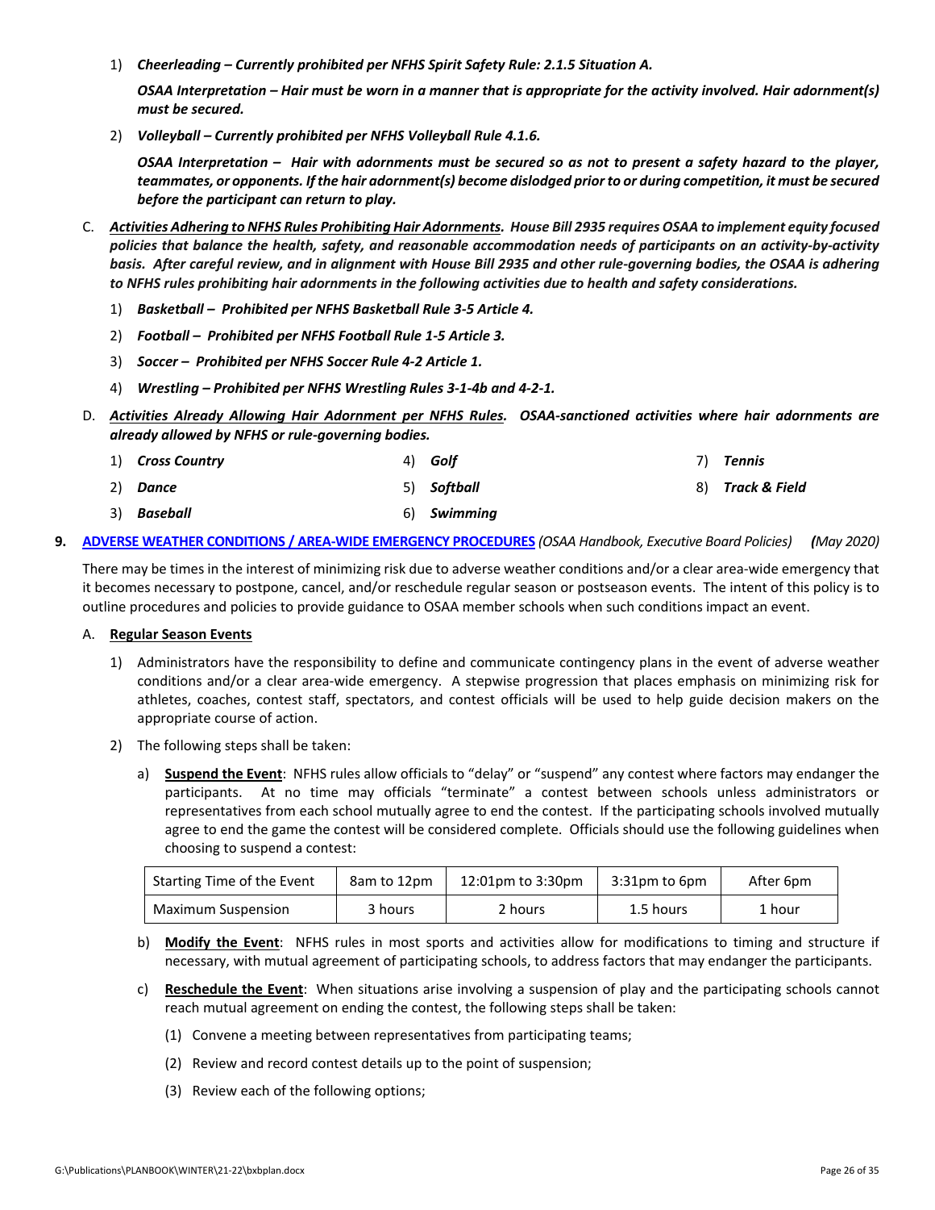1) ***Cheerleading – Currently prohibited per NFHS Spirit Safety Rule: 2.1.5 Situation A.***

   ***OSAA Interpretation – Hair must be worn in a manner that is appropriate for the activity involved. Hair adornment(s) must be secured.***

2) ***Volleyball – Currently prohibited per NFHS Volleyball Rule 4.1.6.***

   ***OSAA Interpretation – Hair with adornments must be secured so as not to present a safety hazard to the player, teammates, or opponents. If the hair adornment(s) become dislodged prior to or during competition, it must be secured before the participant can return to play.***

C. ***<u>Activities Adhering to NFHS Rules Prohibiting Hair Adornments</u>. House Bill 2935 requires OSAA to implement equity focused policies that balance the health, safety, and reasonable accommodation needs of participants on an activity-by-activity basis. After careful review, and in alignment with House Bill 2935 and other rule-governing bodies, the OSAA is adhering to NFHS rules prohibiting hair adornments in the following activities due to health and safety considerations.***

1) ***Basketball – Prohibited per NFHS Basketball Rule 3-5 Article 4.***
2) ***Football – Prohibited per NFHS Football Rule 1-5 Article 3.***
3) ***Soccer – Prohibited per NFHS Soccer Rule 4-2 Article 1.***
4) ***Wrestling – Prohibited per NFHS Wrestling Rules 3-1-4b and 4-2-1.***

D. ***<u>Activities Already Allowing Hair Adornment per NFHS Rules</u>. OSAA-sanctioned activities where hair adornments are already allowed by NFHS or rule-governing bodies.***

1) ***Cross Country***
2) ***Dance***
3) ***Baseball***
4) ***Golf***
5) ***Softball***
6) ***Swimming***
7) ***Tennis***
8) ***Track & Field***

**9. <u>ADVERSE WEATHER CONDITIONS / AREA-WIDE EMERGENCY PROCEDURES</u>** *(OSAA Handbook, Executive Board Policies)* ***(May 2020)***

There may be times in the interest of minimizing risk due to adverse weather conditions and/or a clear area-wide emergency that it becomes necessary to postpone, cancel, and/or reschedule regular season or postseason events. The intent of this policy is to outline procedures and policies to provide guidance to OSAA member schools when such conditions impact an event.

A. **<u>Regular Season Events</u>**

1) Administrators have the responsibility to define and communicate contingency plans in the event of adverse weather conditions and/or a clear area-wide emergency. A stepwise progression that places emphasis on minimizing risk for athletes, coaches, contest staff, spectators, and contest officials will be used to help guide decision makers on the appropriate course of action.

2) The following steps shall be taken:

   a) **<u>Suspend the Event</u>**: NFHS rules allow officials to "delay" or "suspend" any contest where factors may endanger the participants. At no time may officials "terminate" a contest between schools unless administrators or representatives from each school mutually agree to end the contest. If the participating schools involved mutually agree to end the game the contest will be considered complete. Officials should use the following guidelines when choosing to suspend a contest:

| Starting Time of the Event | 8am to 12pm | 12:01pm to 3:30pm | 3:31pm to 6pm | After 6pm |
|---|---|---|---|---|
| Maximum Suspension | 3 hours | 2 hours | 1.5 hours | 1 hour |

   b) **<u>Modify the Event</u>**: NFHS rules in most sports and activities allow for modifications to timing and structure if necessary, with mutual agreement of participating schools, to address factors that may endanger the participants.

   c) **<u>Reschedule the Event</u>**: When situations arise involving a suspension of play and the participating schools cannot reach mutual agreement on ending the contest, the following steps shall be taken:

      (1) Convene a meeting between representatives from participating teams;

      (2) Review and record contest details up to the point of suspension;

      (3) Review each of the following options;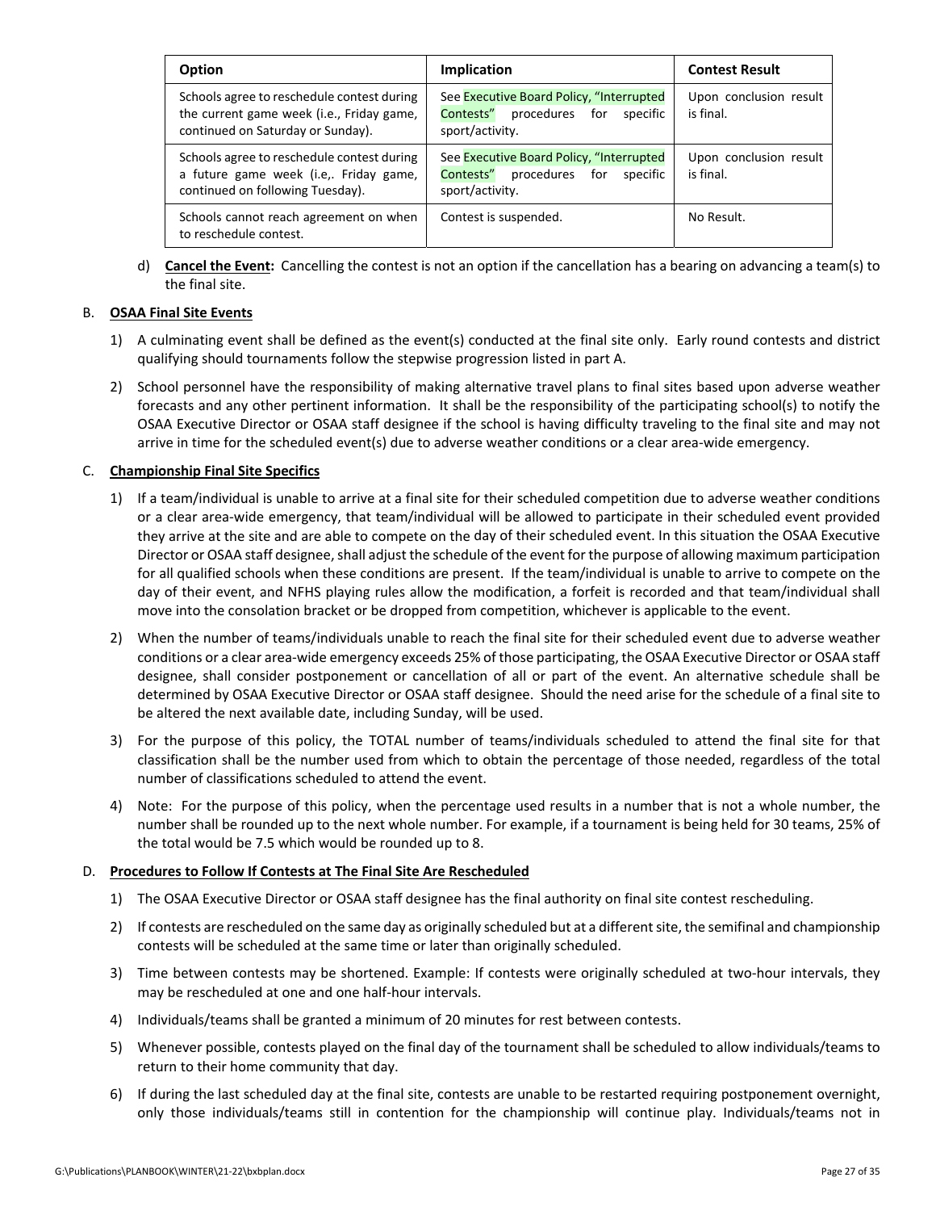| Option | Implication | Contest Result |
|---|---|---|
| Schools agree to reschedule contest during the current game week (i.e., Friday game, continued on Saturday or Sunday). | See Executive Board Policy, “Interrupted Contests” procedures for specific sport/activity. | Upon conclusion result is final. |
| Schools agree to reschedule contest during a future game week (i.e,. Friday game, continued on following Tuesday). | See Executive Board Policy, “Interrupted Contests” procedures for specific sport/activity. | Upon conclusion result is final. |
| Schools cannot reach agreement on when to reschedule contest. | Contest is suspended. | No Result. |

d) **Cancel the Event:** Cancelling the contest is not an option if the cancellation has a bearing on advancing a team(s) to the final site.

B. **OSAA Final Site Events**

1) A culminating event shall be defined as the event(s) conducted at the final site only. Early round contests and district qualifying should tournaments follow the stepwise progression listed in part A.

2) School personnel have the responsibility of making alternative travel plans to final sites based upon adverse weather forecasts and any other pertinent information. It shall be the responsibility of the participating school(s) to notify the OSAA Executive Director or OSAA staff designee if the school is having difficulty traveling to the final site and may not arrive in time for the scheduled event(s) due to adverse weather conditions or a clear area-wide emergency.

C. **Championship Final Site Specifics**

1) If a team/individual is unable to arrive at a final site for their scheduled competition due to adverse weather conditions or a clear area-wide emergency, that team/individual will be allowed to participate in their scheduled event provided they arrive at the site and are able to compete on the day of their scheduled event. In this situation the OSAA Executive Director or OSAA staff designee, shall adjust the schedule of the event for the purpose of allowing maximum participation for all qualified schools when these conditions are present. If the team/individual is unable to arrive to compete on the day of their event, and NFHS playing rules allow the modification, a forfeit is recorded and that team/individual shall move into the consolation bracket or be dropped from competition, whichever is applicable to the event.

2) When the number of teams/individuals unable to reach the final site for their scheduled event due to adverse weather conditions or a clear area-wide emergency exceeds 25% of those participating, the OSAA Executive Director or OSAA staff designee, shall consider postponement or cancellation of all or part of the event. An alternative schedule shall be determined by OSAA Executive Director or OSAA staff designee. Should the need arise for the schedule of a final site to be altered the next available date, including Sunday, will be used.

3) For the purpose of this policy, the TOTAL number of teams/individuals scheduled to attend the final site for that classification shall be the number used from which to obtain the percentage of those needed, regardless of the total number of classifications scheduled to attend the event.

4) Note: For the purpose of this policy, when the percentage used results in a number that is not a whole number, the number shall be rounded up to the next whole number. For example, if a tournament is being held for 30 teams, 25% of the total would be 7.5 which would be rounded up to 8.

D. **Procedures to Follow If Contests at The Final Site Are Rescheduled**

1) The OSAA Executive Director or OSAA staff designee has the final authority on final site contest rescheduling.

2) If contests are rescheduled on the same day as originally scheduled but at a different site, the semifinal and championship contests will be scheduled at the same time or later than originally scheduled.

3) Time between contests may be shortened. Example: If contests were originally scheduled at two-hour intervals, they may be rescheduled at one and one half-hour intervals.

4) Individuals/teams shall be granted a minimum of 20 minutes for rest between contests.

5) Whenever possible, contests played on the final day of the tournament shall be scheduled to allow individuals/teams to return to their home community that day.

6) If during the last scheduled day at the final site, contests are unable to be restarted requiring postponement overnight, only those individuals/teams still in contention for the championship will continue play. Individuals/teams not in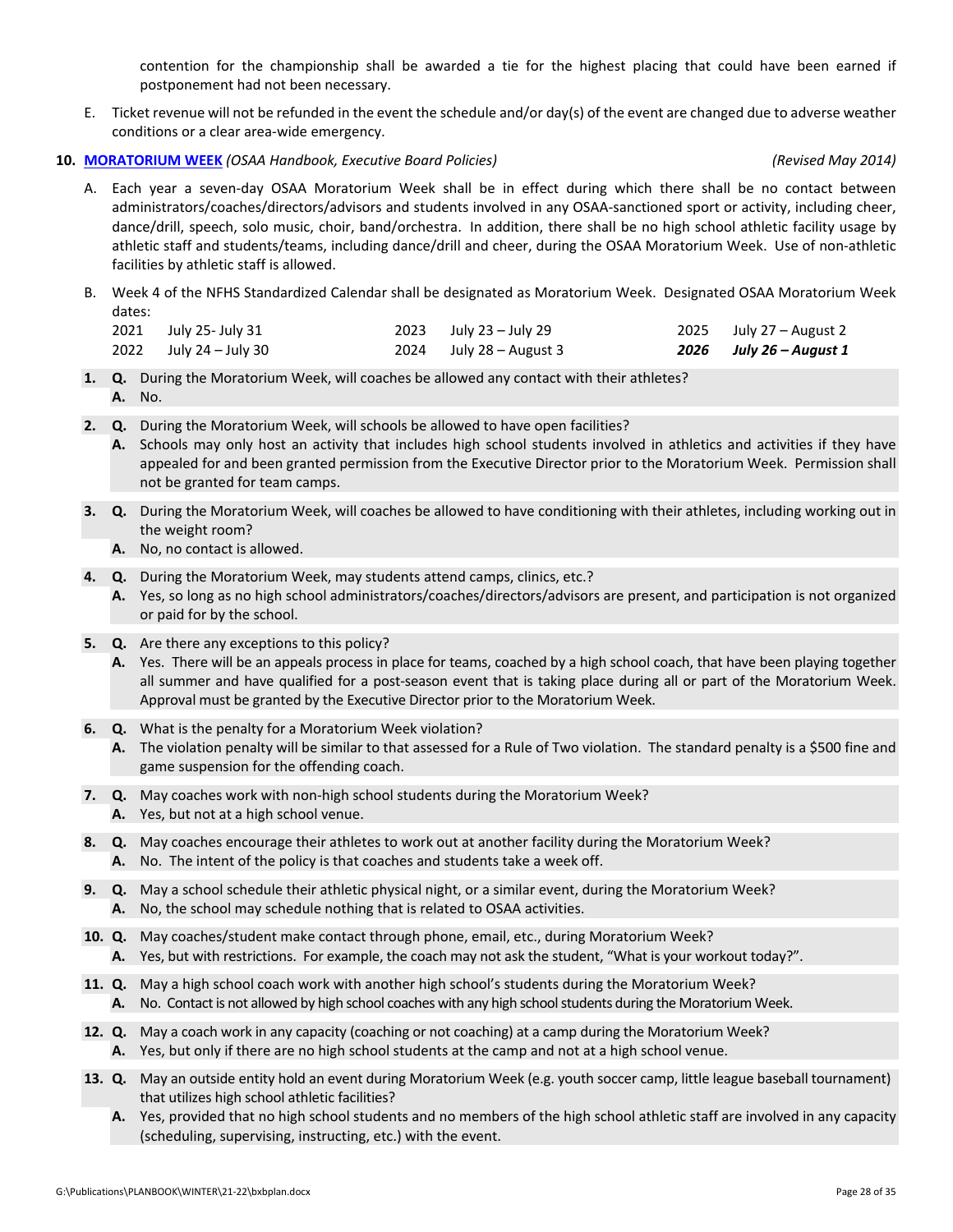contention for the championship shall be awarded a tie for the highest placing that could have been earned if postponement had not been necessary.

E. Ticket revenue will not be refunded in the event the schedule and/or day(s) of the event are changed due to adverse weather conditions or a clear area-wide emergency.

**10. MORATORIUM WEEK** *(OSAA Handbook, Executive Board Policies)* *(Revised May 2014)*

A. Each year a seven-day OSAA Moratorium Week shall be in effect during which there shall be no contact between administrators/coaches/directors/advisors and students involved in any OSAA-sanctioned sport or activity, including cheer, dance/drill, speech, solo music, choir, band/orchestra. In addition, there shall be no high school athletic facility usage by athletic staff and students/teams, including dance/drill and cheer, during the OSAA Moratorium Week. Use of non-athletic facilities by athletic staff is allowed.

B. Week 4 of the NFHS Standardized Calendar shall be designated as Moratorium Week. Designated OSAA Moratorium Week dates:

| | | | | | |
|---|---|---|---|---|---|
| 2021 | July 25- July 31 | 2023 | July 23 – July 29 | 2025 | July 27 – August 2 |
| 2022 | July 24 – July 30 | 2024 | July 28 – August 3 | ***2026*** | ***July 26 – August 1*** |

1. **Q.** During the Moratorium Week, will coaches be allowed any contact with their athletes?
   **A.** No.

2. **Q.** During the Moratorium Week, will schools be allowed to have open facilities?
   **A.** Schools may only host an activity that includes high school students involved in athletics and activities if they have appealed for and been granted permission from the Executive Director prior to the Moratorium Week. Permission shall not be granted for team camps.

3. **Q.** During the Moratorium Week, will coaches be allowed to have conditioning with their athletes, including working out in the weight room?
   **A.** No, no contact is allowed.

4. **Q.** During the Moratorium Week, may students attend camps, clinics, etc.?
   **A.** Yes, so long as no high school administrators/coaches/directors/advisors are present, and participation is not organized or paid for by the school.

5. **Q.** Are there any exceptions to this policy?
   **A.** Yes. There will be an appeals process in place for teams, coached by a high school coach, that have been playing together all summer and have qualified for a post-season event that is taking place during all or part of the Moratorium Week. Approval must be granted by the Executive Director prior to the Moratorium Week.

6. **Q.** What is the penalty for a Moratorium Week violation?
   **A.** The violation penalty will be similar to that assessed for a Rule of Two violation. The standard penalty is a $500 fine and game suspension for the offending coach.

7. **Q.** May coaches work with non-high school students during the Moratorium Week?
   **A.** Yes, but not at a high school venue.

8. **Q.** May coaches encourage their athletes to work out at another facility during the Moratorium Week?
   **A.** No. The intent of the policy is that coaches and students take a week off.

9. **Q.** May a school schedule their athletic physical night, or a similar event, during the Moratorium Week?
   **A.** No, the school may schedule nothing that is related to OSAA activities.

10. **Q.** May coaches/student make contact through phone, email, etc., during Moratorium Week?
    **A.** Yes, but with restrictions. For example, the coach may not ask the student, "What is your workout today?".

11. **Q.** May a high school coach work with another high school's students during the Moratorium Week?
    **A.** No. Contact is not allowed by high school coaches with any high school students during the Moratorium Week.

12. **Q.** May a coach work in any capacity (coaching or not coaching) at a camp during the Moratorium Week?
    **A.** Yes, but only if there are no high school students at the camp and not at a high school venue.

13. **Q.** May an outside entity hold an event during Moratorium Week (e.g. youth soccer camp, little league baseball tournament) that utilizes high school athletic facilities?
    **A.** Yes, provided that no high school students and no members of the high school athletic staff are involved in any capacity (scheduling, supervising, instructing, etc.) with the event.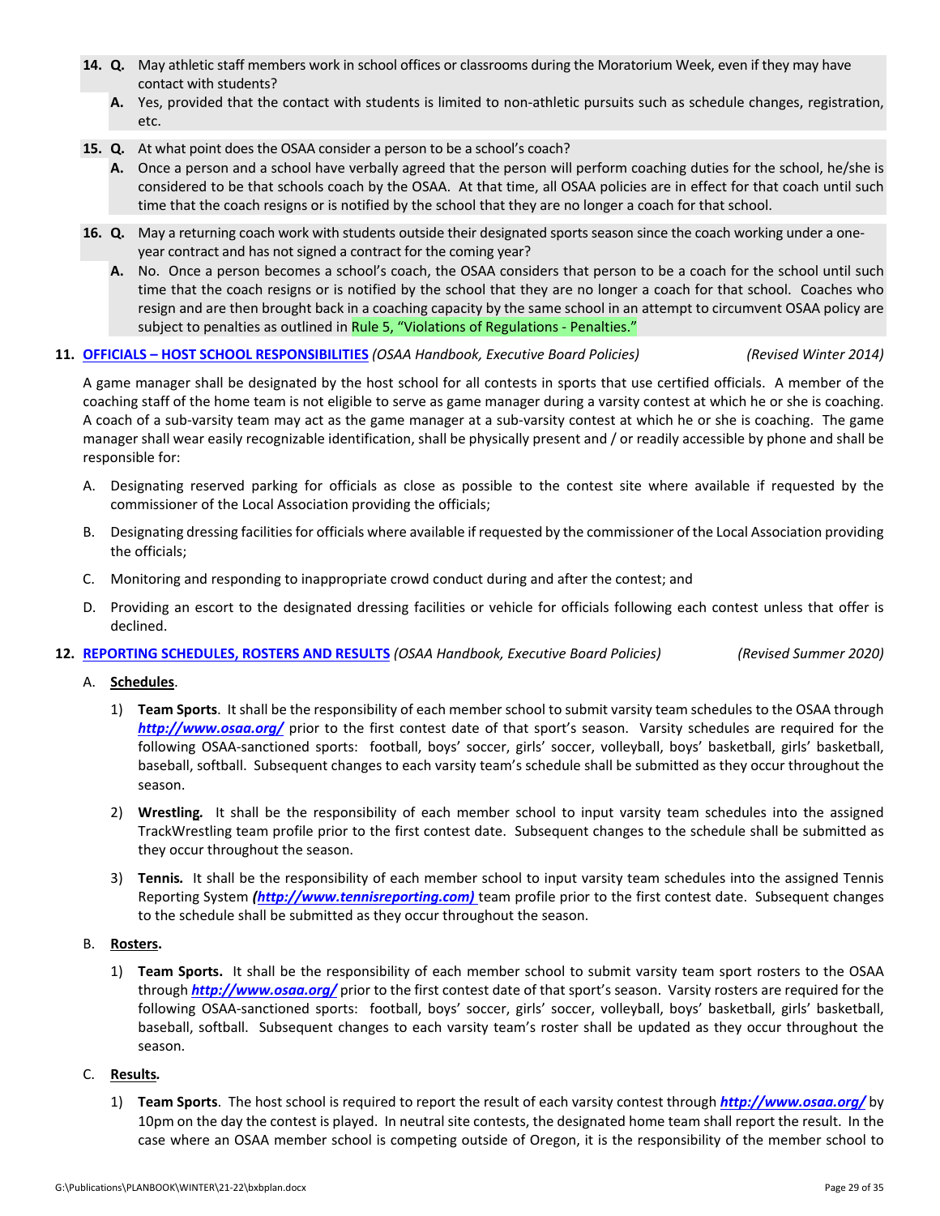14. **Q.** May athletic staff members work in school offices or classrooms during the Moratorium Week, even if they may have contact with students?

    **A.** Yes, provided that the contact with students is limited to non-athletic pursuits such as schedule changes, registration, etc.

15. **Q.** At what point does the OSAA consider a person to be a school's coach?

    **A.** Once a person and a school have verbally agreed that the person will perform coaching duties for the school, he/she is considered to be that schools coach by the OSAA. At that time, all OSAA policies are in effect for that coach until such time that the coach resigns or is notified by the school that they are no longer a coach for that school.

16. **Q.** May a returning coach work with students outside their designated sports season since the coach working under a one-year contract and has not signed a contract for the coming year?

    **A.** No. Once a person becomes a school's coach, the OSAA considers that person to be a coach for the school until such time that the coach resigns or is notified by the school that they are no longer a coach for that school. Coaches who resign and are then brought back in a coaching capacity by the same school in an attempt to circumvent OSAA policy are subject to penalties as outlined in Rule 5, "Violations of Regulations - Penalties."

## 11. OFFICIALS – HOST SCHOOL RESPONSIBILITIES *(OSAA Handbook, Executive Board Policies)* *(Revised Winter 2014)*

A game manager shall be designated by the host school for all contests in sports that use certified officials. A member of the coaching staff of the home team is not eligible to serve as game manager during a varsity contest at which he or she is coaching. A coach of a sub-varsity team may act as the game manager at a sub-varsity contest at which he or she is coaching. The game manager shall wear easily recognizable identification, shall be physically present and / or readily accessible by phone and shall be responsible for:

A. Designating reserved parking for officials as close as possible to the contest site where available if requested by the commissioner of the Local Association providing the officials;

B. Designating dressing facilities for officials where available if requested by the commissioner of the Local Association providing the officials;

C. Monitoring and responding to inappropriate crowd conduct during and after the contest; and

D. Providing an escort to the designated dressing facilities or vehicle for officials following each contest unless that offer is declined.

## 12. REPORTING SCHEDULES, ROSTERS AND RESULTS *(OSAA Handbook, Executive Board Policies)* *(Revised Summer 2020)*

A. **Schedules**.

1) **Team Sports**. It shall be the responsibility of each member school to submit varsity team schedules to the OSAA through ***http://www.osaa.org/*** prior to the first contest date of that sport's season. Varsity schedules are required for the following OSAA-sanctioned sports: football, boys' soccer, girls' soccer, volleyball, boys' basketball, girls' basketball, baseball, softball. Subsequent changes to each varsity team's schedule shall be submitted as they occur throughout the season.

2) **Wrestling.** It shall be the responsibility of each member school to input varsity team schedules into the assigned TrackWrestling team profile prior to the first contest date. Subsequent changes to the schedule shall be submitted as they occur throughout the season.

3) **Tennis.** It shall be the responsibility of each member school to input varsity team schedules into the assigned Tennis Reporting System ***(http://www.tennisreporting.com)*** team profile prior to the first contest date. Subsequent changes to the schedule shall be submitted as they occur throughout the season.

B. **Rosters.**

1) **Team Sports.** It shall be the responsibility of each member school to submit varsity team sport rosters to the OSAA through ***http://www.osaa.org/*** prior to the first contest date of that sport's season. Varsity rosters are required for the following OSAA-sanctioned sports: football, boys' soccer, girls' soccer, volleyball, boys' basketball, girls' basketball, baseball, softball. Subsequent changes to each varsity team's roster shall be updated as they occur throughout the season.

C. **Results.**

1) **Team Sports**. The host school is required to report the result of each varsity contest through ***http://www.osaa.org/*** by 10pm on the day the contest is played. In neutral site contests, the designated home team shall report the result. In the case where an OSAA member school is competing outside of Oregon, it is the responsibility of the member school to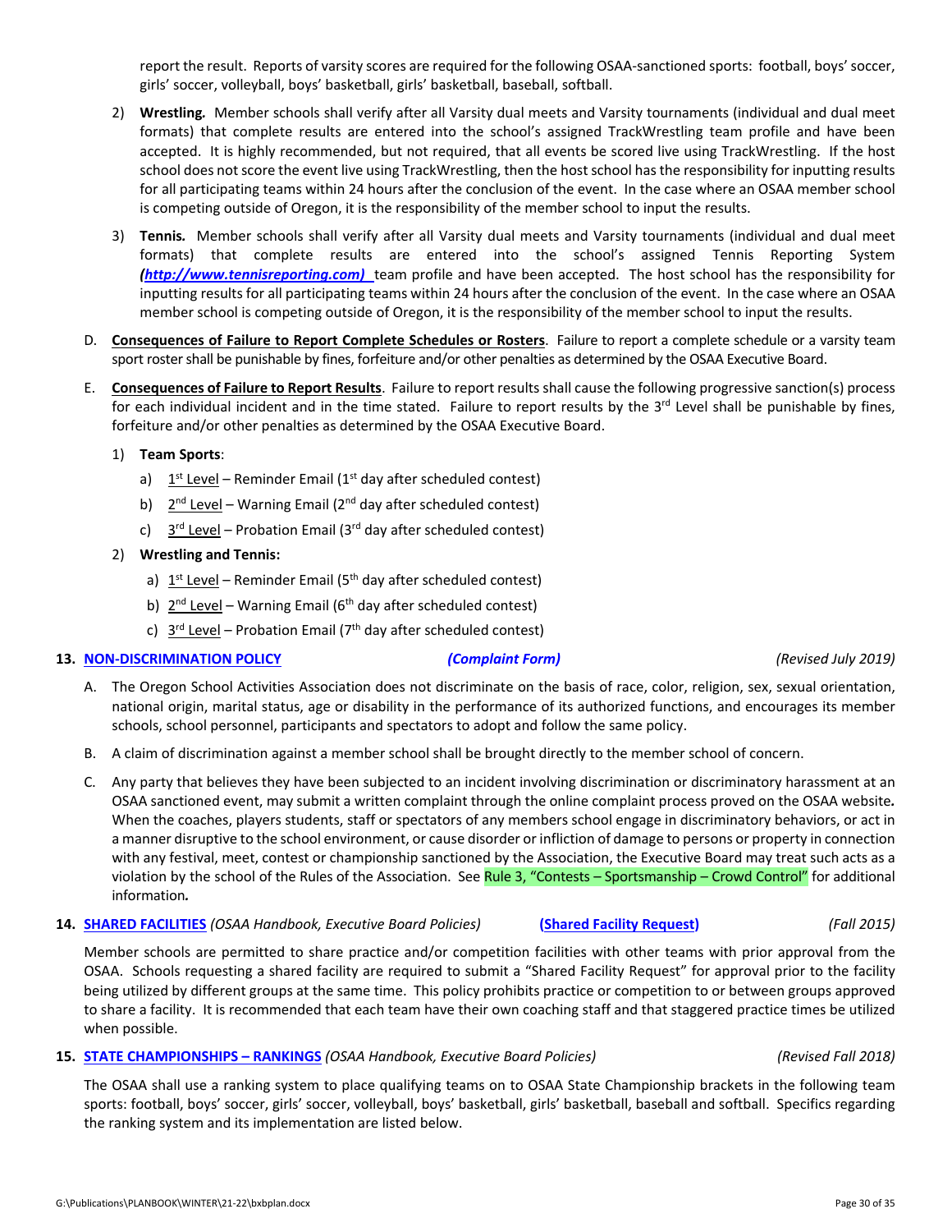report the result. Reports of varsity scores are required for the following OSAA-sanctioned sports: football, boys' soccer, girls' soccer, volleyball, boys' basketball, girls' basketball, baseball, softball.

2) **Wrestling.** Member schools shall verify after all Varsity dual meets and Varsity tournaments (individual and dual meet formats) that complete results are entered into the school's assigned TrackWrestling team profile and have been accepted. It is highly recommended, but not required, that all events be scored live using TrackWrestling. If the host school does not score the event live using TrackWrestling, then the host school has the responsibility for inputting results for all participating teams within 24 hours after the conclusion of the event. In the case where an OSAA member school is competing outside of Oregon, it is the responsibility of the member school to input the results.

3) **Tennis.** Member schools shall verify after all Varsity dual meets and Varsity tournaments (individual and dual meet formats) that complete results are entered into the school's assigned Tennis Reporting System ***(http://www.tennisreporting.com)*** team profile and have been accepted. The host school has the responsibility for inputting results for all participating teams within 24 hours after the conclusion of the event. In the case where an OSAA member school is competing outside of Oregon, it is the responsibility of the member school to input the results.

D. **Consequences of Failure to Report Complete Schedules or Rosters**. Failure to report a complete schedule or a varsity team sport roster shall be punishable by fines, forfeiture and/or other penalties as determined by the OSAA Executive Board.

E. **Consequences of Failure to Report Results**. Failure to report results shall cause the following progressive sanction(s) process for each individual incident and in the time stated. Failure to report results by the 3rd Level shall be punishable by fines, forfeiture and/or other penalties as determined by the OSAA Executive Board.

1) **Team Sports**:
   a) 1st Level – Reminder Email (1st day after scheduled contest)
   b) 2nd Level – Warning Email (2nd day after scheduled contest)
   c) 3rd Level – Probation Email (3rd day after scheduled contest)

2) **Wrestling and Tennis:**
   a) 1st Level – Reminder Email (5th day after scheduled contest)
   b) 2nd Level – Warning Email (6th day after scheduled contest)
   c) 3rd Level – Probation Email (7th day after scheduled contest)

## 13. NON-DISCRIMINATION POLICY *(Complaint Form)* *(Revised July 2019)*

A. The Oregon School Activities Association does not discriminate on the basis of race, color, religion, sex, sexual orientation, national origin, marital status, age or disability in the performance of its authorized functions, and encourages its member schools, school personnel, participants and spectators to adopt and follow the same policy.

B. A claim of discrimination against a member school shall be brought directly to the member school of concern.

C. Any party that believes they have been subjected to an incident involving discrimination or discriminatory harassment at an OSAA sanctioned event, may submit a written complaint through the online complaint process proved on the OSAA website. When the coaches, players students, staff or spectators of any members school engage in discriminatory behaviors, or act in a manner disruptive to the school environment, or cause disorder or infliction of damage to persons or property in connection with any festival, meet, contest or championship sanctioned by the Association, the Executive Board may treat such acts as a violation by the school of the Rules of the Association. See Rule 3, "Contests – Sportsmanship – Crowd Control" for additional information.

## 14. SHARED FACILITIES *(OSAA Handbook, Executive Board Policies)* **(Shared Facility Request)** *(Fall 2015)*

Member schools are permitted to share practice and/or competition facilities with other teams with prior approval from the OSAA. Schools requesting a shared facility are required to submit a "Shared Facility Request" for approval prior to the facility being utilized by different groups at the same time. This policy prohibits practice or competition to or between groups approved to share a facility. It is recommended that each team have their own coaching staff and that staggered practice times be utilized when possible.

## 15. STATE CHAMPIONSHIPS – RANKINGS *(OSAA Handbook, Executive Board Policies)* *(Revised Fall 2018)*

The OSAA shall use a ranking system to place qualifying teams on to OSAA State Championship brackets in the following team sports: football, boys' soccer, girls' soccer, volleyball, boys' basketball, girls' basketball, baseball and softball. Specifics regarding the ranking system and its implementation are listed below.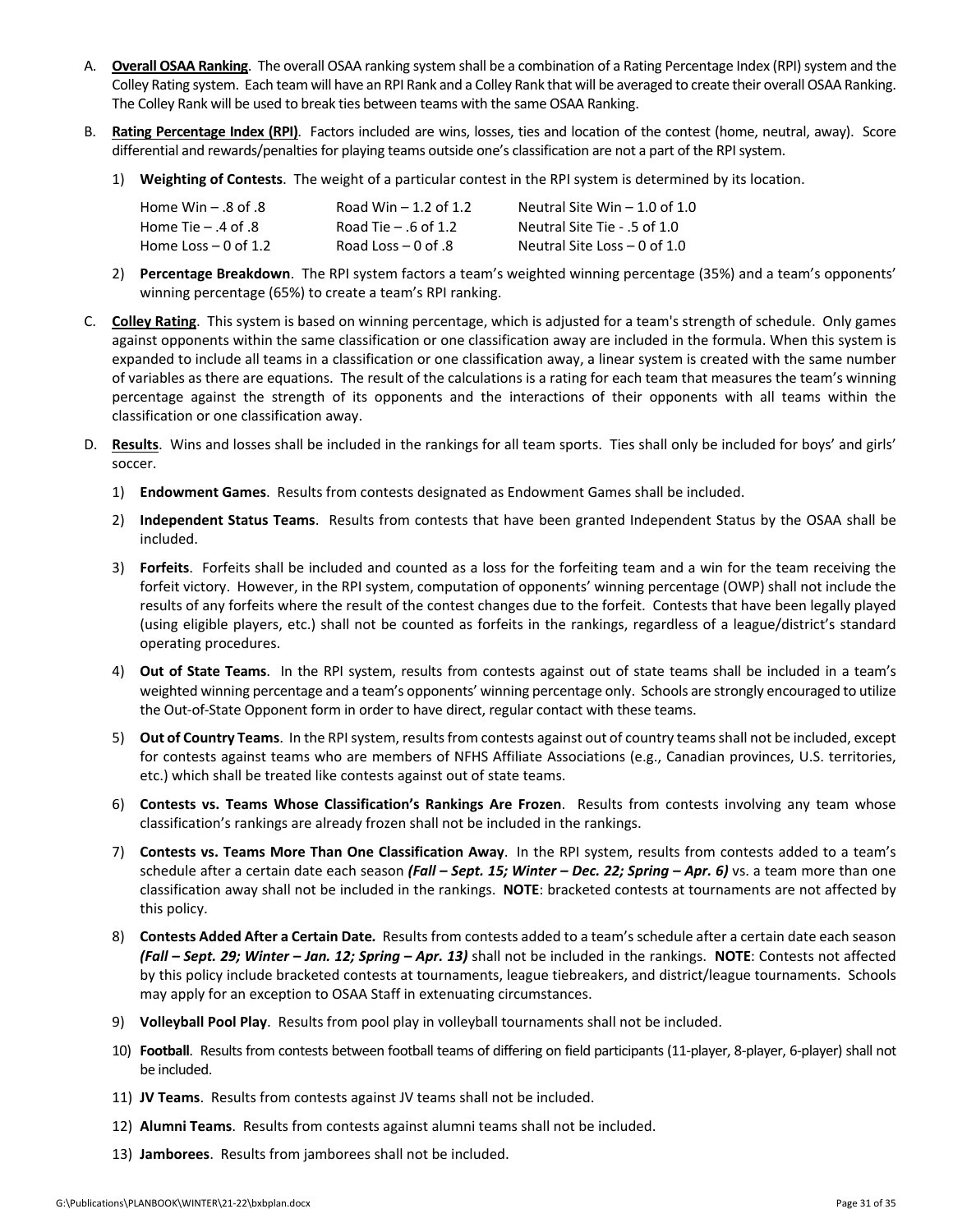A. **Overall OSAA Ranking**. The overall OSAA ranking system shall be a combination of a Rating Percentage Index (RPI) system and the Colley Rating system. Each team will have an RPI Rank and a Colley Rank that will be averaged to create their overall OSAA Ranking. The Colley Rank will be used to break ties between teams with the same OSAA Ranking.

B. **Rating Percentage Index (RPI)**. Factors included are wins, losses, ties and location of the contest (home, neutral, away). Score differential and rewards/penalties for playing teams outside one's classification are not a part of the RPI system.

   1) **Weighting of Contests**. The weight of a particular contest in the RPI system is determined by its location.

| | | |
|---|---|---|
| Home Win – .8 of .8 | Road Win – 1.2 of 1.2 | Neutral Site Win – 1.0 of 1.0 |
| Home Tie – .4 of .8 | Road Tie – .6 of 1.2 | Neutral Site Tie - .5 of 1.0 |
| Home Loss – 0 of 1.2 | Road Loss – 0 of .8 | Neutral Site Loss – 0 of 1.0 |

   2) **Percentage Breakdown**. The RPI system factors a team's weighted winning percentage (35%) and a team's opponents' winning percentage (65%) to create a team's RPI ranking.

C. **Colley Rating**. This system is based on winning percentage, which is adjusted for a team's strength of schedule. Only games against opponents within the same classification or one classification away are included in the formula. When this system is expanded to include all teams in a classification or one classification away, a linear system is created with the same number of variables as there are equations. The result of the calculations is a rating for each team that measures the team's winning percentage against the strength of its opponents and the interactions of their opponents with all teams within the classification or one classification away.

D. **Results**. Wins and losses shall be included in the rankings for all team sports. Ties shall only be included for boys' and girls' soccer.

   1) **Endowment Games**. Results from contests designated as Endowment Games shall be included.

   2) **Independent Status Teams**. Results from contests that have been granted Independent Status by the OSAA shall be included.

   3) **Forfeits**. Forfeits shall be included and counted as a loss for the forfeiting team and a win for the team receiving the forfeit victory. However, in the RPI system, computation of opponents' winning percentage (OWP) shall not include the results of any forfeits where the result of the contest changes due to the forfeit. Contests that have been legally played (using eligible players, etc.) shall not be counted as forfeits in the rankings, regardless of a league/district's standard operating procedures.

   4) **Out of State Teams**. In the RPI system, results from contests against out of state teams shall be included in a team's weighted winning percentage and a team's opponents' winning percentage only. Schools are strongly encouraged to utilize the Out-of-State Opponent form in order to have direct, regular contact with these teams.

   5) **Out of Country Teams**. In the RPI system, results from contests against out of country teams shall not be included, except for contests against teams who are members of NFHS Affiliate Associations (e.g., Canadian provinces, U.S. territories, etc.) which shall be treated like contests against out of state teams.

   6) **Contests vs. Teams Whose Classification's Rankings Are Frozen**. Results from contests involving any team whose classification's rankings are already frozen shall not be included in the rankings.

   7) **Contests vs. Teams More Than One Classification Away**. In the RPI system, results from contests added to a team's schedule after a certain date each season ***(Fall – Sept. 15; Winter – Dec. 22; Spring – Apr. 6)*** vs. a team more than one classification away shall not be included in the rankings. **NOTE**: bracketed contests at tournaments are not affected by this policy.

   8) **Contests Added After a Certain Date.** Results from contests added to a team's schedule after a certain date each season ***(Fall – Sept. 29; Winter – Jan. 12; Spring – Apr. 13)*** shall not be included in the rankings. **NOTE**: Contests not affected by this policy include bracketed contests at tournaments, league tiebreakers, and district/league tournaments. Schools may apply for an exception to OSAA Staff in extenuating circumstances.

   9) **Volleyball Pool Play**. Results from pool play in volleyball tournaments shall not be included.

   10) **Football**. Results from contests between football teams of differing on field participants (11-player, 8-player, 6-player) shall not be included.

   11) **JV Teams**. Results from contests against JV teams shall not be included.

   12) **Alumni Teams**. Results from contests against alumni teams shall not be included.

   13) **Jamborees**. Results from jamborees shall not be included.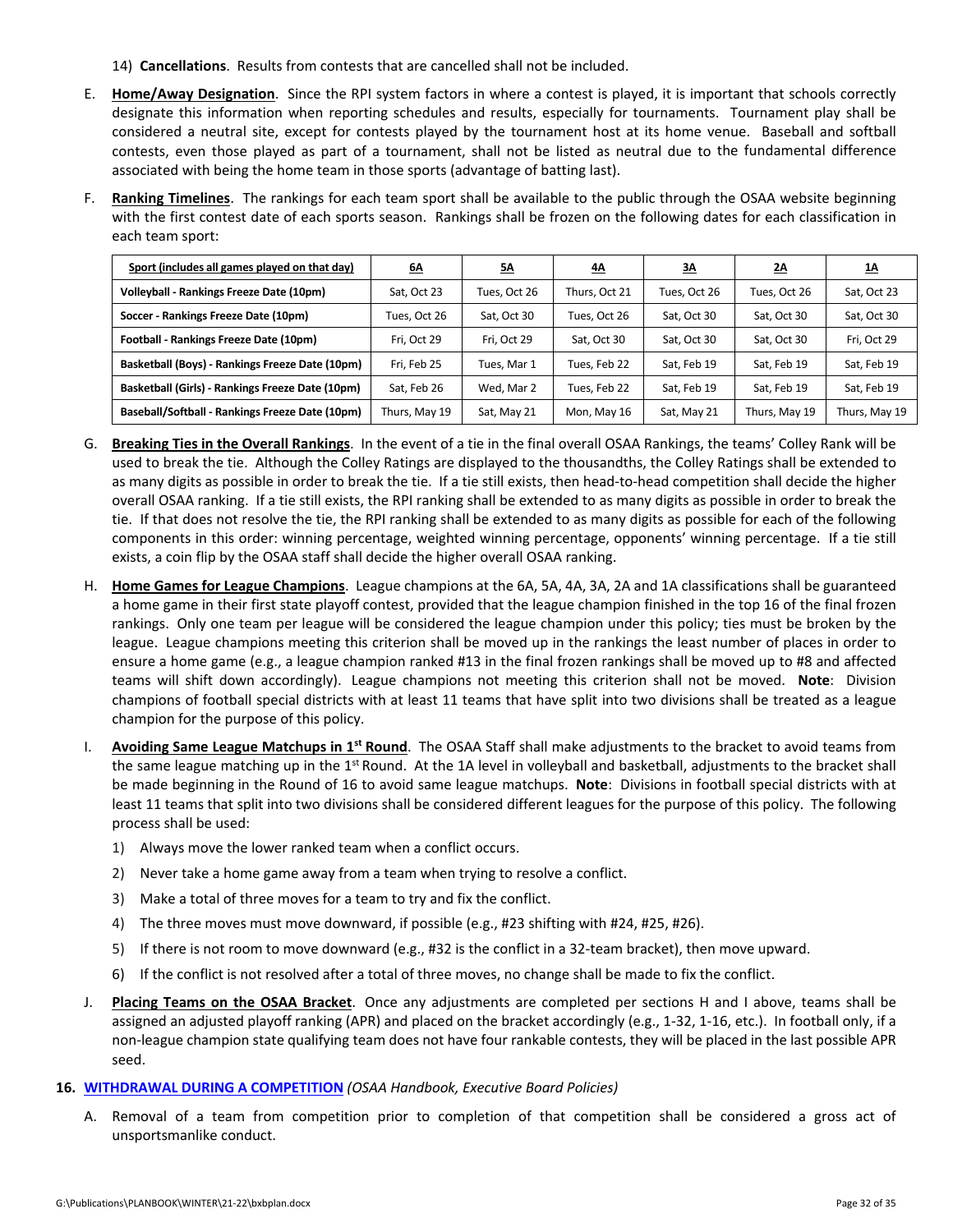14) **Cancellations**. Results from contests that are cancelled shall not be included.

E. **Home/Away Designation**. Since the RPI system factors in where a contest is played, it is important that schools correctly designate this information when reporting schedules and results, especially for tournaments. Tournament play shall be considered a neutral site, except for contests played by the tournament host at its home venue. Baseball and softball contests, even those played as part of a tournament, shall not be listed as neutral due to the fundamental difference associated with being the home team in those sports (advantage of batting last).

F. **Ranking Timelines**. The rankings for each team sport shall be available to the public through the OSAA website beginning with the first contest date of each sports season. Rankings shall be frozen on the following dates for each classification in each team sport:

| Sport (includes all games played on that day) | 6A | 5A | 4A | 3A | 2A | 1A |
|---|---|---|---|---|---|---|
| **Volleyball - Rankings Freeze Date (10pm)** | Sat, Oct 23 | Tues, Oct 26 | Thurs, Oct 21 | Tues, Oct 26 | Tues, Oct 26 | Sat, Oct 23 |
| **Soccer - Rankings Freeze Date (10pm)** | Tues, Oct 26 | Sat, Oct 30 | Tues, Oct 26 | Sat, Oct 30 | Sat, Oct 30 | Sat, Oct 30 |
| **Football - Rankings Freeze Date (10pm)** | Fri, Oct 29 | Fri, Oct 29 | Sat, Oct 30 | Sat, Oct 30 | Sat, Oct 30 | Fri, Oct 29 |
| **Basketball (Boys) - Rankings Freeze Date (10pm)** | Fri, Feb 25 | Tues, Mar 1 | Tues, Feb 22 | Sat, Feb 19 | Sat, Feb 19 | Sat, Feb 19 |
| **Basketball (Girls) - Rankings Freeze Date (10pm)** | Sat, Feb 26 | Wed, Mar 2 | Tues, Feb 22 | Sat, Feb 19 | Sat, Feb 19 | Sat, Feb 19 |
| **Baseball/Softball - Rankings Freeze Date (10pm)** | Thurs, May 19 | Sat, May 21 | Mon, May 16 | Sat, May 21 | Thurs, May 19 | Thurs, May 19 |

G. **Breaking Ties in the Overall Rankings**. In the event of a tie in the final overall OSAA Rankings, the teams' Colley Rank will be used to break the tie. Although the Colley Ratings are displayed to the thousandths, the Colley Ratings shall be extended to as many digits as possible in order to break the tie. If a tie still exists, then head-to-head competition shall decide the higher overall OSAA ranking. If a tie still exists, the RPI ranking shall be extended to as many digits as possible in order to break the tie. If that does not resolve the tie, the RPI ranking shall be extended to as many digits as possible for each of the following components in this order: winning percentage, weighted winning percentage, opponents' winning percentage. If a tie still exists, a coin flip by the OSAA staff shall decide the higher overall OSAA ranking.

H. **Home Games for League Champions**. League champions at the 6A, 5A, 4A, 3A, 2A and 1A classifications shall be guaranteed a home game in their first state playoff contest, provided that the league champion finished in the top 16 of the final frozen rankings. Only one team per league will be considered the league champion under this policy; ties must be broken by the league. League champions meeting this criterion shall be moved up in the rankings the least number of places in order to ensure a home game (e.g., a league champion ranked #13 in the final frozen rankings shall be moved up to #8 and affected teams will shift down accordingly). League champions not meeting this criterion shall not be moved. **Note**: Division champions of football special districts with at least 11 teams that have split into two divisions shall be treated as a league champion for the purpose of this policy.

I. **Avoiding Same League Matchups in 1st Round**. The OSAA Staff shall make adjustments to the bracket to avoid teams from the same league matching up in the 1st Round. At the 1A level in volleyball and basketball, adjustments to the bracket shall be made beginning in the Round of 16 to avoid same league matchups. **Note**: Divisions in football special districts with at least 11 teams that split into two divisions shall be considered different leagues for the purpose of this policy. The following process shall be used:

1) Always move the lower ranked team when a conflict occurs.
2) Never take a home game away from a team when trying to resolve a conflict.
3) Make a total of three moves for a team to try and fix the conflict.
4) The three moves must move downward, if possible (e.g., #23 shifting with #24, #25, #26).
5) If there is not room to move downward (e.g., #32 is the conflict in a 32-team bracket), then move upward.
6) If the conflict is not resolved after a total of three moves, no change shall be made to fix the conflict.

J. **Placing Teams on the OSAA Bracket**. Once any adjustments are completed per sections H and I above, teams shall be assigned an adjusted playoff ranking (APR) and placed on the bracket accordingly (e.g., 1-32, 1-16, etc.). In football only, if a non-league champion state qualifying team does not have four rankable contests, they will be placed in the last possible APR seed.

**16. WITHDRAWAL DURING A COMPETITION** *(OSAA Handbook, Executive Board Policies)*

A. Removal of a team from competition prior to completion of that competition shall be considered a gross act of unsportsmanlike conduct.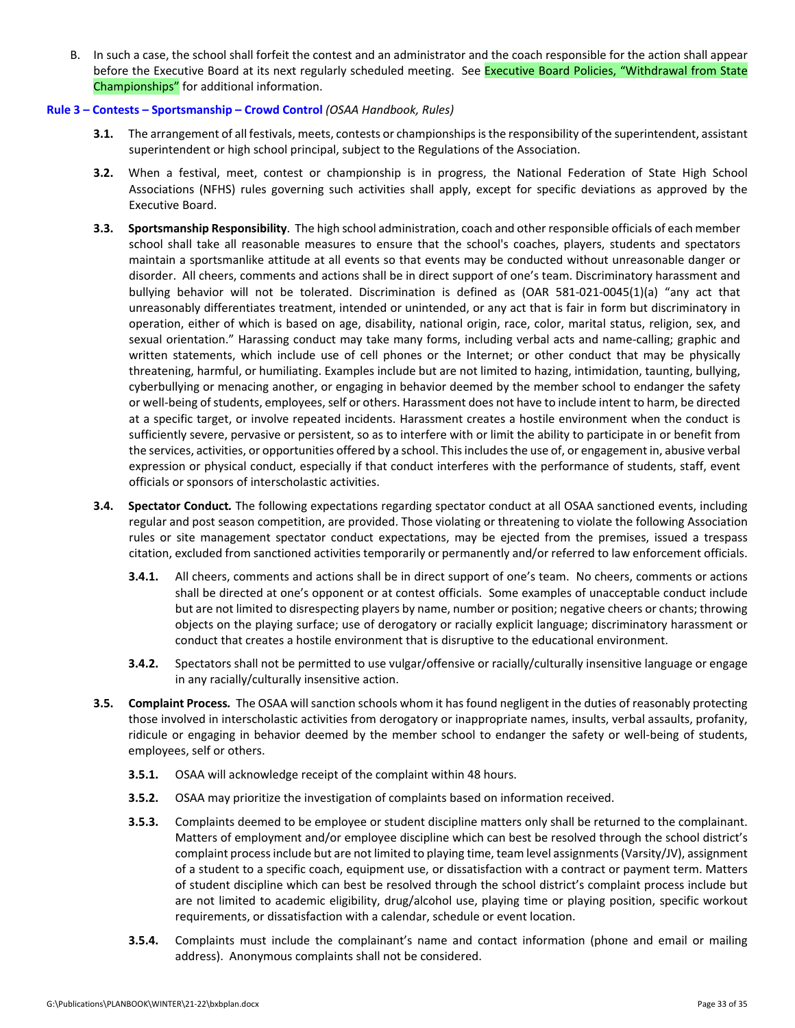B. In such a case, the school shall forfeit the contest and an administrator and the coach responsible for the action shall appear before the Executive Board at its next regularly scheduled meeting. See Executive Board Policies, "Withdrawal from State Championships" for additional information.

**Rule 3 – Contests – Sportsmanship – Crowd Control** *(OSAA Handbook, Rules)*

**3.1.** The arrangement of all festivals, meets, contests or championships is the responsibility of the superintendent, assistant superintendent or high school principal, subject to the Regulations of the Association.

**3.2.** When a festival, meet, contest or championship is in progress, the National Federation of State High School Associations (NFHS) rules governing such activities shall apply, except for specific deviations as approved by the Executive Board.

**3.3.** **Sportsmanship Responsibility**. The high school administration, coach and other responsible officials of each member school shall take all reasonable measures to ensure that the school's coaches, players, students and spectators maintain a sportsmanlike attitude at all events so that events may be conducted without unreasonable danger or disorder. All cheers, comments and actions shall be in direct support of one's team. Discriminatory harassment and bullying behavior will not be tolerated. Discrimination is defined as (OAR 581-021-0045(1)(a) "any act that unreasonably differentiates treatment, intended or unintended, or any act that is fair in form but discriminatory in operation, either of which is based on age, disability, national origin, race, color, marital status, religion, sex, and sexual orientation." Harassing conduct may take many forms, including verbal acts and name-calling; graphic and written statements, which include use of cell phones or the Internet; or other conduct that may be physically threatening, harmful, or humiliating. Examples include but are not limited to hazing, intimidation, taunting, bullying, cyberbullying or menacing another, or engaging in behavior deemed by the member school to endanger the safety or well-being of students, employees, self or others. Harassment does not have to include intent to harm, be directed at a specific target, or involve repeated incidents. Harassment creates a hostile environment when the conduct is sufficiently severe, pervasive or persistent, so as to interfere with or limit the ability to participate in or benefit from the services, activities, or opportunities offered by a school. This includes the use of, or engagement in, abusive verbal expression or physical conduct, especially if that conduct interferes with the performance of students, staff, event officials or sponsors of interscholastic activities.

**3.4.** ***Spectator Conduct.*** The following expectations regarding spectator conduct at all OSAA sanctioned events, including regular and post season competition, are provided. Those violating or threatening to violate the following Association rules or site management spectator conduct expectations, may be ejected from the premises, issued a trespass citation, excluded from sanctioned activities temporarily or permanently and/or referred to law enforcement officials.

**3.4.1.** All cheers, comments and actions shall be in direct support of one's team. No cheers, comments or actions shall be directed at one's opponent or at contest officials. Some examples of unacceptable conduct include but are not limited to disrespecting players by name, number or position; negative cheers or chants; throwing objects on the playing surface; use of derogatory or racially explicit language; discriminatory harassment or conduct that creates a hostile environment that is disruptive to the educational environment.

**3.4.2.** Spectators shall not be permitted to use vulgar/offensive or racially/culturally insensitive language or engage in any racially/culturally insensitive action.

**3.5.** **Complaint Process.** The OSAA will sanction schools whom it has found negligent in the duties of reasonably protecting those involved in interscholastic activities from derogatory or inappropriate names, insults, verbal assaults, profanity, ridicule or engaging in behavior deemed by the member school to endanger the safety or well-being of students, employees, self or others.

**3.5.1.** OSAA will acknowledge receipt of the complaint within 48 hours.

**3.5.2.** OSAA may prioritize the investigation of complaints based on information received.

**3.5.3.** Complaints deemed to be employee or student discipline matters only shall be returned to the complainant. Matters of employment and/or employee discipline which can best be resolved through the school district's complaint process include but are not limited to playing time, team level assignments (Varsity/JV), assignment of a student to a specific coach, equipment use, or dissatisfaction with a contract or payment term. Matters of student discipline which can best be resolved through the school district's complaint process include but are not limited to academic eligibility, drug/alcohol use, playing time or playing position, specific workout requirements, or dissatisfaction with a calendar, schedule or event location.

**3.5.4.** Complaints must include the complainant's name and contact information (phone and email or mailing address). Anonymous complaints shall not be considered.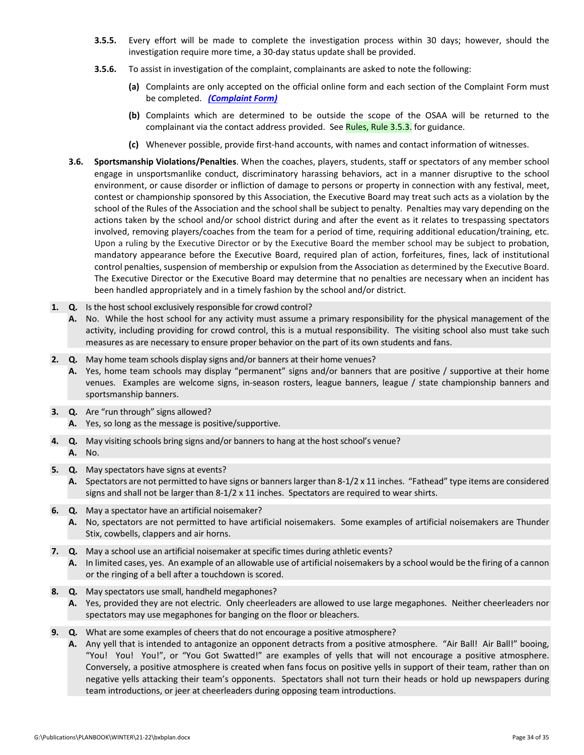**3.5.5.** Every effort will be made to complete the investigation process within 30 days; however, should the investigation require more time, a 30-day status update shall be provided.

**3.5.6.** To assist in investigation of the complaint, complainants are asked to note the following:

**(a)** Complaints are only accepted on the official online form and each section of the Complaint Form must be completed. ***(Complaint Form)***

**(b)** Complaints which are determined to be outside the scope of the OSAA will be returned to the complainant via the contact address provided. See Rules, Rule 3.5.3. for guidance.

**(c)** Whenever possible, provide first-hand accounts, with names and contact information of witnesses.

**3.6. Sportsmanship Violations/Penalties**. When the coaches, players, students, staff or spectators of any member school engage in unsportsmanlike conduct, discriminatory harassing behaviors, act in a manner disruptive to the school environment, or cause disorder or infliction of damage to persons or property in connection with any festival, meet, contest or championship sponsored by this Association, the Executive Board may treat such acts as a violation by the school of the Rules of the Association and the school shall be subject to penalty. Penalties may vary depending on the actions taken by the school and/or school district during and after the event as it relates to trespassing spectators involved, removing players/coaches from the team for a period of time, requiring additional education/training, etc. Upon a ruling by the Executive Director or by the Executive Board the member school may be subject to probation, mandatory appearance before the Executive Board, required plan of action, forfeitures, fines, lack of institutional control penalties, suspension of membership or expulsion from the Association as determined by the Executive Board. The Executive Director or the Executive Board may determine that no penalties are necessary when an incident has been handled appropriately and in a timely fashion by the school and/or district.

**1. Q.** Is the host school exclusively responsible for crowd control?
**A.** No. While the host school for any activity must assume a primary responsibility for the physical management of the activity, including providing for crowd control, this is a mutual responsibility. The visiting school also must take such measures as are necessary to ensure proper behavior on the part of its own students and fans.

**2. Q.** May home team schools display signs and/or banners at their home venues?
**A.** Yes, home team schools may display "permanent" signs and/or banners that are positive / supportive at their home venues. Examples are welcome signs, in-season rosters, league banners, league / state championship banners and sportsmanship banners.

**3. Q.** Are "run through" signs allowed?
**A.** Yes, so long as the message is positive/supportive.

**4. Q.** May visiting schools bring signs and/or banners to hang at the host school's venue?
**A.** No.

**5. Q.** May spectators have signs at events?
**A.** Spectators are not permitted to have signs or banners larger than 8-1/2 x 11 inches. "Fathead" type items are considered signs and shall not be larger than 8-1/2 x 11 inches. Spectators are required to wear shirts.

**6. Q.** May a spectator have an artificial noisemaker?
**A.** No, spectators are not permitted to have artificial noisemakers. Some examples of artificial noisemakers are Thunder Stix, cowbells, clappers and air horns.

**7. Q.** May a school use an artificial noisemaker at specific times during athletic events?
**A.** In limited cases, yes. An example of an allowable use of artificial noisemakers by a school would be the firing of a cannon or the ringing of a bell after a touchdown is scored.

**8. Q.** May spectators use small, handheld megaphones?
**A.** Yes, provided they are not electric. Only cheerleaders are allowed to use large megaphones. Neither cheerleaders nor spectators may use megaphones for banging on the floor or bleachers.

**9. Q.** What are some examples of cheers that do not encourage a positive atmosphere?
**A.** Any yell that is intended to antagonize an opponent detracts from a positive atmosphere. "Air Ball! Air Ball!" booing, "You! You! You!", or "You Got Swatted!" are examples of yells that will not encourage a positive atmosphere. Conversely, a positive atmosphere is created when fans focus on positive yells in support of their team, rather than on negative yells attacking their team's opponents. Spectators shall not turn their heads or hold up newspapers during team introductions, or jeer at cheerleaders during opposing team introductions.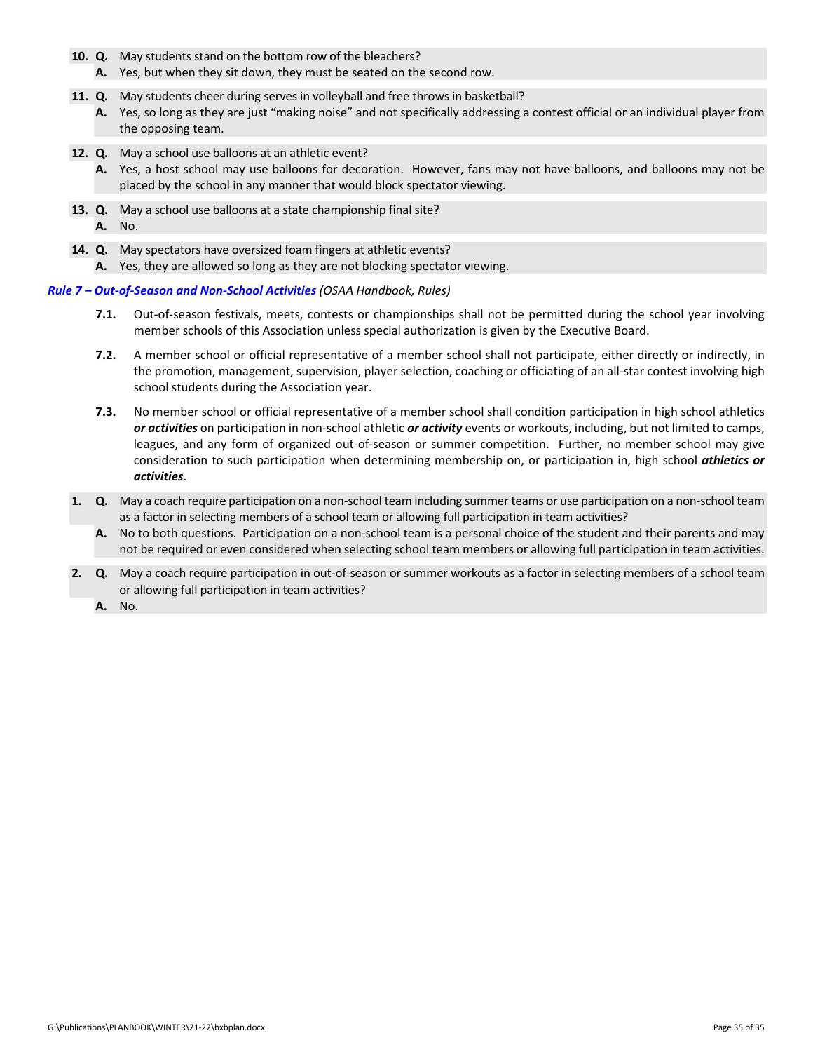10. **Q.** May students stand on the bottom row of the bleachers?
    **A.** Yes, but when they sit down, they must be seated on the second row.

11. **Q.** May students cheer during serves in volleyball and free throws in basketball?
    **A.** Yes, so long as they are just "making noise" and not specifically addressing a contest official or an individual player from the opposing team.

12. **Q.** May a school use balloons at an athletic event?
    **A.** Yes, a host school may use balloons for decoration. However, fans may not have balloons, and balloons may not be placed by the school in any manner that would block spectator viewing.

13. **Q.** May a school use balloons at a state championship final site?
    **A.** No.

14. **Q.** May spectators have oversized foam fingers at athletic events?
    **A.** Yes, they are allowed so long as they are not blocking spectator viewing.

***Rule 7 – Out-of-Season and Non-School Activities*** *(OSAA Handbook, Rules)*

**7.1.** Out-of-season festivals, meets, contests or championships shall not be permitted during the school year involving member schools of this Association unless special authorization is given by the Executive Board.

**7.2.** A member school or official representative of a member school shall not participate, either directly or indirectly, in the promotion, management, supervision, player selection, coaching or officiating of an all-star contest involving high school students during the Association year.

**7.3.** No member school or official representative of a member school shall condition participation in high school athletics ***or activities*** on participation in non-school athletic ***or activity*** events or workouts, including, but not limited to camps, leagues, and any form of organized out-of-season or summer competition. Further, no member school may give consideration to such participation when determining membership on, or participation in, high school ***athletics or activities***.

1. **Q.** May a coach require participation on a non-school team including summer teams or use participation on a non-school team as a factor in selecting members of a school team or allowing full participation in team activities?
   **A.** No to both questions. Participation on a non-school team is a personal choice of the student and their parents and may not be required or even considered when selecting school team members or allowing full participation in team activities.

2. **Q.** May a coach require participation in out-of-season or summer workouts as a factor in selecting members of a school team or allowing full participation in team activities?
   **A.** No.